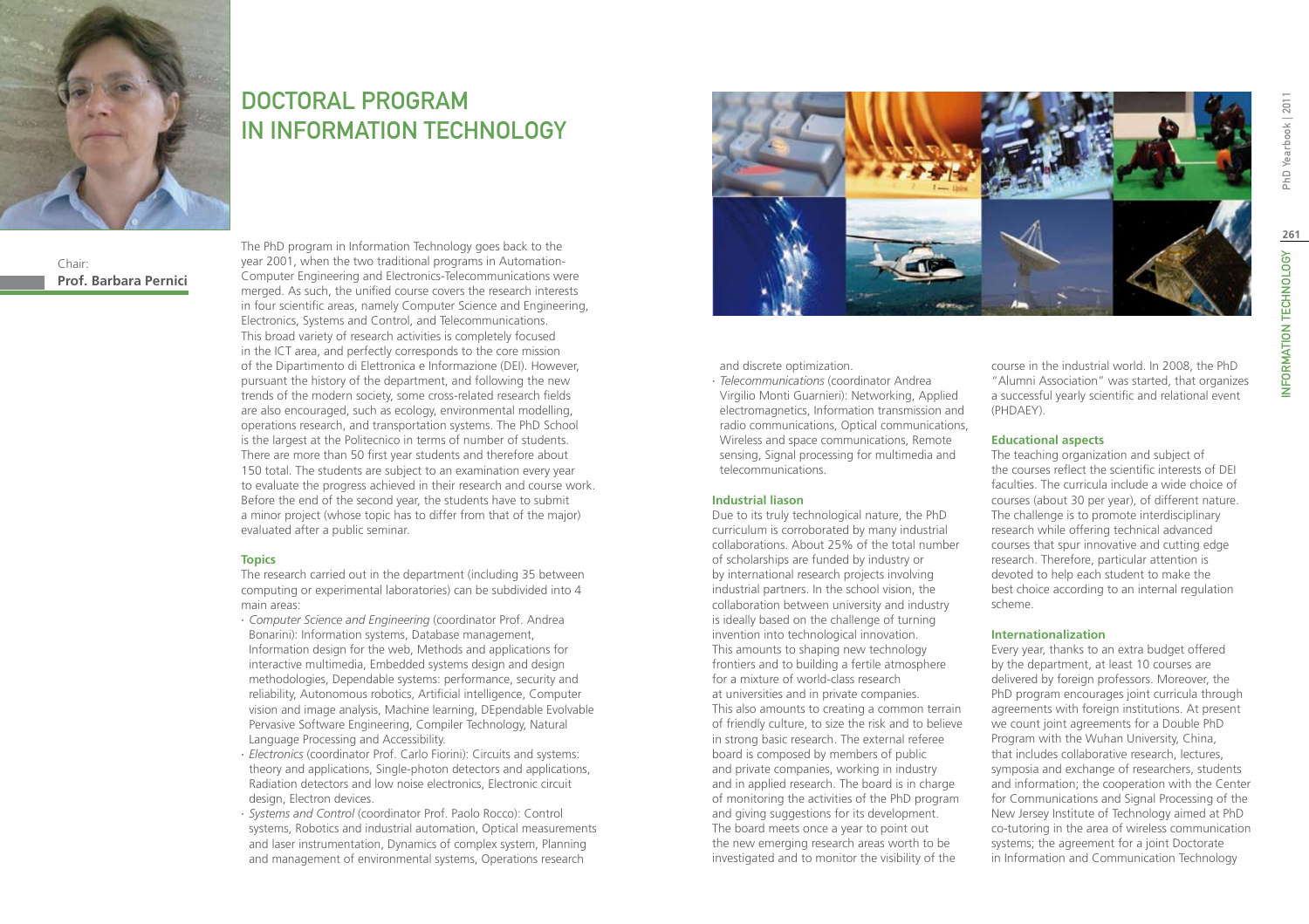# DOCTORAL PROGRAM IN INFORMATION TECHNOLOGY

Chair:
**Prof. Barbara Pernici**

The PhD program in Information Technology goes back to the year 2001, when the two traditional programs in Automation-Computer Engineering and Electronics-Telecommunications were merged. As such, the unified course covers the research interests in four scientific areas, namely Computer Science and Engineering, Electronics, Systems and Control, and Telecommunications. This broad variety of research activities is completely focused in the ICT area, and perfectly corresponds to the core mission of the Dipartimento di Elettronica e Informazione (DEI). However, pursuant the history of the department, and following the new trends of the modern society, some cross-related research fields are also encouraged, such as ecology, environmental modelling, operations research, and transportation systems. The PhD School is the largest at the Politecnico in terms of number of students. There are more than 50 first year students and therefore about 150 total. The students are subject to an examination every year to evaluate the progress achieved in their research and course work. Before the end of the second year, the students have to submit a minor project (whose topic has to differ from that of the major) evaluated after a public seminar.

### Topics

The research carried out in the department (including 35 between computing or experimental laboratories) can be subdivided into 4 main areas:

- *Computer Science and Engineering* (coordinator Prof. Andrea Bonarini): Information systems, Database management, Information design for the web, Methods and applications for interactive multimedia, Embedded systems design and design methodologies, Dependable systems: performance, security and reliability, Autonomous robotics, Artificial intelligence, Computer vision and image analysis, Machine learning, DEpendable Evolvable Pervasive Software Engineering, Compiler Technology, Natural Language Processing and Accessibility.
- *Electronics* (coordinator Prof. Carlo Fiorini): Circuits and systems: theory and applications, Single-photon detectors and applications, Radiation detectors and low noise electronics, Electronic circuit design, Electron devices.
- *Systems and Control* (coordinator Prof. Paolo Rocco): Control systems, Robotics and industrial automation, Optical measurements and laser instrumentation, Dynamics of complex system, Planning and management of environmental systems, Operations research and discrete optimization.
- *Telecommunications* (coordinator Andrea Virgilio Monti Guarnieri): Networking, Applied electromagnetics, Information transmission and radio communications, Optical communications, Wireless and space communications, Remote sensing, Signal processing for multimedia and telecommunications.

### Industrial liason

Due to its truly technological nature, the PhD curriculum is corroborated by many industrial collaborations. About 25% of the total number of scholarships are funded by industry or by international research projects involving industrial partners. In the school vision, the collaboration between university and industry is ideally based on the challenge of turning invention into technological innovation. This amounts to shaping new technology frontiers and to building a fertile atmosphere for a mixture of world-class research at universities and in private companies. This also amounts to creating a common terrain of friendly culture, to size the risk and to believe in strong basic research. The external referee board is composed by members of public and private companies, working in industry and in applied research. The board is in charge of monitoring the activities of the PhD program and giving suggestions for its development. The board meets once a year to point out the new emerging research areas worth to be investigated and to monitor the visibility of the course in the industrial world. In 2008, the PhD "Alumni Association" was started, that organizes a successful yearly scientific and relational event (PHDAEY).

### Educational aspects

The teaching organization and subject of the courses reflect the scientific interests of DEI faculties. The curricula include a wide choice of courses (about 30 per year), of different nature. The challenge is to promote interdisciplinary research while offering technical advanced courses that spur innovative and cutting edge research. Therefore, particular attention is devoted to help each student to make the best choice according to an internal regulation scheme.

### Internationalization

Every year, thanks to an extra budget offered by the department, at least 10 courses are delivered by foreign professors. Moreover, the PhD program encourages joint curricula through agreements with foreign institutions. At present we count joint agreements for a Double PhD Program with the Wuhan University, China, that includes collaborative research, lectures, symposia and exchange of researchers, students and information; the cooperation with the Center for Communications and Signal Processing of the New Jersey Institute of Technology aimed at PhD co-tutoring in the area of wireless communication systems; the agreement for a joint Doctorate in Information and Communication Technology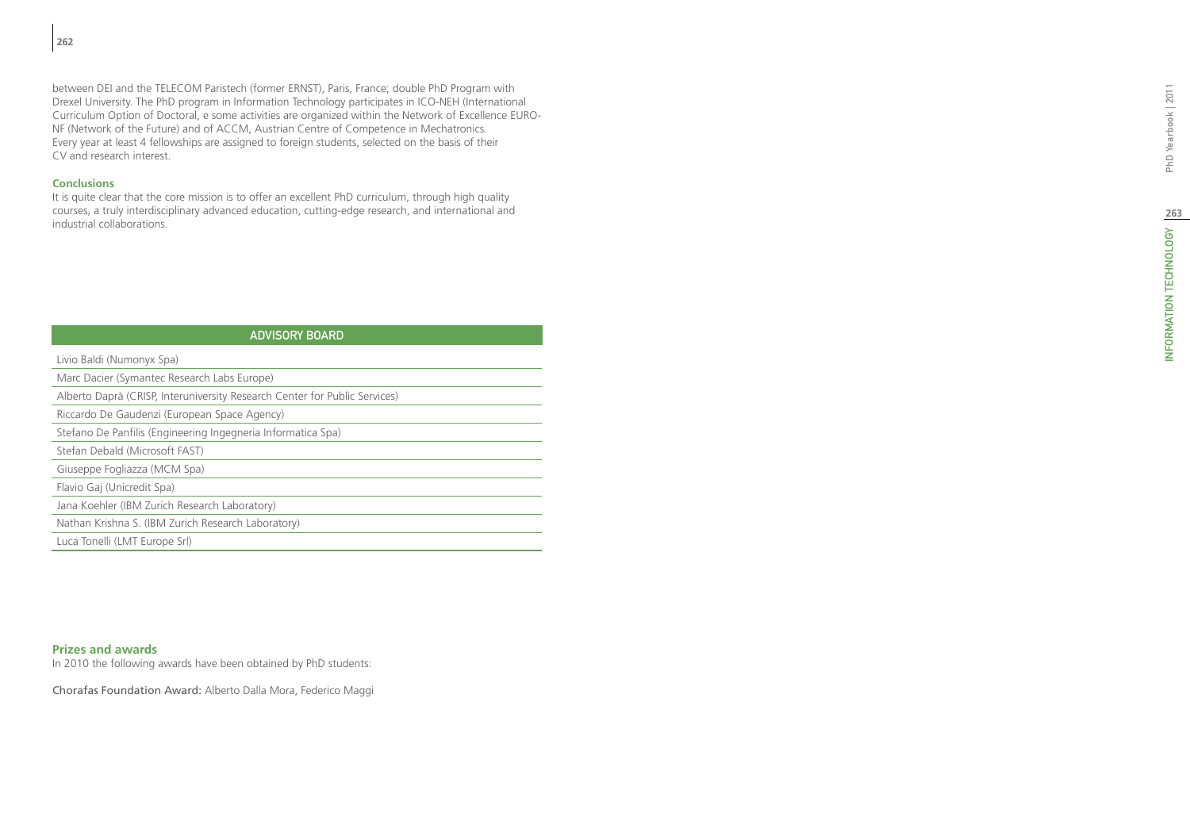between DEI and the TELECOM Paristech (former ERNST), Paris, France; double PhD Program with Drexel University. The PhD program in Information Technology participates in ICO-NEH (International Curriculum Option of Doctoral, e some activities are organized within the Network of Excellence EURO-NF (Network of the Future) and of ACCM, Austrian Centre of Competence in Mechatronics.
Every year at least 4 fellowships are assigned to foreign students, selected on the basis of their CV and research interest.

**Conclusions**

It is quite clear that the core mission is to offer an excellent PhD curriculum, through high quality courses, a truly interdisciplinary advanced education, cutting-edge research, and international and industrial collaborations.

| ADVISORY BOARD |
| --- |
| Livio Baldi (Numonyx Spa) |
| Marc Dacier (Symantec Research Labs Europe) |
| Alberto Daprà (CRISP, Interuniversity Research Center for Public Services) |
| Riccardo De Gaudenzi (European Space Agency) |
| Stefano De Panfilis (Engineering Ingegneria Informatica Spa) |
| Stefan Debald (Microsoft FAST) |
| Giuseppe Fogliazza (MCM Spa) |
| Flavio Gaj (Unicredit Spa) |
| Jana Koehler (IBM Zurich Research Laboratory) |
| Nathan Krishna S. (IBM Zurich Research Laboratory) |
| Luca Tonelli (LMT Europe Srl) |

**Prizes and awards**

In 2010 the following awards have been obtained by PhD students:

Chorafas Foundation Award: Alberto Dalla Mora, Federico Maggi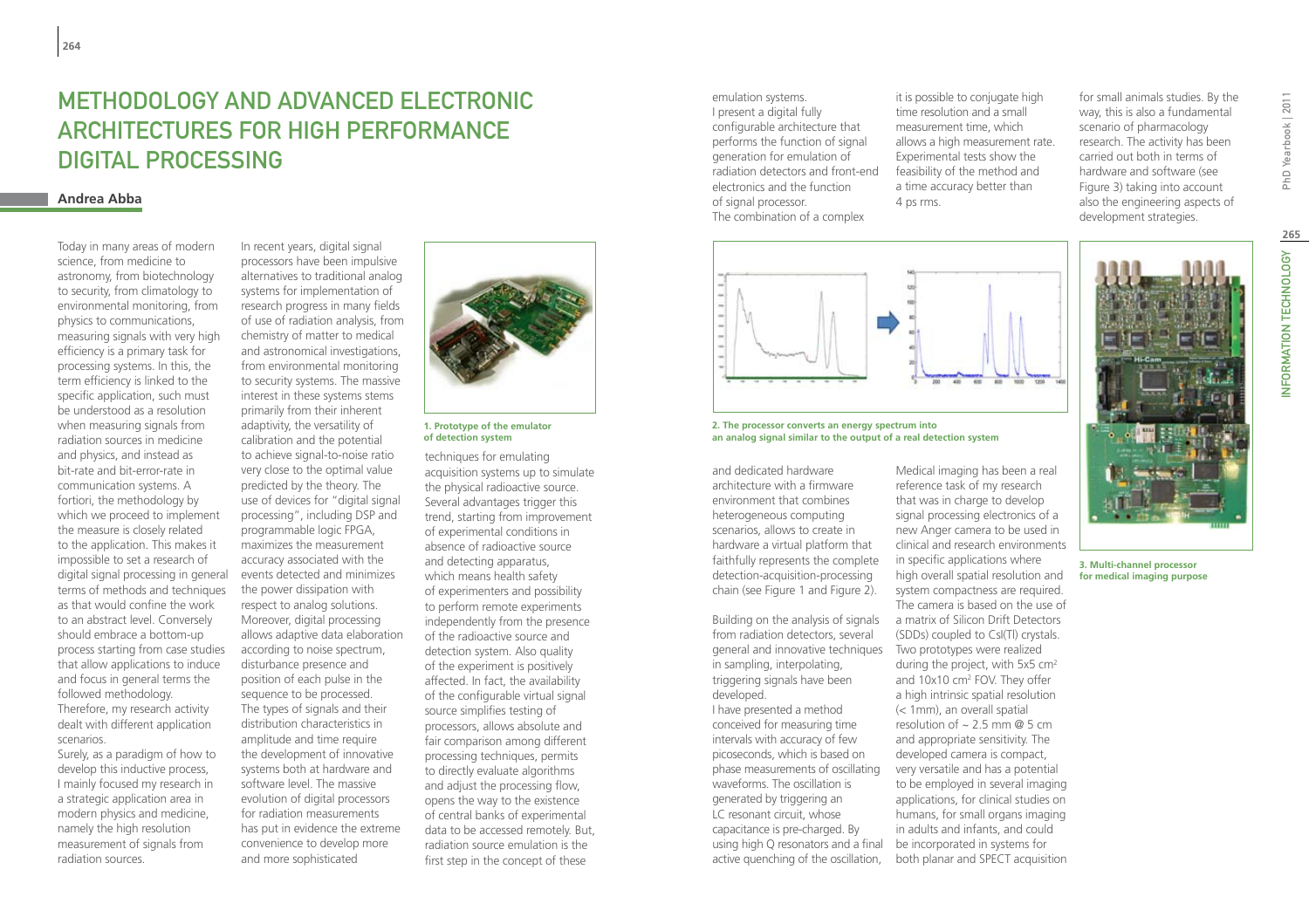# METHODOLOGY AND ADVANCED ELECTRONIC ARCHITECTURES FOR HIGH PERFORMANCE DIGITAL PROCESSING

## Andrea Abba

Today in many areas of modern science, from medicine to astronomy, from biotechnology to security, from climatology to environmental monitoring, from physics to communications, measuring signals with very high efficiency is a primary task for processing systems. In this, the term efficiency is linked to the specific application, such must be understood as a resolution when measuring signals from radiation sources in medicine and physics, and instead as bit-rate and bit-error-rate in communication systems. A fortiori, the methodology by which we proceed to implement the measure is closely related to the application. This makes it impossible to set a research of digital signal processing in general terms of methods and techniques as that would confine the work to an abstract level. Conversely should embrace a bottom-up process starting from case studies that allow applications to induce and focus in general terms the followed methodology. Therefore, my research activity dealt with different application scenarios.

Surely, as a paradigm of how to develop this inductive process, I mainly focused my research in a strategic application area in modern physics and medicine, namely the high resolution measurement of signals from radiation sources.

In recent years, digital signal processors have been impulsive alternatives to traditional analog systems for implementation of research progress in many fields of use of radiation analysis, from chemistry of matter to medical and astronomical investigations, from environmental monitoring to security systems. The massive interest in these systems stems primarily from their inherent adaptivity, the versatility of calibration and the potential to achieve signal-to-noise ratio very close to the optimal value predicted by the theory. The use of devices for "digital signal processing", including DSP and programmable logic FPGA, maximizes the measurement accuracy associated with the events detected and minimizes the power dissipation with respect to analog solutions. Moreover, digital processing allows adaptive data elaboration according to noise spectrum, disturbance presence and position of each pulse in the sequence to be processed. The types of signals and their distribution characteristics in amplitude and time require the development of innovative systems both at hardware and software level. The massive evolution of digital processors for radiation measurements has put in evidence the extreme convenience to develop more and more sophisticated techniques for emulating acquisition systems up to simulate the physical radioactive source. Several advantages trigger this trend, starting from improvement of experimental conditions in absence of radioactive source and detecting apparatus, which means health safety of experimenters and possibility to perform remote experiments independently from the presence of the radioactive source and detection system. Also quality of the experiment is positively affected. In fact, the availability of the configurable virtual signal source simplifies testing of processors, allows absolute and fair comparison among different processing techniques, permits to directly evaluate algorithms and adjust the processing flow, opens the way to the existence of central banks of experimental data to be accessed remotely. But, radiation source emulation is the first step in the concept of these emulation systems.

1. Prototype of the emulator of detection system

I present a digital fully configurable architecture that performs the function of signal generation for emulation of radiation detectors and front-end electronics and the function of signal processor.

The combination of a complex and dedicated hardware architecture with a firmware environment that combines heterogeneous computing scenarios, allows to create in hardware a virtual platform that faithfully represents the complete detection-acquisition-processing chain (see Figure 1 and Figure 2).

2. The processor converts an energy spectrum into an analog signal similar to the output of a real detection system

Building on the analysis of signals from radiation detectors, several general and innovative techniques in sampling, interpolating, triggering signals have been developed.

I have presented a method conceived for measuring time intervals with accuracy of few picoseconds, which is based on phase measurements of oscillating waveforms. The oscillation is generated by triggering an LC resonant circuit, whose capacitance is pre-charged. By using high Q resonators and a final active quenching of the oscillation, it is possible to conjugate high time resolution and a small measurement time, which allows a high measurement rate. Experimental tests show the feasibility of the method and a time accuracy better than 4 ps rms.

Medical imaging has been a real reference task of my research that was in charge to develop signal processing electronics of a new Anger camera to be used in clinical and research environments in specific applications where high overall spatial resolution and system compactness are required. The camera is based on the use of a matrix of Silicon Drift Detectors (SDDs) coupled to CsI(Tl) crystals. Two prototypes were realized during the project, with 5x5 $cm^2$ and 10x10 $cm^2$ FOV. They offer a high intrinsic spatial resolution (< 1mm), an overall spatial resolution of ~ 2.5 mm @ 5 cm and appropriate sensitivity. The developed camera is compact, very versatile and has a potential to be employed in several imaging applications, for clinical studies on humans, for small organs imaging in adults and infants, and could be incorporated in systems for both planar and SPECT acquisition for small animals studies. By the way, this is also a fundamental scenario of pharmacology research. The activity has been carried out both in terms of hardware and software (see Figure 3) taking into account also the engineering aspects of development strategies.

3. Multi-channel processor for medical imaging purpose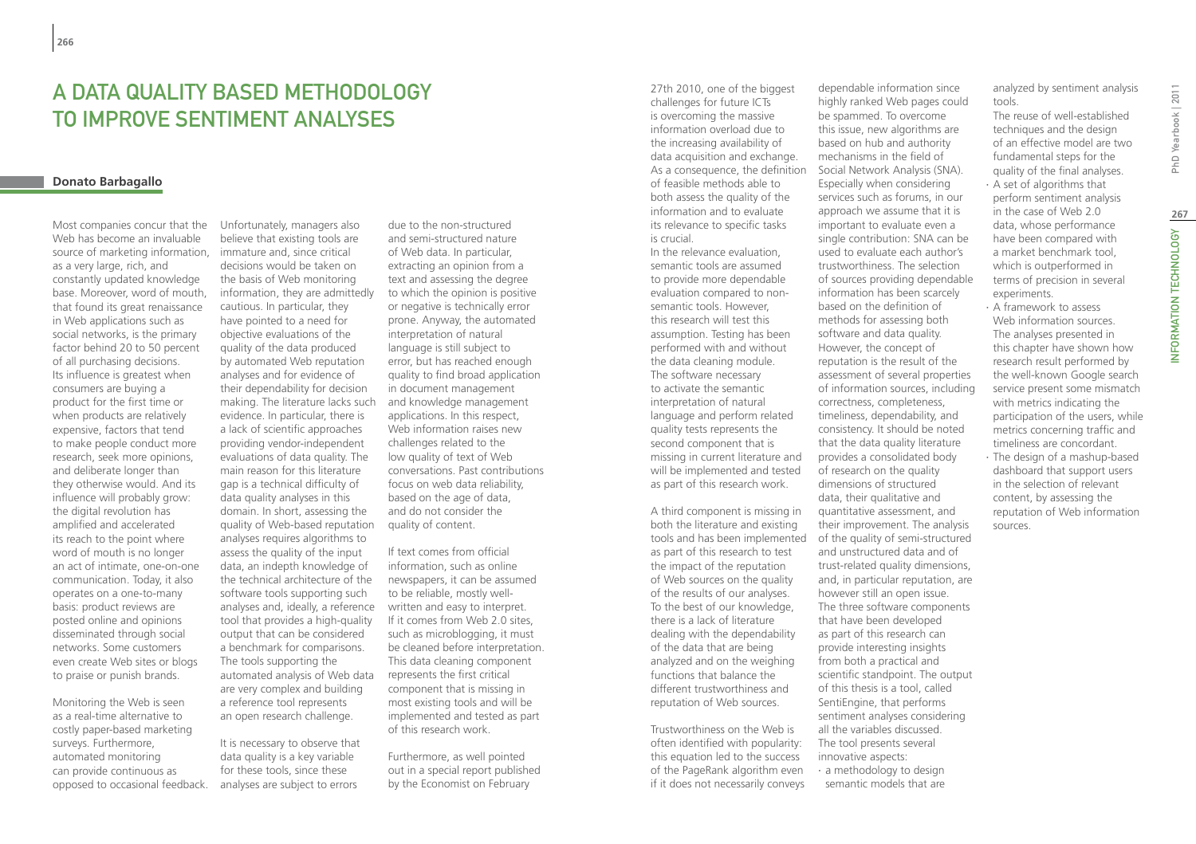# A Data Quality Based Methodology to Improve Sentiment Analyses

**Donato Barbagallo**

Most companies concur that the Web has become an invaluable source of marketing information, as a very large, rich, and constantly updated knowledge base. Moreover, word of mouth, that found its great renaissance in Web applications such as social networks, is the primary factor behind 20 to 50 percent of all purchasing decisions. Its influence is greatest when consumers are buying a product for the first time or when products are relatively expensive, factors that tend to make people conduct more research, seek more opinions, and deliberate longer than they otherwise would. And its influence will probably grow: the digital revolution has amplified and accelerated its reach to the point where word of mouth is no longer an act of intimate, one-on-one communication. Today, it also operates on a one-to-many basis: product reviews are posted online and opinions disseminated through social networks. Some customers even create Web sites or blogs to praise or punish brands.

Monitoring the Web is seen as a real-time alternative to costly paper-based marketing surveys. Furthermore, automated monitoring can provide continuous as opposed to occasional feedback. Unfortunately, managers also believe that existing tools are immature and, since critical decisions would be taken on the basis of Web monitoring information, they are admittedly cautious. In particular, they have pointed to a need for objective evaluations of the quality of the data produced by automated Web reputation analyses and for evidence of their dependability for decision making. The literature lacks such evidence. In particular, there is a lack of scientific approaches providing vendor-independent evaluations of data quality. The main reason for this literature gap is a technical difficulty of data quality analyses in this domain. In short, assessing the quality of Web-based reputation analyses requires algorithms to assess the quality of the input data, an indepth knowledge of the technical architecture of the software tools supporting such analyses and, ideally, a reference tool that provides a high-quality output that can be considered a benchmark for comparisons. The tools supporting the automated analysis of Web data are very complex and building a reference tool represents an open research challenge.

It is necessary to observe that data quality is a key variable for these tools, since these analyses are subject to errors due to the non-structured and semi-structured nature of Web data. In particular, extracting an opinion from a text and assessing the degree to which the opinion is positive or negative is technically error prone. Anyway, the automated interpretation of natural language is still subject to error, but has reached enough quality to find broad application in document management and knowledge management applications. In this respect, Web information raises new challenges related to the low quality of text of Web conversations. Past contributions focus on web data reliability, based on the age of data, and do not consider the quality of content.

If text comes from official information, such as online newspapers, it can be assumed to be reliable, mostly well-written and easy to interpret. If it comes from Web 2.0 sites, such as microblogging, it must be cleaned before interpretation. This data cleaning component represents the first critical component that is missing in most existing tools and will be implemented and tested as part of this research work.

Furthermore, as well pointed out in a special report published by the Economist on February 27th 2010, one of the biggest challenges for future ICTs is overcoming the massive information overload due to the increasing availability of data acquisition and exchange. As a consequence, the definition of feasible methods able to both assess the quality of the information and to evaluate its relevance to specific tasks is crucial.

In the relevance evaluation, semantic tools are assumed to provide more dependable evaluation compared to non-semantic tools. However, this research will test this assumption. Testing has been performed with and without the data cleaning module. The software necessary to activate the semantic interpretation of natural language and perform related quality tests represents the second component that is missing in current literature and will be implemented and tested as part of this research work.

A third component is missing in both the literature and existing tools and has been implemented as part of this research to test the impact of the reputation of Web sources on the quality of the results of our analyses. To the best of our knowledge, there is a lack of literature dealing with the dependability of the data that are being analyzed and on the weighing functions that balance the different trustworthiness and reputation of Web sources.

Trustworthiness on the Web is often identified with popularity: this equation led to the success of the PageRank algorithm even if it does not necessarily conveys dependable information since highly ranked Web pages could be spammed. To overcome this issue, new algorithms are based on hub and authority mechanisms in the field of Social Network Analysis (SNA). Especially when considering services such as forums, in our approach we assume that it is important to evaluate even a single contribution: SNA can be used to evaluate each author's trustworthiness. The selection of sources providing dependable information has been scarcely based on the definition of methods for assessing both software and data quality. However, the concept of reputation is the result of the assessment of several properties of information sources, including correctness, completeness, timeliness, dependability, and consistency. It should be noted that the data quality literature provides a consolidated body of research on the quality dimensions of structured data, their qualitative and quantitative assessment, and their improvement. The analysis of the quality of semi-structured and unstructured data and of trust-related quality dimensions, and, in particular reputation, are however still an open issue. The three software components that have been developed as part of this research can provide interesting insights from both a practical and scientific standpoint. The output of this thesis is a tool, called SentiEngine, that performs sentiment analyses considering all the variables discussed. The tool presents several innovative aspects:

- a methodology to design semantic models that are analyzed by sentiment analysis tools. The reuse of well-established techniques and the design of an effective model are two fundamental steps for the quality of the final analyses.
- A set of algorithms that perform sentiment analysis in the case of Web 2.0 data, whose performance have been compared with a market benchmark tool, which is outperformed in terms of precision in several experiments.
- A framework to assess Web information sources. The analyses presented in this chapter have shown how research result performed by the well-known Google search service present some mismatch with metrics indicating the participation of the users, while metrics concerning traffic and timeliness are concordant.
- The design of a mashup-based dashboard that support users in the selection of relevant content, by assessing the reputation of Web information sources.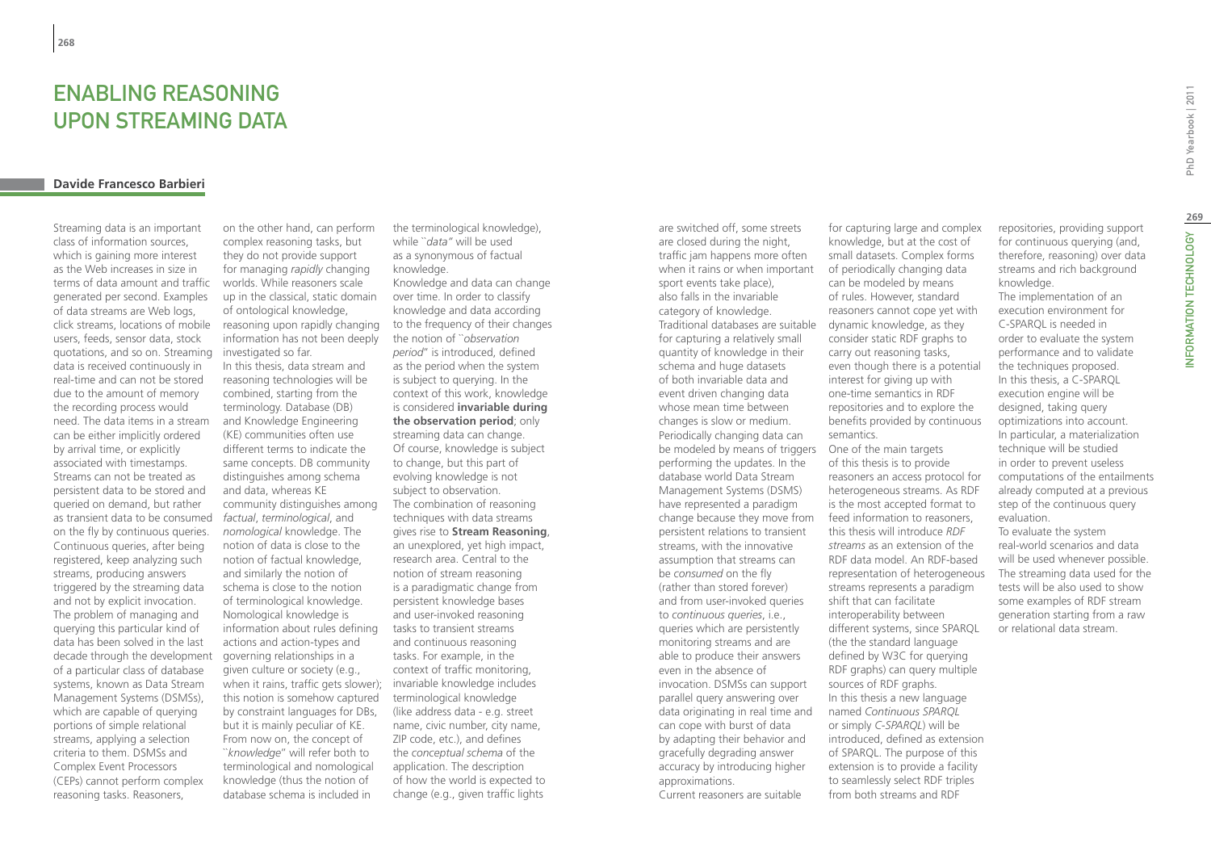# Enabling Reasoning upon Streaming Data

**Davide Francesco Barbieri**

Streaming data is an important class of information sources, which is gaining more interest as the Web increases in size in terms of data amount and traffic generated per second. Examples of data streams are Web logs, click streams, locations of mobile users, feeds, sensor data, stock quotations, and so on. Streaming data is received continuously in real-time and can not be stored due to the amount of memory the recording process would need. The data items in a stream can be either implicitly ordered by arrival time, or explicitly associated with timestamps. Streams can not be treated as persistent data to be stored and queried on demand, but rather as transient data to be consumed on the fly by continuous queries. Continuous queries, after being registered, keep analyzing such streams, producing answers triggered by the streaming data and not by explicit invocation. The problem of managing and querying this particular kind of data has been solved in the last decade through the development of a particular class of database systems, known as Data Stream Management Systems (DSMSs), which are capable of querying portions of simple relational streams, applying a selection criteria to them. DSMSs and Complex Event Processors (CEPs) cannot perform complex reasoning tasks. Reasoners, on the other hand, can perform complex reasoning tasks, but they do not provide support for managing *rapidly* changing worlds. While reasoners scale up in the classical, static domain of ontological knowledge, reasoning upon rapidly changing information has not been deeply investigated so far.

In this thesis, data stream and reasoning technologies will be combined, starting from the terminology. Database (DB) and Knowledge Engineering (KE) communities often use different terms to indicate the same concepts. DB community distinguishes among schema and data, whereas KE community distinguishes among *factual*, *terminological*, and *nomological* knowledge. The notion of data is close to the notion of factual knowledge, and similarly the notion of schema is close to the notion of terminological knowledge. Nomological knowledge is information about rules defining actions and action-types and governing relationships in a given culture or society (e.g., when it rains, traffic gets slower); this notion is somehow captured by constraint languages for DBs, but it is mainly peculiar of KE. From now on, the concept of ``*knowledge*" will refer both to terminological and nomological knowledge (thus the notion of database schema is included in the terminological knowledge), while ``*data*" will be used as a synonymous of factual knowledge.

Knowledge and data can change over time. In order to classify knowledge and data according to the frequency of their changes the notion of ``*observation period*" is introduced, defined as the period when the system is subject to querying. In the context of this work, knowledge is considered **invariable during the observation period**; only streaming data can change. Of course, knowledge is subject to change, but this part of evolving knowledge is not subject to observation.

The combination of reasoning techniques with data streams gives rise to **Stream Reasoning**, an unexplored, yet high impact, research area. Central to the notion of stream reasoning is a paradigmatic change from persistent knowledge bases and user-invoked reasoning tasks to transient streams and continuous reasoning tasks. For example, in the context of traffic monitoring, invariable knowledge includes terminological knowledge (like address data - e.g. street name, civic number, city name, ZIP code, etc.), and defines the *conceptual schema* of the application. The description of how the world is expected to change (e.g., given traffic lights are switched off, some streets are closed during the night, traffic jam happens more often when it rains or when important sport events take place), also falls in the invariable category of knowledge.

Traditional databases are suitable for capturing a relatively small quantity of knowledge in their schema and huge datasets of both invariable data and event driven changing data whose mean time between changes is slow or medium. Periodically changing data can be modeled by means of triggers performing the updates. In the database world Data Stream Management Systems (DSMS) have represented a paradigm change because they move from persistent relations to transient streams, with the innovative assumption that streams can be *consumed* on the fly (rather than stored forever) and from user-invoked queries to *continuous queries*, i.e., queries which are persistently monitoring streams and are able to produce their answers even in the absence of invocation. DSMSs can support parallel query answering over data originating in real time and can cope with burst of data by adapting their behavior and gracefully degrading answer accuracy by introducing higher approximations.

Current reasoners are suitable for capturing large and complex knowledge, but at the cost of small datasets. Complex forms of periodically changing data can be modeled by means of rules. However, standard reasoners cannot cope yet with dynamic knowledge, as they consider static RDF graphs to carry out reasoning tasks, even though there is a potential interest for giving up with one-time semantics in RDF repositories and to explore the benefits provided by continuous semantics.

One of the main targets of this thesis is to provide reasoners an access protocol for heterogeneous streams. As RDF is the most accepted format to feed information to reasoners, this thesis will introduce *RDF streams* as an extension of the RDF data model. An RDF-based representation of heterogeneous streams represents a paradigm shift that can facilitate interoperability between different systems, since SPARQL (the the standard language defined by W3C for querying RDF graphs) can query multiple sources of RDF graphs.

In this thesis a new language named *Continuous SPARQL* or simply *C-SPARQL*) will be introduced, defined as extension of SPARQL. The purpose of this extension is to provide a facility to seamlessly select RDF triples from both streams and RDF repositories, providing support for continuous querying (and, therefore, reasoning) over data streams and rich background knowledge.

The implementation of an execution environment for C-SPARQL is needed in order to evaluate the system performance and to validate the techniques proposed. In this thesis, a C-SPARQL execution engine will be designed, taking query optimizations into account. In particular, a materialization technique will be studied in order to prevent useless computations of the entailments already computed at a previous step of the continuous query evaluation.

To evaluate the system real-world scenarios and data will be used whenever possible. The streaming data used for the tests will be also used to show some examples of RDF stream generation starting from a raw or relational data stream.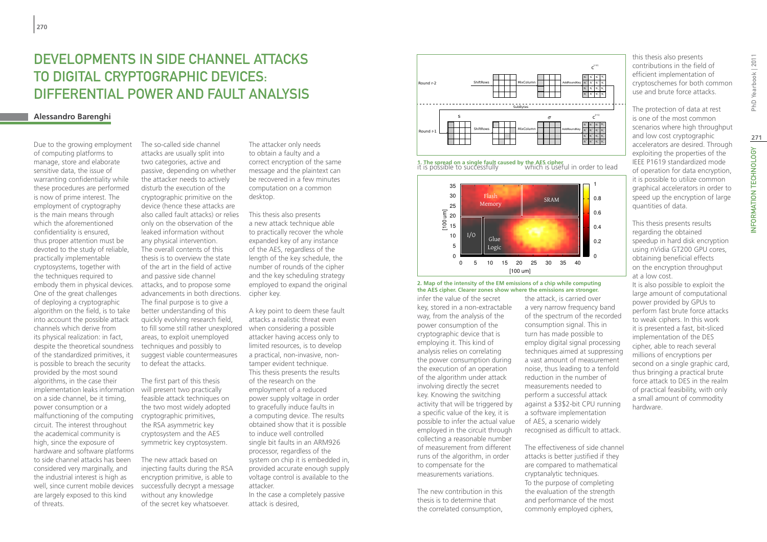# Developments in Side Channel Attacks to Digital Cryptographic Devices: Differential Power and Fault Analysis

**Alessandro Barenghi**

Due to the growing employment of computing platforms to manage, store and elaborate sensitive data, the issue of warranting confidentiality while these procedures are performed is now of prime interest. The employment of cryptography is the main means through which the aforementioned confidentiality is ensured, thus proper attention must be devoted to the study of reliable, practically implementable cryptosystems, together with the techniques required to embody them in physical devices. One of the great challenges of deploying a cryptographic algorithm on the field, is to take into account the possible attack channels which derive from its physical realization: in fact, despite the theoretical soundness of the standardized primitives, it is possible to breach the security provided by the most sound algorithms, in the case their implementation leaks information on a side channel, be it timing, power consumption or a malfunctioning of the computing circuit. The interest throughout the academical community is high, since the exposure of hardware and software platforms to side channel attacks has been considered very marginally, and the industrial interest is high as well, since current mobile devices are largely exposed to this kind of threats.

The so-called side channel attacks are usually split into two categories, active and passive, depending on whether the attacker needs to actively disturb the execution of the cryptographic primitive on the device (hence these attacks are also called fault attacks) or relies only on the observation of the leaked information without any physical intervention. The overall contents of this thesis is to overview the state of the art in the field of active and passive side channel attacks, and to propose some advancements in both directions. The final purpose is to give a better understanding of this quickly evolving research field, to fill some still rather unexplored areas, to exploit unemployed techniques and possibly to suggest viable countermeasures to defeat the attacks.

The first part of this thesis will present two practically feasible attack techniques on the two most widely adopted cryptographic primitives, the RSA asymmetric key cryptosystem and the AES symmetric key cryptosystem.

The new attack based on injecting faults during the RSA encryption primitive, is able to successfully decrypt a message without any knowledge of the secret key whatsoever. The attacker only needs to obtain a faulty and a correct encryption of the same message and the plaintext can be recovered in a few minutes computation on a common desktop.

This thesis also presents a new attack technique able to practically recover the whole expanded key of any instance of the AES, regardless of the length of the key schedule, the number of rounds of the cipher and the key scheduling strategy employed to expand the original cipher key.

A key point to deem these fault attacks a realistic threat even when considering a possible attacker having access only to limited resources, is to develop a practical, non-invasive, non-tamper evident technique. This thesis presents the results of the research on the employment of a reduced power supply voltage in order to gracefully induce faults in a computing device. The results obtained show that it is possible to induce well controlled single bit faults in an ARM926 processor, regardless of the system on chip it is embedded in, provided accurate enough supply voltage control is available to the attacker.

In the case a completely passive attack is desired, it is possible to successfully infer the value of the secret key, stored in a non-extractable way, from the analysis of the power consumption of the cryptographic device that is employing it. This kind of analysis relies on correlating the power consumption during the execution of an operation of the algorithm under attack involving directly the secret key. Knowing the switching activity that will be triggered by a specific value of the key, it is possible to infer the actual value employed in the circuit through collecting a reasonable number of measurement from different runs of the algorithm, in order to compensate for the measurements variations.

The new contribution in this thesis is to determine that the correlated consumption, which is useful in order to lead the attack, is carried over a very narrow frequency band of the spectrum of the recorded consumption signal. This in turn has made possible to employ digital signal processing techniques aimed at suppressing a vast amount of measurement noise, thus leading to a tenfold reduction in the number of measurements needed to perform a successful attack against a $3$2-bit CPU running a software implementation of AES, a scenario widely recognised as difficult to attack.

The effectiveness of side channel attacks is better justified if they are compared to mathematical cryptanalytic techniques. To the purpose of completing the evaluation of the strength and performance of the most commonly employed ciphers, this thesis also presents contributions in the field of efficient implementation of cryptoschemes for both common use and brute force attacks.

The protection of data at rest is one of the most common scenarios where high throughput and low cost cryptographic accelerators are desired. Through exploiting the properties of the IEEE P1619 standardized mode of operation for data encryption, it is possible to utilize common graphical accelerators in order to speed up the encryption of large quantities of data.

This thesis presents results regarding the obtained speedup in hard disk encryption using nVidia GT200 GPU cores, obtaining beneficial effects on the encryption throughput at a low cost.

It is also possible to exploit the large amount of computational power provided by GPUs to perform fast brute force attacks to weak ciphers. In this work it is presented a fast, bit-sliced implementation of the DES cipher, able to reach several millions of encryptions per second on a single graphic card, thus bringing a practical brute force attack to DES in the realm of practical feasibility, with only a small amount of commodity hardware.

**1. The spread on a single fault caused by the AES cipher**

**2. Map of the intensity of the EM emissions of a chip while computing the AES cipher. Clearer zones show where the emissions are stronger.**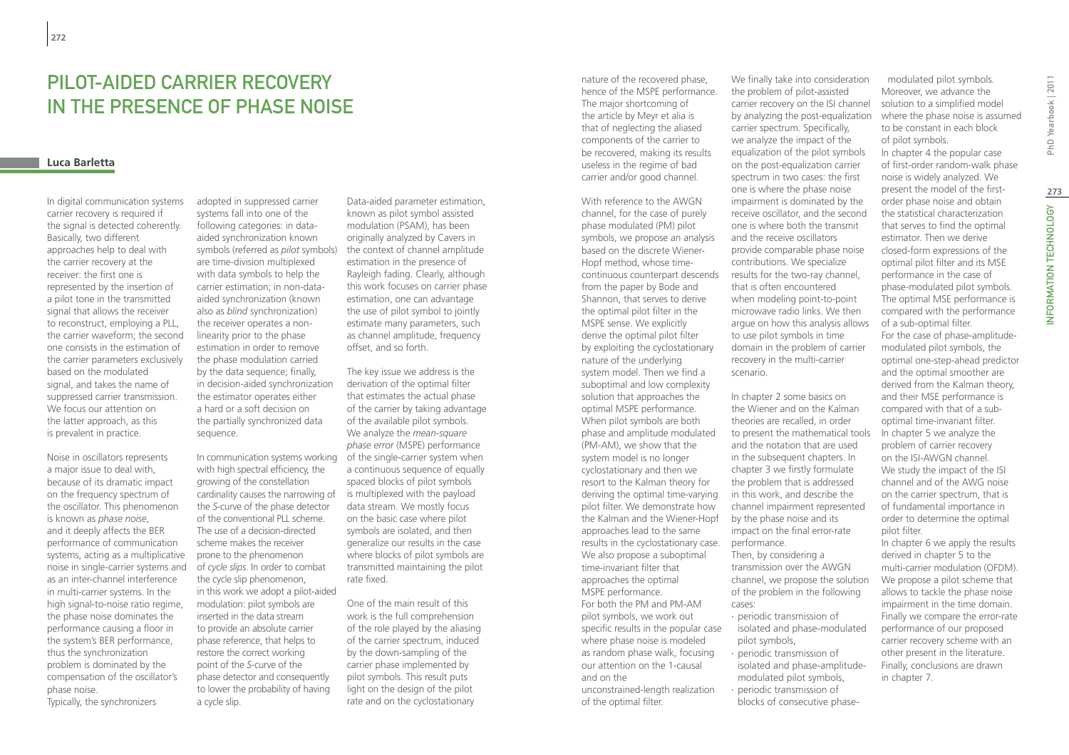# Pilot-Aided Carrier Recovery in the Presence of Phase Noise

**Luca Barletta**

In digital communication systems carrier recovery is required if the signal is detected coherently. Basically, two different approaches help to deal with the carrier recovery at the receiver: the first one is represented by the insertion of a pilot tone in the transmitted signal that allows the receiver to reconstruct, employing a PLL, the carrier waveform; the second one consists in the estimation of the carrier parameters exclusively based on the modulated signal, and takes the name of suppressed carrier transmission. We focus our attention on the latter approach, as this is prevalent in practice.

Noise in oscillators represents a major issue to deal with, because of its dramatic impact on the frequency spectrum of the oscillator. This phenomenon is known as *phase noise*, and it deeply affects the BER performance of communication systems, acting as a multiplicative noise in single-carrier systems and as an inter-channel interference in multi-carrier systems. In the high signal-to-noise ratio regime, the phase noise dominates the performance causing a floor in the system's BER performance, thus the synchronization problem is dominated by the compensation of the oscillator's phase noise.

Typically, the synchronizers adopted in suppressed carrier systems fall into one of the following categories: in data-aided synchronization known symbols (referred as *pilot* symbols) are time-division multiplexed with data symbols to help the carrier estimation; in non-data-aided synchronization (known also as *blind* synchronization) the receiver operates a non-linearity prior to the phase estimation in order to remove the phase modulation carried by the data sequence; finally, in decision-aided synchronization the estimator operates either a hard or a soft decision on the partially synchronized data sequence.

In communication systems working with high spectral efficiency, the growing of the constellation cardinality causes the narrowing of the *S*-curve of the phase detector of the conventional PLL scheme. The use of a decision-directed scheme makes the receiver prone to the phenomenon of *cycle slips*. In order to combat the cycle slip phenomenon, in this work we adopt a pilot-aided modulation: pilot symbols are inserted in the data stream to provide an absolute carrier phase reference, that helps to restore the correct working point of the *S*-curve of the phase detector and consequently to lower the probability of having a cycle slip.

Data-aided parameter estimation, known as pilot symbol assisted modulation (PSAM), has been originally analyzed by Cavers in the context of channel amplitude estimation in the presence of Rayleigh fading. Clearly, although this work focuses on carrier phase estimation, one can advantage the use of pilot symbol to jointly estimate many parameters, such as channel amplitude, frequency offset, and so forth.

The key issue we address is the derivation of the optimal filter that estimates the actual phase of the carrier by taking advantage of the available pilot symbols. We analyze the *mean-square phase error* (MSPE) performance of the single-carrier system when a continuous sequence of equally spaced blocks of pilot symbols is multiplexed with the payload data stream. We mostly focus on the basic case where pilot symbols are isolated, and then generalize our results in the case where blocks of pilot symbols are transmitted maintaining the pilot rate fixed.

One of the main result of this work is the full comprehension of the role played by the aliasing of the carrier spectrum, induced by the down-sampling of the carrier phase implemented by pilot symbols. This result puts light on the design of the pilot rate and on the cyclostationary nature of the recovered phase, hence of the MSPE performance. The major shortcoming of the article by Meyr at alia is that of neglecting the aliased components of the carrier to be recovered, making its results useless in the regime of bad carrier and/or good channel.

With reference to the AWGN channel, for the case of purely phase modulated (PM) pilot symbols, we propose an analysis based on the discrete Wiener-Hopf method, whose time-continuous counterpart descends from the paper by Bode and Shannon, that serves to derive the optimal pilot filter in the MSPE sense. We explicitly derive the optimal pilot filter by exploiting the cyclostationary nature of the underlying system model. Then we find a suboptimal and low complexity solution that approaches the optimal MSPE performance. When pilot symbols are both phase and amplitude modulated (PM-AM), we show that the system model is no longer cyclostationary and then we resort to the Kalman theory for deriving the optimal time-varying pilot filter. We demonstrate how the Kalman and the Wiener-Hopf approaches lead to the same results in the cyclostationary case. We also propose a suboptimal time-invariant filter that approaches the optimal MSPE performance.

For both the PM and PM-AM pilot symbols, we work out specific results in the popular case where phase noise is modeled as random phase walk, focusing our attention on the 1-causal and on the unconstrained-length realization of the optimal filter.

We finally take into consideration the problem of pilot-assisted carrier recovery on the ISI channel by analyzing the post-equalization carrier spectrum. Specifically, we analyze the impact of the equalization of the pilot symbols on the post-equalization carrier spectrum in two cases: the first one is where the phase noise impairment is dominated by the receive oscillator, and the second one is where both the transmit and the receive oscillators provide comparable phase noise contributions. We specialize results for the two-ray channel, that is often encountered when modeling point-to-point microwave radio links. We then argue on how this analysis allows to use pilot symbols in time domain in the problem of carrier recovery in the multi-carrier scenario.

In chapter 2 some basics on the Wiener and on the Kalman theories are recalled, in order to present the mathematical tools and the notation that are used in the subsequent chapters. In chapter 3 we firstly formulate the problem that is addressed in this work, and describe the channel impairment represented by the phase noise and its impact on the final error-rate performance.

Then, by considering a transmission over the AWGN channel, we propose the solution of the problem in the following cases:

- periodic transmission of isolated and phase-modulated pilot symbols,
- periodic transmission of isolated and phase-amplitude-modulated pilot symbols,
- periodic transmission of blocks of consecutive phase-modulated pilot symbols.

Moreover, we advance the solution to a simplified model where the phase noise is assumed to be constant in each block of pilot symbols.

In chapter 4 the popular case of first-order random-walk phase noise is widely analyzed. We present the model of the first-order phase noise and obtain the statistical characterization that serves to find the optimal estimator. Then we derive closed-form expressions of the optimal pilot filter and its MSE performance in the case of phase-modulated pilot symbols. The optimal MSE performance is compared with the performance of a sub-optimal filter.

For the case of phase-amplitude-modulated pilot symbols, the optimal one-step-ahead predictor and the optimal smoother are derived from the Kalman theory, and their MSE performance is compared with that of a sub-optimal time-invariant filter.

In chapter 5 we analyze the problem of carrier recovery on the ISI-AWGN channel. We study the impact of the ISI channel and of the AWG noise on the carrier spectrum, that is of fundamental importance in order to determine the optimal pilot filter.

In chapter 6 we apply the results derived in chapter 5 to the multi-carrier modulation (OFDM). We propose a pilot scheme that allows to tackle the phase noise impairment in the time domain. Finally we compare the error-rate performance of our proposed carrier recovery scheme with an other present in the literature. Finally, conclusions are drawn in chapter 7.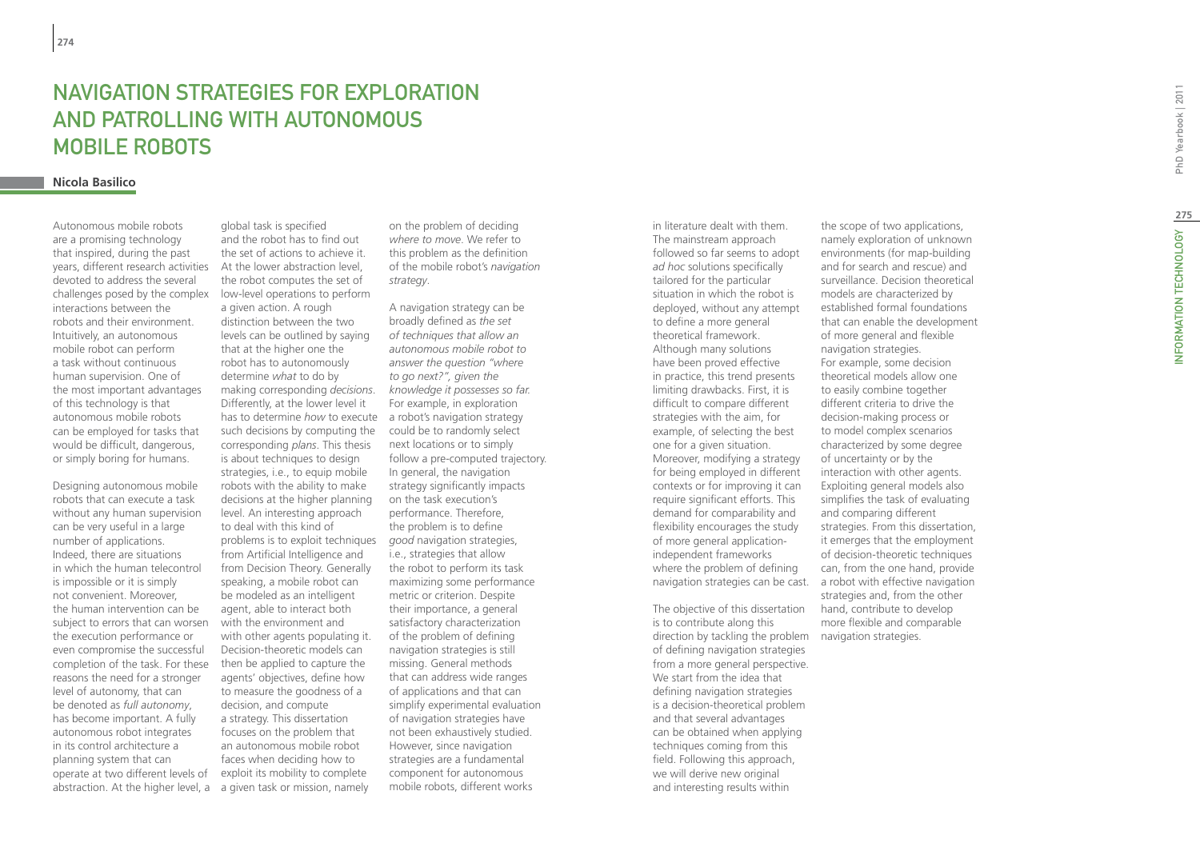# Navigation Strategies for Exploration and Patrolling with Autonomous Mobile Robots

**Nicola Basilico**

Autonomous mobile robots are a promising technology that inspired, during the past years, different research activities devoted to address the several challenges posed by the complex interactions between the robots and their environment. Intuitively, an autonomous mobile robot can perform a task without continuous human supervision. One of the most important advantages of this technology is that autonomous mobile robots can be employed for tasks that would be difficult, dangerous, or simply boring for humans.

Designing autonomous mobile robots that can execute a task without any human supervision can be very useful in a large number of applications. Indeed, there are situations in which the human telecontrol is impossible or it is simply not convenient. Moreover, the human intervention can be subject to errors that can worsen the execution performance or even compromise the successful completion of the task. For these reasons the need for a stronger level of autonomy, that can be denoted as *full autonomy*, has become important. A fully autonomous robot integrates in its control architecture a planning system that can operate at two different levels of abstraction. At the higher level, a global task is specified and the robot has to find out the set of actions to achieve it. At the lower abstraction level, the robot computes the set of low-level operations to perform a given action. A rough distinction between the two levels can be outlined by saying that at the higher one the robot has to autonomously determine *what* to do by making corresponding *decisions*. Differently, at the lower level it has to determine *how* to execute such decisions by computing the corresponding *plans*. This thesis is about techniques to design strategies, i.e., to equip mobile robots with the ability to make decisions at the higher planning level. An interesting approach to deal with this kind of problems is to exploit techniques from Artificial Intelligence and from Decision Theory. Generally speaking, a mobile robot can be modeled as an intelligent agent, able to interact both with the environment and with other agents populating it. Decision-theoretic models can then be applied to capture the agents' objectives, define how to measure the goodness of a decision, and compute a strategy. This dissertation focuses on the problem that an autonomous mobile robot faces when deciding how to exploit its mobility to complete a given task or mission, namely on the problem of deciding *where to move*. We refer to this problem as the definition of the mobile robot's *navigation strategy*.

A navigation strategy can be broadly defined as *the set of techniques that allow an autonomous mobile robot to answer the question "where to go next?", given the knowledge it possesses so far.* For example, in exploration a robot's navigation strategy could be to randomly select next locations or to simply follow a pre-computed trajectory. In general, the navigation strategy significantly impacts on the task execution's performance. Therefore, the problem is to define *good* navigation strategies, i.e., strategies that allow the robot to perform its task maximizing some performance metric or criterion. Despite their importance, a general satisfactory characterization of the problem of defining navigation strategies is still missing. General methods that can address wide ranges of applications and that can simplify experimental evaluation of navigation strategies have not been exhaustively studied. However, since navigation strategies are a fundamental component for autonomous mobile robots, different works in literature dealt with them. The mainstream approach followed so far seems to adopt *ad hoc* solutions specifically tailored for the particular situation in which the robot is deployed, without any attempt to define a more general theoretical framework. Although many solutions have been proved effective in practice, this trend presents limiting drawbacks. First, it is difficult to compare different strategies with the aim, for example, of selecting the best one for a given situation. Moreover, modifying a strategy for being employed in different contexts or for improving it can require significant efforts. This demand for comparability and flexibility encourages the study of more general application-independent frameworks where the problem of defining navigation strategies can be cast.

The objective of this dissertation is to contribute along this direction by tackling the problem of defining navigation strategies from a more general perspective. We start from the idea that defining navigation strategies is a decision-theoretical problem and that several advantages can be obtained when applying techniques coming from this field. Following this approach, we will derive new original and interesting results within the scope of two applications, namely exploration of unknown environments (for map-building and for search and rescue) and surveillance. Decision theoretical models are characterized by established formal foundations that can enable the development of more general and flexible navigation strategies. For example, some decision theoretical models allow one to easily combine together different criteria to drive the decision-making process or to model complex scenarios characterized by some degree of uncertainty or by the interaction with other agents. Exploiting general models also simplifies the task of evaluating and comparing different strategies. From this dissertation, it emerges that the employment of decision-theoretic techniques can, from the one hand, provide a robot with effective navigation strategies and, from the other hand, contribute to develop more flexible and comparable navigation strategies.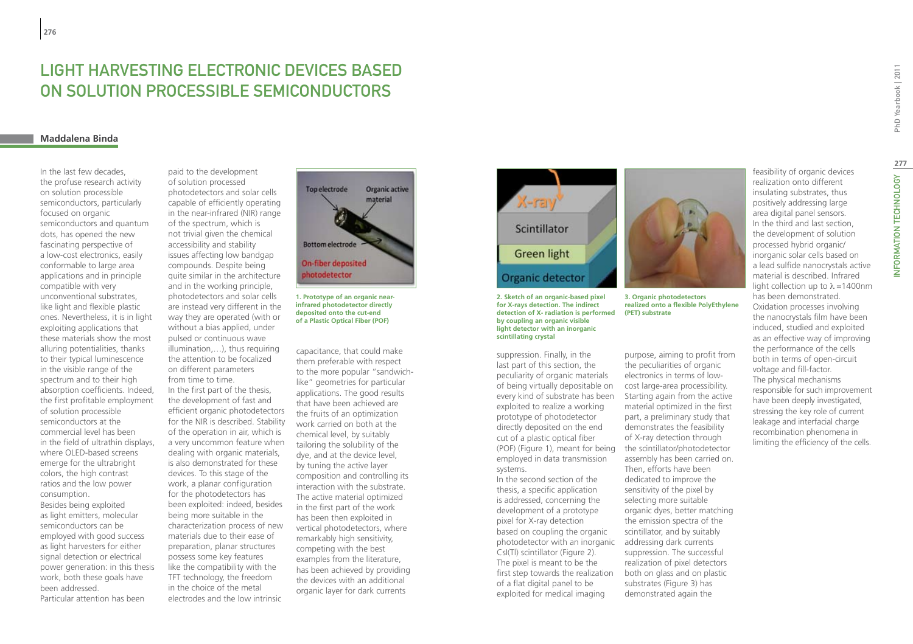# LIGHT HARVESTING ELECTRONIC DEVICES BASED ON SOLUTION PROCESSIBLE SEMICONDUCTORS

**Maddalena Binda**

In the last few decades, the profuse research activity on solution processible semiconductors, particularly focused on organic semiconductors and quantum dots, has opened the new fascinating perspective of a low-cost electronics, easily conformable to large area applications and in principle compatible with very unconventional substrates, like light and flexible plastic ones. Nevertheless, it is in light exploiting applications that these materials show the most alluring potentialities, thanks to their typical luminescence in the visible range of the spectrum and to their high absorption coefficients. Indeed, the first profitable employment of solution processible semiconductors at the commercial level has been in the field of ultrathin displays, where OLED-based screens emerge for the ultrabright colors, the high contrast ratios and the low power consumption.

Besides being exploited as light emitters, molecular semiconductors can be employed with good success as light harvesters for either signal detection or electrical power generation: in this thesis work, both these goals have been addressed.

Particular attention has been paid to the development of solution processed photodetectors and solar cells capable of efficiently operating in the near-infrared (NIR) range of the spectrum, which is not trivial given the chemical accessibility and stability issues affecting low bandgap compounds. Despite being quite similar in the architecture and in the working principle, photodetectors and solar cells are instead very different in the way they are operated (with or without a bias applied, under pulsed or continuous wave illumination,…), thus requiring the attention to be focalized on different parameters from time to time.

In the first part of the thesis, the development of fast and efficient organic photodetectors for the NIR is described. Stability of the operation in air, which is a very uncommon feature when dealing with organic materials, is also demonstrated for these devices. To this stage of the work, a planar configuration for the photodetectors has been exploited: indeed, besides being more suitable in the characterization process of new materials due to their ease of preparation, planar structures possess some key features like the compatibility with the TFT technology, the freedom in the choice of the metal electrodes and the low intrinsic capacitance, that could make them preferable with respect to the more popular "sandwich-like" geometries for particular applications. The good results that have been achieved are the fruits of an optimization work carried on both at the chemical level, by suitably tailoring the solubility of the dye, and at the device level, by tuning the active layer composition and controlling its interaction with the substrate. The active material optimized in the first part of the work has been then exploited in vertical photodetectors, where remarkably high sensitivity, competing with the best examples from the literature, has been achieved by providing the devices with an additional organic layer for dark currents suppression. Finally, in the last part of this section, the peculiarity of organic materials of being virtually depositable on every kind of substrate has been exploited to realize a working prototype of photodetector directly deposited on the end cut of a plastic optical fiber (POF) (Figure 1), meant for being employed in data transmission systems.

1. Prototype of an organic near-infrared photodetector directly deposited onto the cut-end of a Plastic Optical Fiber (POF)

In the second section of the thesis, a specific application is addressed, concerning the development of a prototype pixel for X-ray detection based on coupling the organic photodetector with an inorganic CsI(Tl) scintillator (Figure 2). The pixel is meant to be the first step towards the realization of a flat digital panel to be exploited for medical imaging purpose, aiming to profit from the peculiarities of organic electronics in terms of low-cost large-area processibility. Starting again from the active material optimized in the first part, a preliminary study that demonstrates the feasibility of X-ray detection through the scintillator/photodetector assembly has been carried on. Then, efforts have been dedicated to improve the sensitivity of the pixel by selecting more suitable organic dyes, better matching the emission spectra of the scintillator, and by suitably addressing dark currents suppression. The successful realization of pixel detectors both on glass and on plastic substrates (Figure 3) has demonstrated again the feasibility of organic devices realization onto different insulating substrates, thus positively addressing large area digital panel sensors.

2. Sketch of an organic-based pixel for X-rays detection. The indirect detection of X- radiation is performed by coupling an organic visible light detector with an inorganic scintillating crystal

3. Organic photodetectors realized onto a flexible PolyEthylene (PET) substrate

In the third and last section, the development of solution processed hybrid organic/inorganic solar cells based on a lead sulfide nanocrystals active material is described. Infrared light collection up to $\lambda = 1400$nm has been demonstrated. Oxidation processes involving the nanocrystals film have been induced, studied and exploited as an effective way of improving the performance of the cells both in terms of open-circuit voltage and fill-factor. The physical mechanisms responsible for such improvement have been deeply investigated, stressing the key role of current leakage and interfacial charge recombination phenomena in limiting the efficiency of the cells.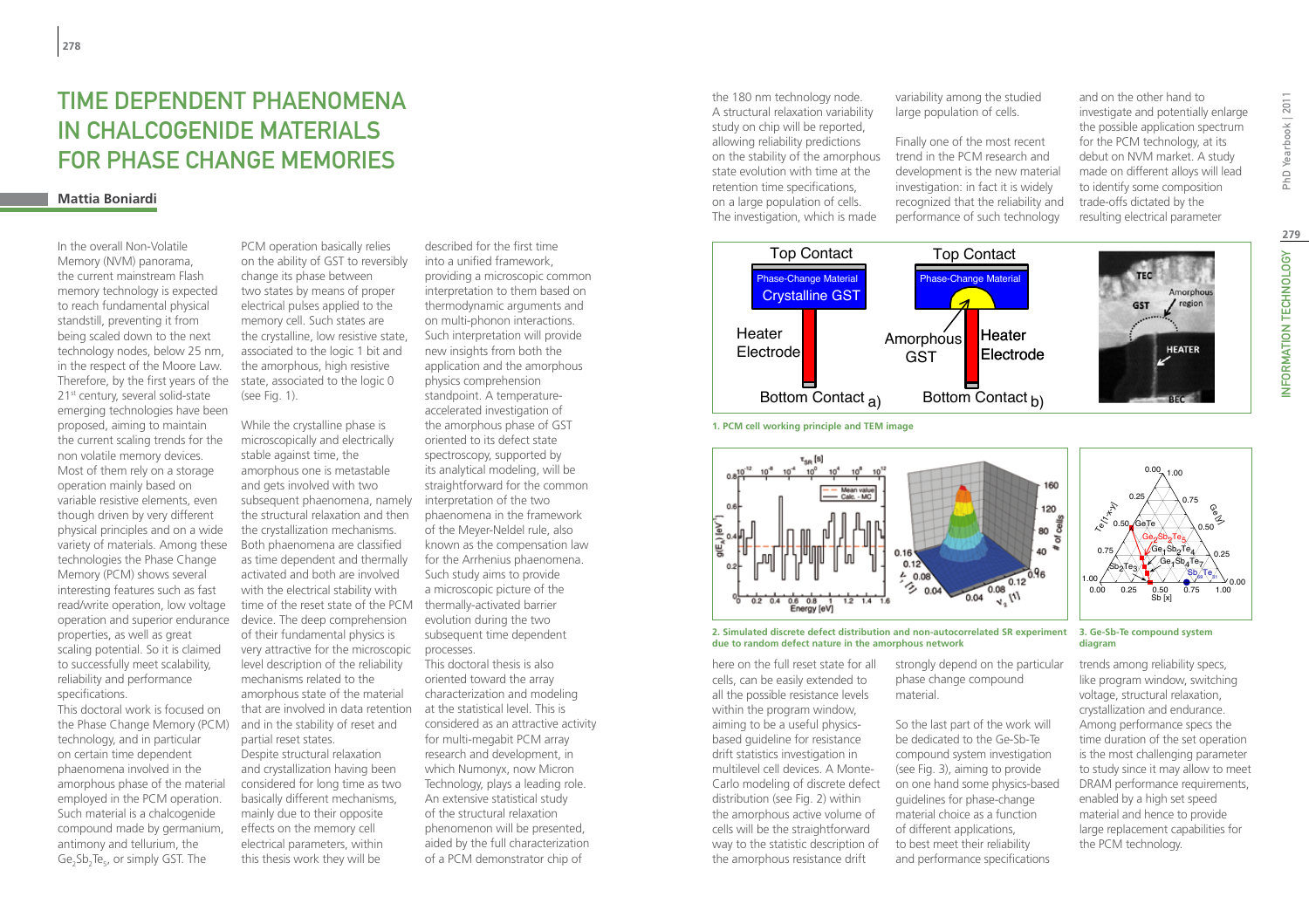# TIME DEPENDENT PHAENOMENA IN CHALCOGENIDE MATERIALS FOR PHASE CHANGE MEMORIES

**Mattia Boniardi**

In the overall Non-Volatile Memory (NVM) panorama, the current mainstream Flash memory technology is expected to reach fundamental physical standstill, preventing it from being scaled down to the next technology nodes, below 25 nm, in the respect of the Moore Law. Therefore, by the first years of the 21st century, several solid-state emerging technologies have been proposed, aiming to maintain the current scaling trends for the non volatile memory devices. Most of them rely on a storage operation mainly based on variable resistive elements, even though driven by very different physical principles and on a wide variety of materials. Among these technologies the Phase Change Memory (PCM) shows several interesting features such as fast read/write operation, low voltage operation and superior endurance properties, as well as great scaling potential. So it is claimed to successfully meet scalability, reliability and performance specifications.

This doctoral work is focused on the Phase Change Memory (PCM) technology, and in particular on certain time dependent phaenomena involved in the amorphous phase of the material employed in the PCM operation. Such material is a chalcogenide compound made by germanium, antimony and tellurium, the $Ge_2Sb_2Te_5$, or simply GST. The PCM operation basically relies on the ability of GST to reversibly change its phase between two states by means of proper electrical pulses applied to the memory cell. Such states are the crystalline, low resistive state, associated to the logic 1 bit and the amorphous, high resistive state, associated to the logic 0 (see Fig. 1).

While the crystalline phase is microscopically and electrically stable against time, the amorphous one is metastable and gets involved with two subsequent phaenomena, namely the structural relaxation and then the crystallization mechanisms. Both phaenomena are classified as time dependent and thermally activated and both are involved with the electrical stability with time of the reset state of the PCM device. The deep comprehension of their fundamental physics is very attractive for the microscopic level description of the reliability mechanisms related to the amorphous state of the material that are involved in data retention and in the stability of reset and partial reset states.

Despite structural relaxation and crystallization having been considered for long time as two basically different mechanisms, mainly due to their opposite effects on the memory cell electrical parameters, within this thesis work they will be described for the first time into a unified framework, providing a microscopic common interpretation to them based on thermodynamic arguments and on multi-phonon interactions. Such interpretation will provide new insights from both the application and the amorphous physics comprehension standpoint. A temperature-accelerated investigation of the amorphous phase of GST oriented to its defect state spectroscopy, supported by its analytical modeling, will be straightforward for the common interpretation of the two phaenomena in the framework of the Meyer-Neldel rule, also known as the compensation law for the Arrhenius phaenomena. Such study aims to provide a microscopic picture of the thermally-activated barrier evolution during the two subsequent time dependent processes.

This doctoral thesis is also oriented toward the array characterization and modeling at the statistical level. This is considered as an attractive activity for multi-megabit PCM array research and development, in which Numonyx, now Micron Technology, plays a leading role. An extensive statistical study of the structural relaxation phenomenon will be presented, aided by the full characterization of a PCM demonstrator chip of the 180 nm technology node. A structural relaxation variability study on chip will be reported, allowing reliability predictions on the stability of the amorphous state evolution with time at the retention time specifications, on a large population of cells. The investigation, which is made here on the full reset state for all cells, can be easily extended to all the possible resistance levels within the program window, aiming to be a useful physics-based guideline for resistance drift statistics investigation in multilevel cell devices. A Monte-Carlo modeling of discrete defect distribution (see Fig. 2) within the amorphous active volume of cells will be the straightforward way to the statistic description of the amorphous resistance drift variability among the studied large population of cells.

**1. PCM cell working principle and TEM image**

**2. Simulated discrete defect distribution and non-autocorrelated SR experiment due to random defect nature in the amorphous network**

**3. Ge-Sb-Te compound system diagram**

Finally one of the most recent trend in the PCM research and development is the new material investigation: in fact it is widely recognized that the reliability and performance of such technology strongly depend on the particular phase change compound material.

So the last part of the work will be dedicated to the Ge-Sb-Te compound system investigation (see Fig. 3), aiming to provide on one hand some physics-based guidelines for phase-change material choice as a function of different applications, to best meet their reliability and performance specifications and on the other hand to investigate and potentially enlarge the possible application spectrum for the PCM technology, at its debut on NVM market. A study made on different alloys will lead to identify some composition trade-offs dictated by the resulting electrical parameter trends among reliability specs, like program window, switching voltage, structural relaxation, crystallization and endurance. Among performance specs the time duration of the set operation is the most challenging parameter to study since it may allow to meet DRAM performance requirements, enabled by a high set speed material and hence to provide large replacement capabilities for the PCM technology.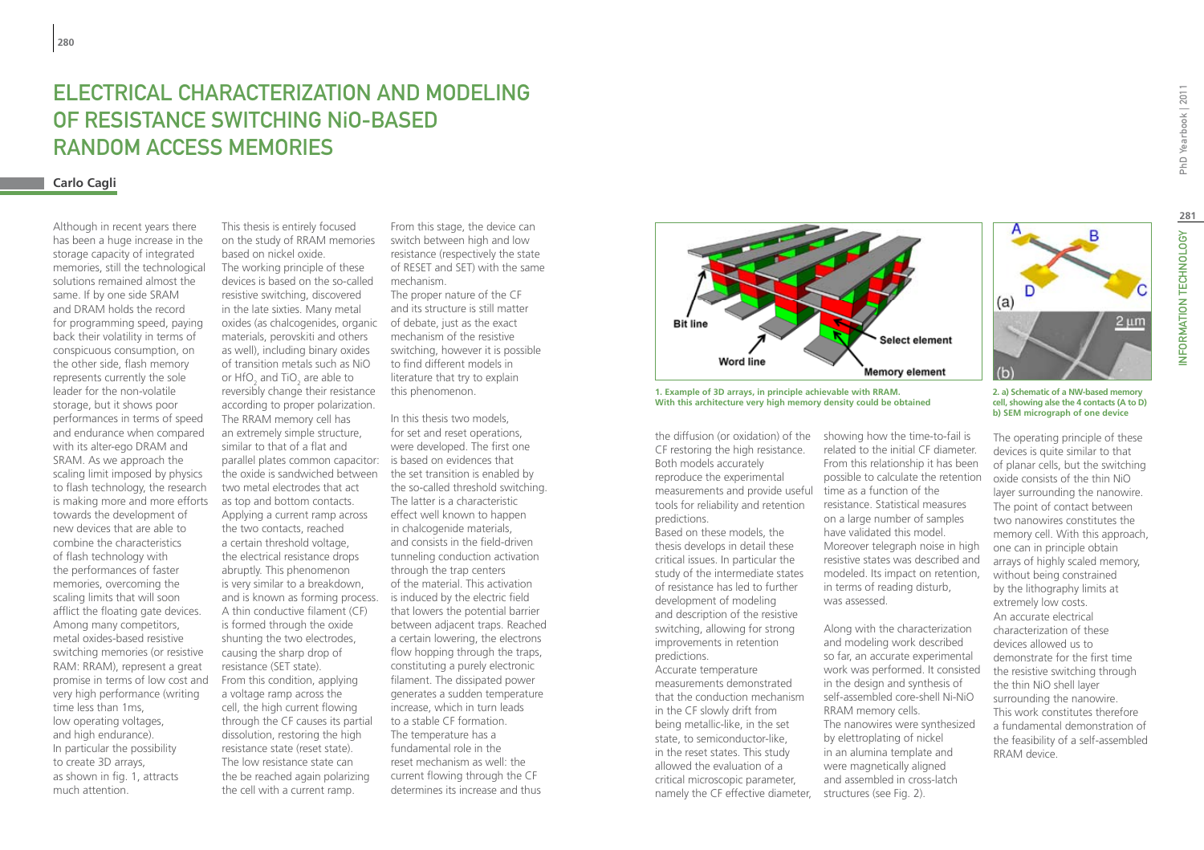# ELECTRICAL CHARACTERIZATION AND MODELING OF RESISTANCE SWITCHING NiO-BASED RANDOM ACCESS MEMORIES

**Carlo Cagli**

Although in recent years there has been a huge increase in the storage capacity of integrated memories, still the technological solutions remained almost the same. If by one side SRAM and DRAM holds the record for programming speed, paying back their volatility in terms of conspicuous consumption, on the other side, flash memory represents currently the sole leader for the non-volatile storage, but it shows poor performances in terms of speed and endurance when compared with its alter-ego DRAM and SRAM. As we approach the scaling limit imposed by physics to flash technology, the research is making more and more efforts towards the development of new devices that are able to combine the characteristics of flash technology with the performances of faster memories, overcoming the scaling limits that will soon afflict the floating gate devices. Among many competitors, metal oxides-based resistive switching memories (or resistive RAM: RRAM), represent a great promise in terms of low cost and very high performance (writing time less than 1ms, low operating voltages, and high endurance). In particular the possibility to create 3D arrays, as shown in fig. 1, attracts much attention.

This thesis is entirely focused on the study of RRAM memories based on nickel oxide. The working principle of these devices is based on the so-called resistive switching, discovered in the late sixties. Many metal oxides (as chalcogenides, organic materials, perovskiti and others as well), including binary oxides of transition metals such as NiO or $HfO_2$ and $TiO_2$ are able to reversibly change their resistance according to proper polarization. The RRAM memory cell has an extremely simple structure, similar to that of a flat and parallel plates common capacitor: the oxide is sandwiched between two metal electrodes that act as top and bottom contacts. Applying a current ramp across the two contacts, reached a certain threshold voltage, the electrical resistance drops abruptly. This phenomenon is very similar to a breakdown, and is known as forming process. A thin conductive filament (CF) is formed through the oxide shunting the two electrodes, causing the sharp drop of resistance (SET state). From this condition, applying a voltage ramp across the cell, the high current flowing through the CF causes its partial dissolution, restoring the high resistance state (reset state). The low resistance state can the be reached again polarizing the cell with a current ramp.

From this stage, the device can switch between high and low resistance (respectively the state of RESET and SET) with the same mechanism.

The proper nature of the CF and its structure is still matter of debate, just as the exact mechanism of the resistive switching, however it is possible to find different models in literature that try to explain this phenomenon.

In this thesis two models, for set and reset operations, were developed. The first one is based on evidences that the set transition is enabled by the so-called threshold switching. The latter is a characteristic effect well known to happen in chalcogenide materials, and consists in the field-driven tunneling conduction activation through the trap centers of the material. This activation is induced by the electric field that lowers the potential barrier between adjacent traps. Reached a certain lowering, the electrons flow hopping through the traps, constituting a purely electronic filament. The dissipated power generates a sudden temperature increase, which in turn leads to a stable CF formation. The temperature has a fundamental role in the reset mechanism as well: the current flowing through the CF determines its increase and thus the diffusion (or oxidation) of the CF restoring the high resistance. Both models accurately reproduce the experimental measurements and provide useful tools for reliability and retention predictions.

Based on these models, the thesis develops in detail these critical issues. In particular the study of the intermediate states of resistance has led to further development of modeling and description of the resistive switching, allowing for strong improvements in retention predictions.

Accurate temperature measurements demonstrated that the conduction mechanism in the CF slowly drift from being metallic-like, in the set state, to semiconductor-like, in the reset states. This study allowed the evaluation of a critical microscopic parameter, namely the CF effective diameter, showing how the time-to-fail is related to the initial CF diameter. From this relationship it has been possible to calculate the retention time as a function of the resistance. Statistical measures on a large number of samples have validated this model. Moreover telegraph noise in high resistive states was described and modeled. Its impact on retention, in terms of reading disturb, was assessed.

Along with the characterization and modeling work described so far, an accurate experimental work was performed. It consisted in the design and synthesis of self-assembled core-shell Ni-NiO RRAM memory cells. The nanowires were synthesized by elettroplating of nickel in an alumina template and were magnetically aligned and assembled in cross-latch structures (see Fig. 2).

**1. Example of 3D arrays, in principle achievable with RRAM. With this architecture very high memory density could be obtained**

**2. a) Schematic of a NW-based memory cell, showing alse the 4 contacts (A to D) b) SEM micrograph of one device**

The operating principle of these devices is quite similar to that of planar cells, but the switching oxide consists of the thin NiO layer surrounding the nanowire. The point of contact between two nanowires constitutes the memory cell. With this approach, one can in principle obtain arrays of highly scaled memory, without being constrained by the lithography limits at extremely low costs.

An accurate electrical characterization of these devices allowed us to demonstrate for the first time the resistive switching through the thin NiO shell layer surrounding the nanowire. This work constitutes therefore a fundamental demonstration of the feasibility of a self-assembled RRAM device.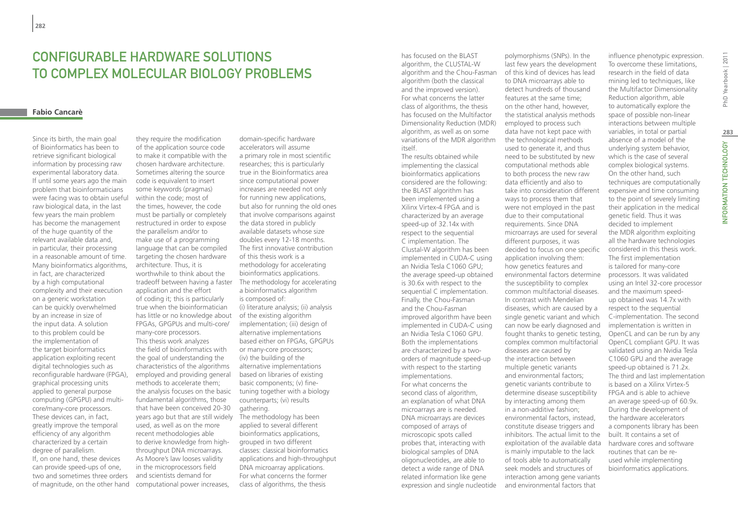# Configurable Hardware Solutions to Complex Molecular Biology Problems

**Fabio Cancarè**

Since its birth, the main goal of Bioinformatics has been to retrieve significant biological information by processing raw experimental laboratory data. If until some years ago the main problem that bioinformaticians were facing was to obtain useful raw biological data, in the last few years the main problem has become the management of the huge quantity of the relevant available data and, in particular, their processing in a reasonable amount of time. Many bioinformatics algorithms, in fact, are characterized by a high computational complexity and their execution on a generic workstation can be quickly overwhelmed by an increase in size of the input data. A solution to this problem could be the implementation of the target bioinformatics application exploiting recent digital technologies such as reconfigurable hardware (FPGA), graphical processing units applied to general purpose computing (GPGPU) and multi-core/many-core processors. These devices can, in fact, greatly improve the temporal efficiency of any algorithm characterized by a certain degree of parallelism. If, on one hand, these devices can provide speed-ups of one, two and sometimes three orders of magnitude, on the other hand they require the modification of the application source code to make it compatible with the chosen hardware architecture. Sometimes altering the source code is equivalent to insert some keywords (pragmas) within the code; most of the times, however, the code must be partially or completely restructured in order to expose the parallelism and/or to make use of a programming language that can be compiled targeting the chosen hardware architecture. Thus, it is worthwhile to think about the tradeoff between having a faster application and the effort of coding it; this is particularly true when the bioinformatician has little or no knowledge about FPGAs, GPGPUs and multi-core/many-core processors.

This thesis work analyzes the field of bioinformatics with the goal of understanding the characteristics of the algorithms employed and providing general methods to accelerate them; the analysis focuses on the basic fundamental algorithms, those that have been conceived 20-30 years ago but that are still widely used, as well as on the more recent methodologies able to derive knowledge from high-throughput DNA microarrays. As Moore's law looses validity in the microprocessors field and scientists demand for computational power increases, domain-specific hardware accelerators will assume a primary role in most scientific researches; this is particularly true in the Bioinformatics area since computational power increases are needed not only for running new applications, but also for running the old ones that involve comparisons against the data stored in publicly available datasets whose size doubles every 12-18 months. The first innovative contribution of this thesis work is a methodology for accelerating bioinformatics applications. The methodology for accelerating a bioinformatics algorithm is composed of:

(i) literature analysis; (ii) analysis of the existing algorithm implementation; (iii) design of alternative implementations based either on FPGAs, GPGPUs or many-core processors; (iv) the building of the alternative implementations based on libraries of existing basic components; (v) fine-tuning together with a biology counterparts; (vi) results gathering.

The methodology has been applied to several different bioinformatics applications, grouped in two different classes: classical bioinformatics applications and high-throughput DNA microarray applications. For what concerns the former class of algorithms, the thesis has focused on the BLAST algorithm, the CLUSTAL-W algorithm and the Chou-Fasman algorithm (both the classical and the improved version). For what concerns the latter class of algorithms, the thesis has focused on the Multifactor Dimensionality Reduction (MDR) algorithm, as well as on some variations of the MDR algorithm itself.

The results obtained while implementing the classical bioinformatics applications considered are the following: the BLAST algorithm has been implemented using a Xilinx Virtex-4 FPGA and is characterized by an average speed-up of 32.14x with respect to the sequential C implementation. The Clustal-W algorithm has been implemented in CUDA-C using an Nvidia Tesla C1060 GPU; the average speed-up obtained is 30.6x with respect to the sequential C implementation. Finally, the Chou-Fasman and the Chou-Fasman improved algorithm have been implemented in CUDA-C using an Nvidia Tesla C1060 GPU. Both the implementations are characterized by a two-orders of magnitude speed-up with respect to the starting implementations.

For what concerns the second class of algorithm, an explanation of what DNA microarrays are is needed. DNA microarrays are devices composed of arrays of microscopic spots called probes that, interacting with biological samples of DNA oligonucleotides, are able to detect a wide range of DNA related information like gene expression and single nucleotide polymorphisms (SNPs). In the last few years the development of this kind of devices has lead to DNA microarrays able to detect hundreds of thousand features at the same time; on the other hand, however, the statistical analysis methods employed to process such data have not kept pace with the technological methods used to generate it, and thus need to be substituted by new computational methods able to both process the new raw data efficiently and also to take into consideration different ways to process them that were not employed in the past due to their computational requirements. Since DNA microarrays are used for several different purposes, it was decided to focus on one specific application involving them: how genetics features and environmental factors determine the susceptibility to complex common multifactorial diseases. In contrast with Mendelian diseases, which are caused by a single genetic variant and which can now be early diagnosed and fought thanks to genetic testing, complex common multifactorial diseases are caused by the interaction between multiple genetic variants and environmental factors; genetic variants contribute to determine disease susceptibility by interacting among them in a non-additive fashion; environmental factors, instead, constitute disease triggers and inhibitors. The actual limit to the exploitation of the available data is mainly imputable to the lack of tools able to automatically seek models and structures of interaction among gene variants and environmental factors that influence phenotypic expression. To overcome these limitations, research in the field of data mining led to techniques, like the Multifactor Dimensionality Reduction algorithm, able to automatically explore the space of possible non-linear interactions between multiple variables, in total or partial absence of a model of the underlying system behavior, which is the case of several complex biological systems. On the other hand, such techniques are computationally expensive and time consuming to the point of severely limiting their application in the medical genetic field. Thus it was decided to implement the MDR algorithm exploiting all the hardware technologies considered in this thesis work. The first implementation is tailored for many-core processors. It was validated using an Intel 32-core processor and the maximum speed-up obtained was 14.7x with respect to the sequential C-implementation. The second implementation is written in OpenCL and can be run by any OpenCL compliant GPU. It was validated using an Nvidia Tesla C1060 GPU and the average speed-up obtained is 71.2x. The third and last implementation is based on a Xilinx Virtex-5 FPGA and is able to achieve an average speed-up of 60.9x. During the development of the hardware accelerators a components library has been built. It contains a set of hardware cores and software routines that can be re-used while implementing bioinformatics applications.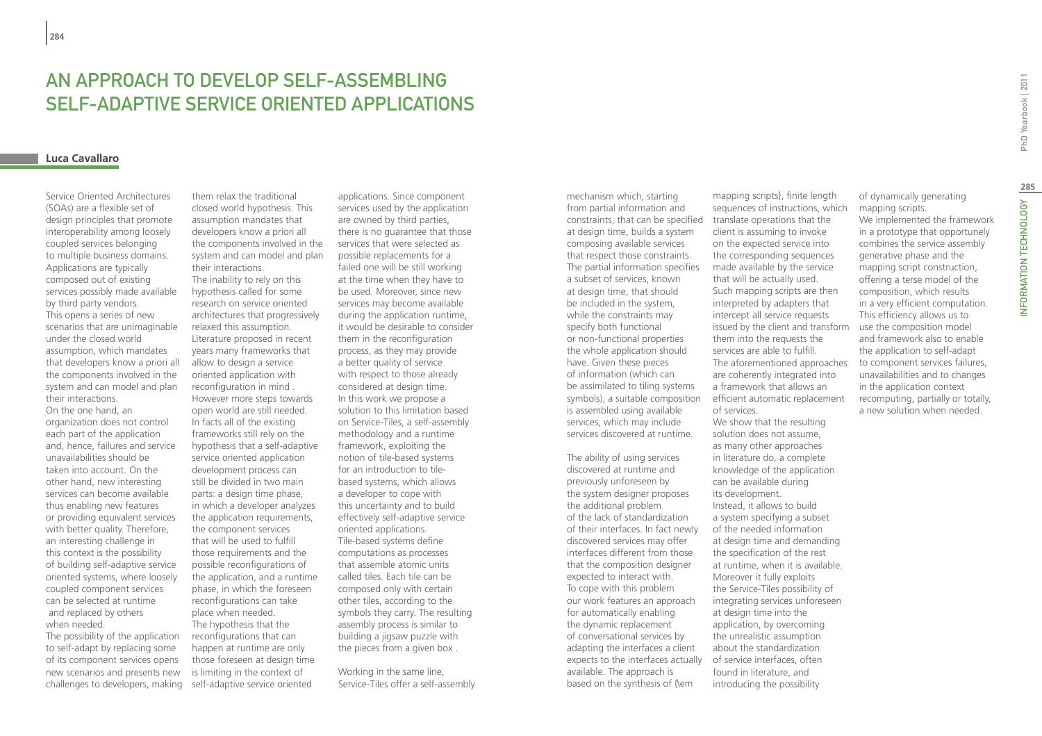# AN APPROACH TO DEVELOP SELF-ASSEMBLING SELF-ADAPTIVE SERVICE ORIENTED APPLICATIONS

**Luca Cavallaro**

Service Oriented Architectures (SOAs) are a flexible set of design principles that promote interoperability among loosely coupled services belonging to multiple business domains. Applications are typically composed out of existing services possibly made available by third party vendors. This opens a series of new scenarios that are unimaginable under the closed world assumption, which mandates that developers know a priori all the components involved in the system and can model and plan their interactions.

On the one hand, an organization does not control each part of the application and, hence, failures and service unavailabilities should be taken into account. On the other hand, new interesting services can become available thus enabling new features or providing equivalent services with better quality. Therefore, an interesting challenge in this context is the possibility of building self-adaptive service oriented systems, where loosely coupled component services can be selected at runtime and replaced by others when needed.

The possibility of the application to self-adapt by replacing some of its component services opens new scenarios and presents new challenges to developers, making them relax the traditional closed world hypothesis. This assumption mandates that developers know a priori all the components involved in the system and can model and plan their interactions.

The inability to rely on this hypothesis called for some research on service oriented architectures that progressively relaxed this assumption. Literature proposed in recent years many frameworks that allow to design a service oriented application with reconfiguration in mind . However more steps towards open world are still needed. In facts all of the existing frameworks still rely on the hypothesis that a self-adaptive service oriented application development process can still be divided in two main parts: a design time phase, in which a developer analyzes the application requirements, the component services that will be used to fulfill those requirements and the possible reconfigurations of the application, and a runtime phase, in which the foreseen reconfigurations can take place when needed.

The hypothesis that the reconfigurations that can happen at runtime are only those foreseen at design time is limiting in the context of self-adaptive service oriented applications. Since component services used by the application are owned by third parties, there is no guarantee that those services that were selected as possible replacements for a failed one will be still working at the time when they have to be used. Moreover, since new services may become available during the application runtime, it would be desirable to consider them in the reconfiguration process, as they may provide a better quality of service with respect to those already considered at design time.

In this work we propose a solution to this limitation based on Service-Tiles, a self-assembly methodology and a runtime framework, exploiting the notion of tile-based systems for an introduction to tile-based systems, which allows a developer to cope with this uncertainty and to build effectively self-adaptive service oriented applications.

Tile-based systems define computations as processes that assemble atomic units called tiles. Each tile can be composed only with certain other tiles, according to the symbols they carry. The resulting assembly process is similar to building a jigsaw puzzle with the pieces from a given box .

Working in the same line, Service-Tiles offer a self-assembly mechanism which, starting from partial information and constraints, that can be specified at design time, builds a system composing available services that respect those constraints. The partial information specifies a subset of services, known at design time, that should be included in the system, while the constraints may specify both functional or non-functional properties the whole application should have. Given these pieces of information (which can be assimilated to tiling systems symbols), a suitable composition is assembled using available services, which may include services discovered at runtime.

The ability of using services discovered at runtime and previously unforeseen by the system designer proposes the additional problem of the lack of standardization of their interfaces. In fact newly discovered services may offer interfaces different from those that the composition designer expected to interact with. To cope with this problem our work features an approach for automatically enabling the dynamic replacement of conversational services by adapting the interfaces a client expects to the interfaces actually available. The approach is based on the synthesis of {\em mapping scripts}, finite length sequences of instructions, which translate operations that the client is assuming to invoke on the expected service into the corresponding sequences made available by the service that will be actually used. Such mapping scripts are then interpreted by adapters that intercept all service requests issued by the client and transform them into the requests the services are able to fulfill.

The aforementioned approaches are coherently integrated into a framework that allows an efficient automatic replacement of services.

We show that the resulting solution does not assume, as many other approaches in literature do, a complete knowledge of the application can be available during its development.

Instead, it allows to build a system specifying a subset of the needed information at design time and demanding the specification of the rest at runtime, when it is available. Moreover it fully exploits the Service-Tiles possibility of integrating services unforeseen at design time into the application, by overcoming the unrealistic assumption about the standardization of service interfaces, often found in literature, and introducing the possibility of dynamically generating mapping scripts.

We implemented the framework in a prototype that opportunely combines the service assembly generative phase and the mapping script construction, offering a terse model of the composition, which results in a very efficient computation. This efficiency allows us to use the composition model and framework also to enable the application to self-adapt to component services failures, unavailabilities and to changes in the application context recomputing, partially or totally, a new solution when needed.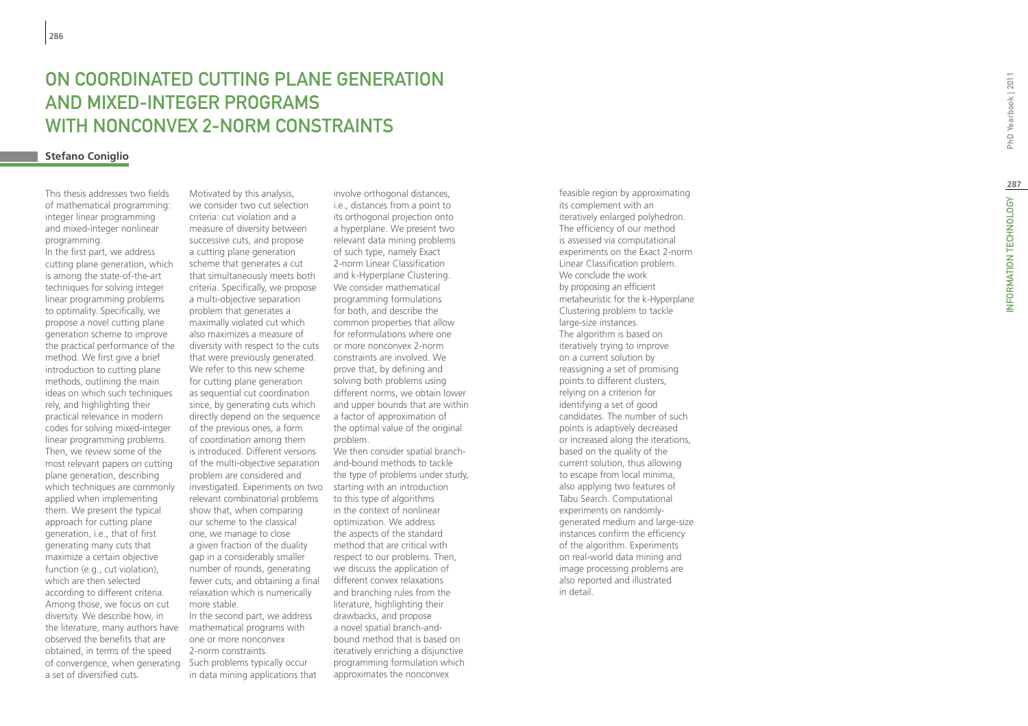# On Coordinated Cutting Plane Generation and Mixed-Integer Programs with Nonconvex 2-Norm Constraints

**Stefano Coniglio**

This thesis addresses two fields of mathematical programming: integer linear programming and mixed-integer nonlinear programming.

In the first part, we address cutting plane generation, which is among the state-of-the-art techniques for solving integer linear programming problems to optimality. Specifically, we propose a novel cutting plane generation scheme to improve the practical performance of the method. We first give a brief introduction to cutting plane methods, outlining the main ideas on which such techniques rely, and highlighting their practical relevance in modern codes for solving mixed-integer linear programming problems. Then, we review some of the most relevant papers on cutting plane generation, describing which techniques are commonly applied when implementing them. We present the typical approach for cutting plane generation, i.e., that of first generating many cuts that maximize a certain objective function (e.g., cut violation), which are then selected according to different criteria. Among those, we focus on cut diversity. We describe how, in the literature, many authors have observed the benefits that are obtained, in terms of the speed of convergence, when generating a set of diversified cuts.

Motivated by this analysis, we consider two cut selection criteria: cut violation and a measure of diversity between successive cuts, and propose a cutting plane generation scheme that generates a cut that simultaneously meets both criteria. Specifically, we propose a multi-objective separation problem that generates a maximally violated cut which also maximizes a measure of diversity with respect to the cuts that were previously generated. We refer to this new scheme for cutting plane generation as sequential cut coordination since, by generating cuts which directly depend on the sequence of the previous ones, a form of coordination among them is introduced. Different versions of the multi-objective separation problem are considered and investigated. Experiments on two relevant combinatorial problems show that, when comparing our scheme to the classical one, we manage to close a given fraction of the duality gap in a considerably smaller number of rounds, generating fewer cuts, and obtaining a final relaxation which is numerically more stable.

In the second part, we address mathematical programs with one or more nonconvex 2-norm constraints. Such problems typically occur in data mining applications that involve orthogonal distances, i.e., distances from a point to its orthogonal projection onto a hyperplane. We present two relevant data mining problems of such type, namely Exact 2-norm Linear Classification and k-Hyperplane Clustering. We consider mathematical programming formulations for both, and describe the common properties that allow for reformulations where one or more nonconvex 2-norm constraints are involved. We prove that, by defining and solving both problems using different norms, we obtain lower and upper bounds that are within a factor of approximation of the optimal value of the original problem.

We then consider spatial branch-and-bound methods to tackle the type of problems under study, starting with an introduction to this type of algorithms in the context of nonlinear optimization. We address the aspects of the standard method that are critical with respect to our problems. Then, we discuss the application of different convex relaxations and branching rules from the literature, highlighting their drawbacks, and propose a novel spatial branch-and-bound method that is based on iteratively enriching a disjunctive programming formulation which approximates the nonconvex feasible region by approximating its complement with an iteratively enlarged polyhedron. The efficiency of our method is assessed via computational experiments on the Exact 2-norm Linear Classification problem.

We conclude the work by proposing an efficient metaheuristic for the k-Hyperplane Clustering problem to tackle large-size instances. The algorithm is based on iteratively trying to improve on a current solution by reassigning a set of promising points to different clusters, relying on a criterion for identifying a set of good candidates. The number of such points is adaptively decreased or increased along the iterations, based on the quality of the current solution, thus allowing to escape from local minima, also applying two features of Tabu Search. Computational experiments on randomly-generated medium and large-size instances confirm the efficiency of the algorithm. Experiments on real-world data mining and image processing problems are also reported and illustrated in detail.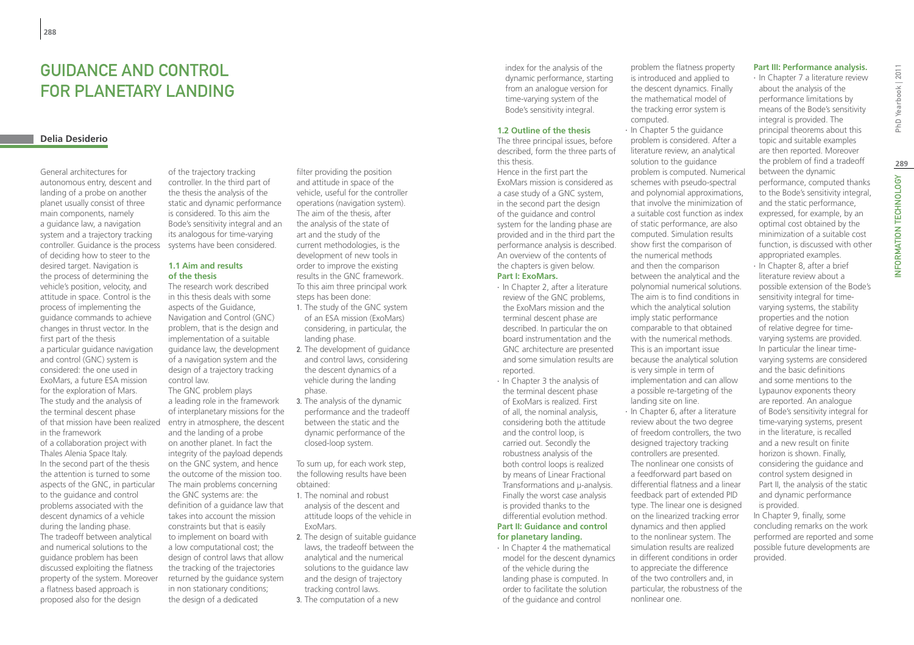# Guidance and Control for Planetary Landing

**Delia Desiderio**

General architectures for autonomous entry, descent and landing of a probe on another planet usually consist of three main components, namely a guidance law, a navigation system and a trajectory tracking controller. Guidance is the process of deciding how to steer to the desired target. Navigation is the process of determining the vehicle's position, velocity, and attitude in space. Control is the process of implementing the guidance commands to achieve changes in thrust vector. In the first part of the thesis a particular guidance navigation and control (GNC) system is considered: the one used in ExoMars, a future ESA mission for the exploration of Mars. The study and the analysis of the terminal descent phase of that mission have been realized in the framework of a collaboration project with Thales Alenia Space Italy. In the second part of the thesis the attention is turned to some aspects of the GNC, in particular to the guidance and control problems associated with the descent dynamics of a vehicle during the landing phase. The tradeoff between analytical and numerical solutions to the guidance problem has been discussed exploiting the flatness property of the system. Moreover a flatness based approach is proposed also for the design of the trajectory tracking controller. In the third part of the thesis the analysis of the static and dynamic performance is considered. To this aim the Bode's sensitivity integral and an its analogous for time-varying systems have been considered.

## 1.1 Aim and results of the thesis

The research work described in this thesis deals with some aspects of the Guidance, Navigation and Control (GNC) problem, that is the design and implementation of a suitable guidance law, the development of a navigation system and the design of a trajectory tracking control law.

The GNC problem plays a leading role in the framework of interplanetary missions for the entry in atmosphere, the descent and the landing of a probe on another planet. In fact the integrity of the payload depends on the GNC system, and hence the outcome of the mission too. The main problems concerning the GNC systems are: the definition of a guidance law that takes into account the mission constraints but that is easily to implement on board with a low computational cost; the design of control laws that allow the tracking of the trajectories returned by the guidance system in non stationary conditions; the design of a dedicated filter providing the position and attitude in space of the vehicle, useful for the controller operations (navigation system). The aim of the thesis, after the analysis of the state of art and the study of the current methodologies, is the development of new tools in order to improve the existing results in the GNC framework. To this aim three principal work steps have been done:

1. The study of the GNC system of an ESA mission (ExoMars) considering, in particular, the landing phase.
2. The development of guidance and control laws, considering the descent dynamics of a vehicle during the landing phase.
3. The analysis of the dynamic performance and the tradeoff between the static and the dynamic performance of the closed-loop system.

To sum up, for each work step, the following results have been obtained:

1. The nominal and robust analysis of the descent and attitude loops of the vehicle in ExoMars.
2. The design of suitable guidance laws, the tradeoff between the analytical and the numerical solutions to the guidance law and the design of trajectory tracking control laws.
3. The computation of a new index for the analysis of the dynamic performance, starting from an analogue version for time-varying system of the Bode's sensitivity integral.

## 1.2 Outline of the thesis

The three principal issues, before described, form the three parts of this thesis.

Hence in the first part the ExoMars mission is considered as a case study of a GNC system, in the second part the design of the guidance and control system for the landing phase are provided and in the third part the performance analysis is described. An overview of the contents of the chapters is given below.

**Part I: ExoMars.**

- In Chapter 2, after a literature review of the GNC problems, the ExoMars mission and the terminal descent phase are described. In particular the on board instrumentation and the GNC architecture are presented and some simulation results are reported.
- In Chapter 3 the analysis of the terminal descent phase of ExoMars is realized. First of all, the nominal analysis, considering both the attitude and the control loop, is carried out. Secondly the robustness analysis of the both control loops is realized by means of Linear Fractional Transformations and μ-analysis. Finally the worst case analysis is provided thanks to the differential evolution method.

**Part II: Guidance and control for planetary landing.**

- In Chapter 4 the mathematical model for the descent dynamics of the vehicle during the landing phase is computed. In order to facilitate the solution of the guidance and control problem the flatness property is introduced and applied to the descent dynamics. Finally the mathematical model of the tracking error system is computed.
- In Chapter 5 the guidance problem is considered. After a literature review, an analytical solution to the guidance problem is computed. Numerical schemes with pseudo-spectral and polynomial approximations, that involve the minimization of a suitable cost function as index of static performance, are also computed. Simulation results show first the comparison of the numerical methods and then the comparison between the analytical and the polynomial numerical solutions. The aim is to find conditions in which the analytical solution imply static performance comparable to that obtained with the numerical methods. This is an important issue because the analytical solution is very simple in term of implementation and can allow a possible re-targeting of the landing site on line.
- In Chapter 6, after a literature review about the two degree of freedom controllers, the two designed trajectory tracking controllers are presented. The nonlinear one consists of a feedforward part based on differential flatness and a linear feedback part of extended PID type. The linear one is designed on the linearized tracking error dynamics and then applied to the nonlinear system. The simulation results are realized in different conditions in order to appreciate the difference of the two controllers and, in particular, the robustness of the nonlinear one.

**Part III: Performance analysis.**

- In Chapter 7 a literature review about the analysis of the performance limitations by means of the Bode's sensitivity integral is provided. The principal theorems about this topic and suitable examples are then reported. Moreover the problem of find a tradeoff between the dynamic performance, computed thanks to the Bode's sensitivity integral, and the static performance, expressed, for example, by an optimal cost obtained by the minimization of a suitable cost function, is discussed with other appropriated examples.
- In Chapter 8, after a brief literature review about a possible extension of the Bode's sensitivity integral for time-varying systems, the stability properties and the notion of relative degree for time-varying systems are provided. In particular the linear time-varying systems are considered and the basic definitions and some mentions to the Lypaunov exponents theory are reported. An analogue of Bode's sensitivity integral for time-varying systems, present in the literature, is recalled and a new result on finite horizon is shown. Finally, considering the guidance and control system designed in Part II, the analysis of the static and dynamic performance is provided.

In Chapter 9, finally, some concluding remarks on the work performed are reported and some possible future developments are provided.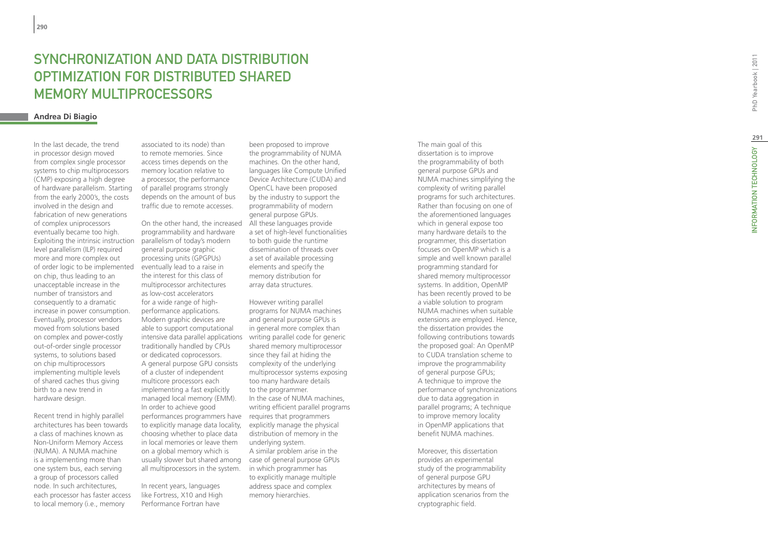# Synchronization and Data Distribution Optimization for Distributed Shared Memory Multiprocessors

**Andrea Di Biagio**

In the last decade, the trend in processor design moved from complex single processor systems to chip multiprocessors (CMP) exposing a high degree of hardware parallelism. Starting from the early 2000's, the costs involved in the design and fabrication of new generations of complex uniprocessors eventually became too high. Exploiting the intrinsic instruction level parallelism (ILP) required more and more complex out of order logic to be implemented on chip, thus leading to an unacceptable increase in the number of transistors and consequently to a dramatic increase in power consumption. Eventually, processor vendors moved from solutions based on complex and power-costly out-of-order single processor systems, to solutions based on chip multiprocessors implementing multiple levels of shared caches thus giving birth to a new trend in hardware design.

Recent trend in highly parallel architectures has been towards a class of machines known as Non-Uniform Memory Access (NUMA). A NUMA machine is a implementing more than one system bus, each serving a group of processors called node. In such architectures, each processor has faster access to local memory (i.e., memory associated to its node) than to remote memories. Since access times depends on the memory location relative to a processor, the performance of parallel programs strongly depends on the amount of bus traffic due to remote accesses.

On the other hand, the increased programmability and hardware parallelism of today's modern general purpose graphic processing units (GPGPUs) eventually lead to a raise in the interest for this class of multiprocessor architectures as low-cost accelerators for a wide range of high-performance applications. Modern graphic devices are able to support computational intensive data parallel applications traditionally handled by CPUs or dedicated coprocessors. A general purpose GPU consists of a cluster of independent multicore processors each implementing a fast explicitly managed local memory (EMM). In order to achieve good performances programmers have to explicitly manage data locality, choosing whether to place data in local memories or leave them on a global memory which is usually slower but shared among all multiprocessors in the system.

In recent years, languages like Fortress, X10 and High Performance Fortran have been proposed to improve the programmability of NUMA machines. On the other hand, languages like Compute Unified Device Architecture (CUDA) and OpenCL have been proposed by the industry to support the programmability of modern general purpose GPUs. All these languages provide a set of high-level functionalities to both guide the runtime dissemination of threads over a set of available processing elements and specify the memory distribution for array data structures.

However writing parallel programs for NUMA machines and general purpose GPUs is in general more complex than writing parallel code for generic shared memory multiprocessor since they fail at hiding the complexity of the underlying multiprocessor systems exposing too many hardware details to the programmer. In the case of NUMA machines, writing efficient parallel programs requires that programmers explicitly manage the physical distribution of memory in the underlying system. A similar problem arise in the case of general purpose GPUs in which programmer has to explicitly manage multiple address space and complex memory hierarchies.

The main goal of this dissertation is to improve the programmability of both general purpose GPUs and NUMA machines simplifying the complexity of writing parallel programs for such architectures. Rather than focusing on one of the aforementioned languages which in general expose too many hardware details to the programmer, this dissertation focuses on OpenMP which is a simple and well known parallel programming standard for shared memory multiprocessor systems. In addition, OpenMP has been recently proved to be a viable solution to program NUMA machines when suitable extensions are employed. Hence, the dissertation provides the following contributions towards the proposed goal: An OpenMP to CUDA translation scheme to improve the programmability of general purpose GPUs; A technique to improve the performance of synchronizations due to data aggregation in parallel programs; A technique to improve memory locality in OpenMP applications that benefit NUMA machines.

Moreover, this dissertation provides an experimental study of the programmability of general purpose GPU architectures by means of application scenarios from the cryptographic field.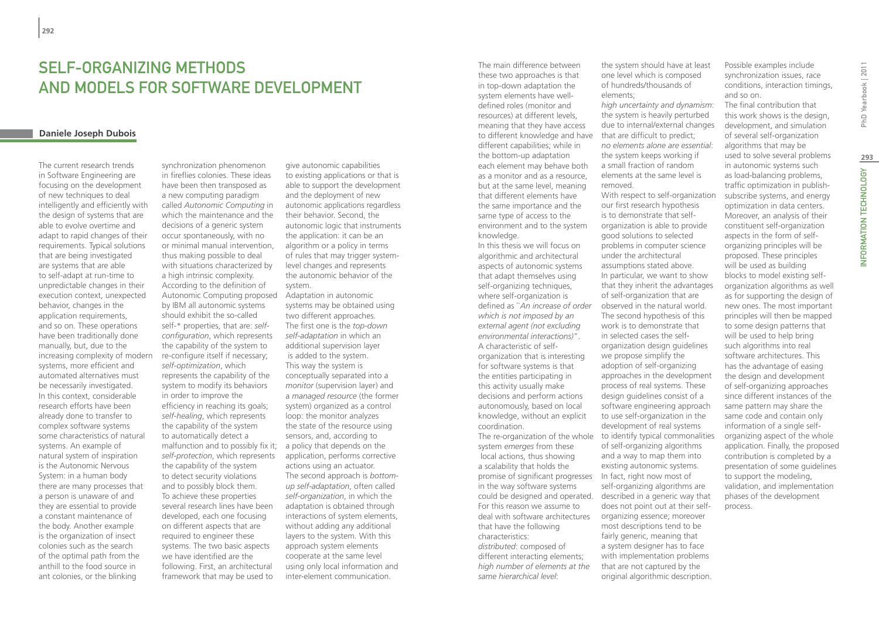# Self-organizing Methods and Models for Software Development

**Daniele Joseph Dubois**

The current research trends in Software Engineering are focusing on the development of new techniques to deal intelligently and efficiently with the design of systems that are able to evolve overtime and adapt to rapid changes of their requirements. Typical solutions that are being investigated are systems that are able to self-adapt at run-time to unpredictable changes in their execution context, unexpected behavior, changes in the application requirements, and so on. These operations have been traditionally done manually, but, due to the increasing complexity of modern systems, more efficient and automated alternatives must be necessarily investigated. In this context, considerable research efforts have been already done to transfer to complex software systems some characteristics of natural systems. An example of natural system of inspiration is the Autonomic Nervous System: in a human body there are many processes that a person is unaware of and they are essential to provide a constant maintenance of the body. Another example is the organization of insect colonies such as the search of the optimal path from the anthill to the food source in ant colonies, or the blinking synchronization phenomenon in fireflies colonies. These ideas have been then transposed as a new computing paradigm called *Autonomic Computing* in which the maintenance and the decisions of a generic system occur spontaneously, with no or minimal manual intervention, thus making possible to deal with situations characterized by a high intrinsic complexity. According to the definition of Autonomic Computing proposed by IBM all autonomic systems should exhibit the so-called self-* properties, that are: *self-configuration*, which represents the capability of the system to re-configure itself if necessary; *self-optimization*, which represents the capability of the system to modify its behaviors in order to improve the efficiency in reaching its goals; *self-healing*, which represents the capability of the system to automatically detect a malfunction and to possibly fix it; *self-protection*, which represents the capability of the system to detect security violations and to possibly block them. To achieve these properties several research lines have been developed, each one focusing on different aspects that are required to engineer these systems. The two basic aspects we have identified are the following. First, an architectural framework that may be used to give autonomic capabilities to existing applications or that is able to support the development and the deployment of new autonomic applications regardless their behavior. Second, the autonomic logic that instruments the application: it can be an algorithm or a policy in terms of rules that may trigger system-level changes and represents the autonomic behavior of the system.

Adaptation in autonomic systems may be obtained using two different approaches. The first one is the *top-down self-adaptation* in which an additional supervision layer is added to the system. This way the system is conceptually separated into a *monitor* (supervision layer) and a *managed resource* (the former system) organized as a control loop: the monitor analyzes the state of the resource using sensors, and, according to a policy that depends on the application, performs corrective actions using an actuator. The second approach is *bottom-up self-adaptation*, often called *self-organization*, in which the adaptation is obtained through interactions of system elements, without adding any additional layers to the system. With this approach system elements cooperate at the same level using only local information and inter-element communication.

The main difference between these two approaches is that in top-down adaptation the system elements have well-defined roles (monitor and resources) at different levels, meaning that they have access to different knowledge and have different capabilities; while in the bottom-up adaptation each element may behave both as a monitor and as a resource, but at the same level, meaning that different elements have the same importance and the same type of access to the environment and to the system knowledge.

In this thesis we will focus on algorithmic and architectural aspects of autonomic systems that adapt themselves using self-organizing techniques, where self-organization is defined as "*An increase of order which is not imposed by an external agent (not excluding environmental interactions)*".

A characteristic of self-organization that is interesting for software systems is that the entities participating in this activity usually make decisions and perform actions autonomously, based on local knowledge, without an explicit coordination.

The re-organization of the whole system *emerges* from these local actions, thus showing a scalability that holds the promise of significant progresses in the way software systems could be designed and operated. For this reason we assume to deal with software architectures that have the following characteristics:

*distributed*: composed of different interacting elements;
*high number of elements at the same hierarchical level*: the system should have at least one level which is composed of hundreds/thousands of elements;
*high uncertainty and dynamism*: the system is heavily perturbed due to internal/external changes that are difficult to predict;
*no elements alone are essential*: the system keeps working if a small fraction of random elements at the same level is removed.

With respect to self-organization our first research hypothesis is to demonstrate that self-organization is able to provide good solutions to selected problems in computer science under the architectural assumptions stated above. In particular, we want to show that they inherit the advantages of self-organization that are observed in the natural world. The second hypothesis of this work is to demonstrate that in selected cases the self-organization design guidelines we propose simplify the adoption of self-organizing approaches in the development process of real systems. These design guidelines consist of a software engineering approach to use self-organization in the development of real systems to identify typical commonalities of self-organizing algorithms and a way to map them into existing autonomic systems. In fact, right now most of self-organizing algorithms are described in a generic way that does not point out at their self-organizing essence; moreover most descriptions tend to be fairly generic, meaning that a system designer has to face with implementation problems that are not captured by the original algorithmic description. Possible examples include synchronization issues, race conditions, interaction timings, and so on.

The final contribution that this work shows is the design, development, and simulation of several self-organization algorithms that may be used to solve several problems in autonomic systems such as load-balancing problems, traffic optimization in publish-subscribe systems, and energy optimization in data centers. Moreover, an analysis of their constituent self-organization aspects in the form of self-organizing principles will be proposed. These principles will be used as building blocks to model existing self-organization algorithms as well as for supporting the design of new ones. The most important principles will then be mapped to some design patterns that will be used to help bring such algorithms into real software architectures. This has the advantage of easing the design and development of self-organizing approaches since different instances of the same pattern may share the same code and contain only information of a single self-organizing aspect of the whole application. Finally, the proposed contribution is completed by a presentation of some guidelines to support the modeling, validation, and implementation phases of the development process.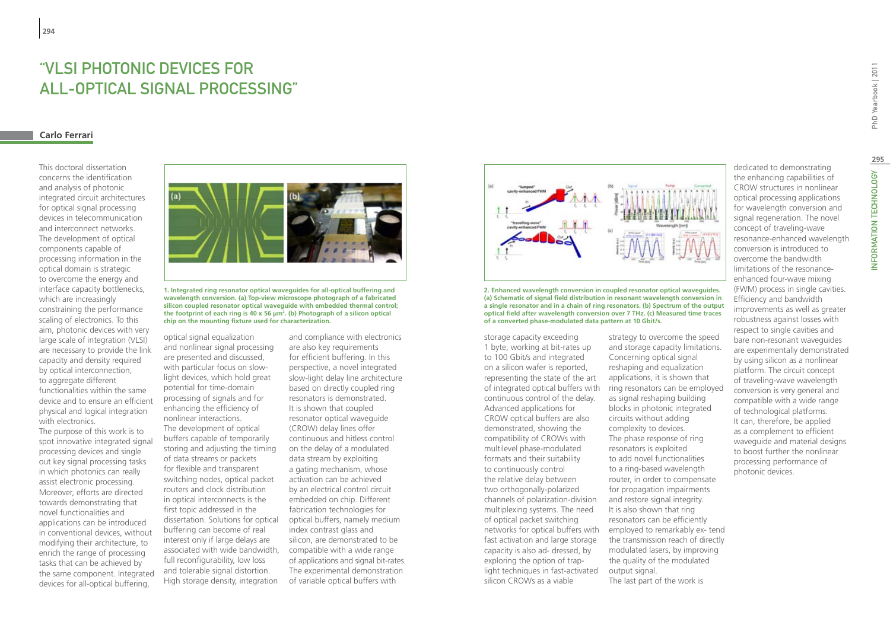# "VLSI PHOTONIC DEVICES FOR ALL-OPTICAL SIGNAL PROCESSING"

**Carlo Ferrari**

This doctoral dissertation concerns the identification and analysis of photonic integrated circuit architectures for optical signal processing devices in telecommunication and interconnect networks. The development of optical components capable of processing information in the optical domain is strategic to overcome the energy and interface capacity bottlenecks, which are increasingly constraining the performance scaling of electronics. To this aim, photonic devices with very large scale of integration (VLSI) are necessary to provide the link capacity and density required by optical interconnection, to aggregate different functionalities within the same device and to ensure an efficient physical and logical integration with electronics.

The purpose of this work is to spot innovative integrated signal processing devices and single out key signal processing tasks in which photonics can really assist electronic processing. Moreover, efforts are directed towards demonstrating that novel functionalities and applications can be introduced in conventional devices, without modifying their architecture, to enrich the range of processing tasks that can be achieved by the same component. Integrated devices for all-optical buffering, optical signal equalization and nonlinear signal processing are presented and discussed, with particular focus on slow-light devices, which hold great potential for time-domain processing of signals and for enhancing the efficiency of nonlinear interactions.

**1. Integrated ring resonator optical waveguides for all-optical buffering and wavelength conversion. (a) Top-view microscope photograph of a fabricated silicon coupled resonator optical waveguide with embedded thermal control; the footprint of each ring is 40 x 56 μm². (b) Photograph of a silicon optical chip on the mounting fixture used for characterization.**

The development of optical buffers capable of temporarily storing and adjusting the timing of data streams or packets for flexible and transparent switching nodes, optical packet routers and clock distribution in optical interconnects is the first topic addressed in the dissertation. Solutions for optical buffering can become of real interest only if large delays are associated with wide bandwidth, full reconfigurability, low loss and tolerable signal distortion. High storage density, integration and compliance with electronics are also key requirements for efficient buffering. In this perspective, a novel integrated slow-light delay line architecture based on directly coupled ring resonators is demonstrated. It is shown that coupled resonator optical waveguide (CROW) delay lines offer continuous and hitless control on the delay of a modulated data stream by exploiting a gating mechanism, whose activation can be achieved by an electrical control circuit embedded on chip. Different fabrication technologies for optical buffers, namely medium index contrast glass and silicon, are demonstrated to be compatible with a wide range of applications and signal bit-rates. The experimental demonstration of variable optical buffers with storage capacity exceeding 1 byte, working at bit-rates up to 100 Gbit/s and integrated on a silicon wafer is reported, representing the state of the art of integrated optical buffers with continuous control of the delay. Advanced applications for CROW optical buffers are also demonstrated, showing the compatibility of CROWs with multilevel phase-modulated formats and their suitability to continuously control the relative delay between two orthogonally-polarized channels of polarization-division multiplexing systems. The need of optical packet switching networks for optical buffers with fast activation and large storage capacity is also ad- dressed, by exploring the option of trap-light techniques in fast-activated silicon CROWs as a viable strategy to overcome the speed and storage capacity limitations.

**2. Enhanced wavelength conversion in coupled resonator optical waveguides. (a) Schematic of signal field distribution in resonant wavelength conversion in a single resonator and in a chain of ring resonators. (b) Spectrum of the output optical field after wavelength conversion over 7 THz. (c) Measured time traces of a converted phase-modulated data pattern at 10 Gbit/s.**

Concerning optical signal reshaping and equalization applications, it is shown that ring resonators can be employed as signal reshaping building blocks in photonic integrated circuits without adding complexity to devices. The phase response of ring resonators is exploited to add novel functionalities to a ring-based wavelength router, in order to compensate for propagation impairments and restore signal integrity. It is also shown that ring resonators can be efficiently employed to remarkably ex- tend the transmission reach of directly modulated lasers, by improving the quality of the modulated output signal.

The last part of the work is dedicated to demonstrating the enhancing capabilities of CROW structures in nonlinear optical processing applications for wavelength conversion and signal regeneration. The novel concept of traveling-wave resonance-enhanced wavelength conversion is introduced to overcome the bandwidth limitations of the resonance-enhanced four-wave mixing (FWM) process in single cavities. Efficiency and bandwidth improvements as well as greater robustness against losses with respect to single cavities and bare non-resonant waveguides are experimentally demonstrated by using silicon as a nonlinear platform. The circuit concept of traveling-wave wavelength conversion is very general and compatible with a wide range of technological platforms. It can, therefore, be applied as a complement to efficient waveguide and material designs to boost further the nonlinear processing performance of photonic devices.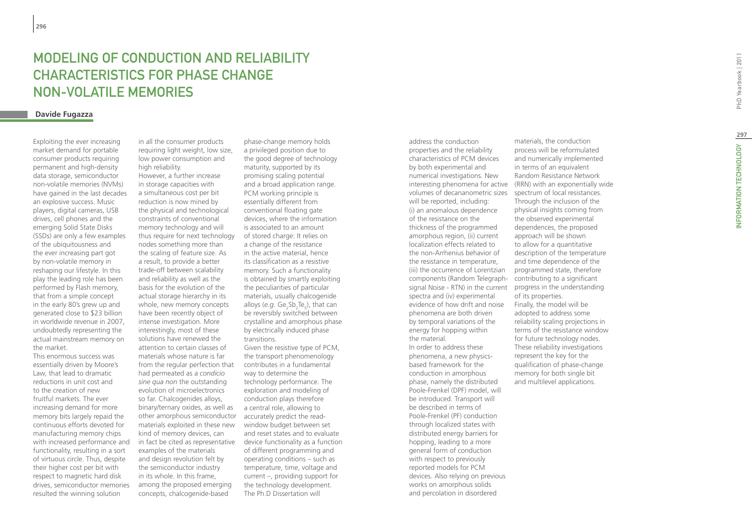# MODELING OF CONDUCTION AND RELIABILITY CHARACTERISTICS FOR PHASE CHANGE NON-VOLATILE MEMORIES

**Davide Fugazza**

Exploiting the ever increasing market demand for portable consumer products requiring permanent and high-density data storage, semiconductor non-volatile memories (NVMs) have gained in the last decades an explosive success. Music players, digital cameras, USB drives, cell phones and the emerging Solid State Disks (SSDs) are only a few examples of the ubiquitousness and the ever increasing part got by non-volatile memory in reshaping our lifestyle. In this play the leading role has been performed by Flash memory, that from a simple concept in the early 80's grew up and generated close to $23 billion in worldwide revenue in 2007, undoubtedly representing the actual mainstream memory on the market.

This enormous success was essentially driven by Moore's Law, that lead to dramatic reductions in unit cost and to the creation of new fruitful markets. The ever increasing demand for more memory bits largely repaid the continuous efforts devoted for manufacturing memory chips with increased performance and functionality, resulting in a sort of virtuous circle. Thus, despite their higher cost per bit with respect to magnetic hard disk drives, semiconductor memories resulted the winning solution in all the consumer products requiring light weight, low size, low power consumption and high reliability.

However, a further increase in storage capacities with a simultaneous cost per bit reduction is now mined by the physical and technological constraints of conventional memory technology and will thus require for next technology nodes something more than the scaling of feature size. As a result, to provide a better trade-off between scalability and reliability as well as the basis for the evolution of the actual storage hierarchy in its whole, new memory concepts have been recently object of intense investigation. More interestingly, most of these solutions have renewed the attention to certain classes of materials whose nature is far from the regular perfection that had permeated as a *condicio sine qua non* the outstanding evolution of microelectronics so far. Chalcogenides alloys, binary/ternary oxides, as well as other amorphous semiconductor materials exploited in these new kind of memory devices, can in fact be cited as representative examples of the materials and design revolution felt by the semiconductor industry in its whole. In this frame, among the proposed emerging concepts, chalcogenide-based phase-change memory holds a privileged position due to the good degree of technology maturity, supported by its promising scaling potential and a broad application range. PCM working principle is essentially different from conventional floating gate devices, where the information is associated to an amount of stored charge: It relies on a change of the resistance in the active material, hence its classification as a resistive memory. Such a functionality is obtained by smartly exploiting the peculiarities of particular materials, usually chalcogenide alloys (*e.g.* $Ge_2Sb_2Te_5$), that can be reversibly switched between crystalline and amorphous phase by electrically induced phase transitions.

Given the resistive type of PCM, the transport phenomenology contributes in a fundamental way to determine the technology performance. The exploration and modeling of conduction plays therefore a central role, allowing to accurately predict the read-window budget between set and reset states and to evaluate device functionality as a function of different programming and operating conditions – such as temperature, time, voltage and current –, providing support for the technology development.

The Ph.D Dissertation will address the conduction properties and the reliability characteristics of PCM devices by both experimental and numerical investigations. New interesting phenomena for active volumes of decananometric sizes will be reported, including: (i) an anomalous dependence of the resistance on the thickness of the programmed amorphous region, (ii) current localization effects related to the non-Arrhenius behavior of the resistance in temperature, (iii) the occurrence of Lorentzian components (Random Telegraph-signal Noise - RTN) in the current spectra and (iv) experimental evidence of how drift and noise phenomena are both driven by temporal variations of the energy for hopping within the material.

In order to address these phenomena, a new physics-based framework for the conduction in amorphous phase, namely the distributed Poole-Frenkel (DPF) model, will be introduced. Transport will be described in terms of Poole-Frenkel (PF) conduction through localized states with distributed energy barriers for hopping, leading to a more general form of conduction with respect to previously reported models for PCM devices. Also relying on previous works on amorphous solids and percolation in disordered materials, the conduction process will be reformulated and numerically implemented in terms of an equivalent Random Resistance Network (RRN) with an exponentially wide spectrum of local resistances. Through the inclusion of the physical insights coming from the observed experimental dependences, the proposed approach will be shown to allow for a quantitative description of the temperature and time dependence of the programmed state, therefore contributing to a significant progress in the understanding of its properties.

Finally, the model will be adopted to address some reliability scaling projections in terms of the resistance window for future technology nodes. These reliability investigations represent the key for the qualification of phase-change memory for both single bit and multilevel applications.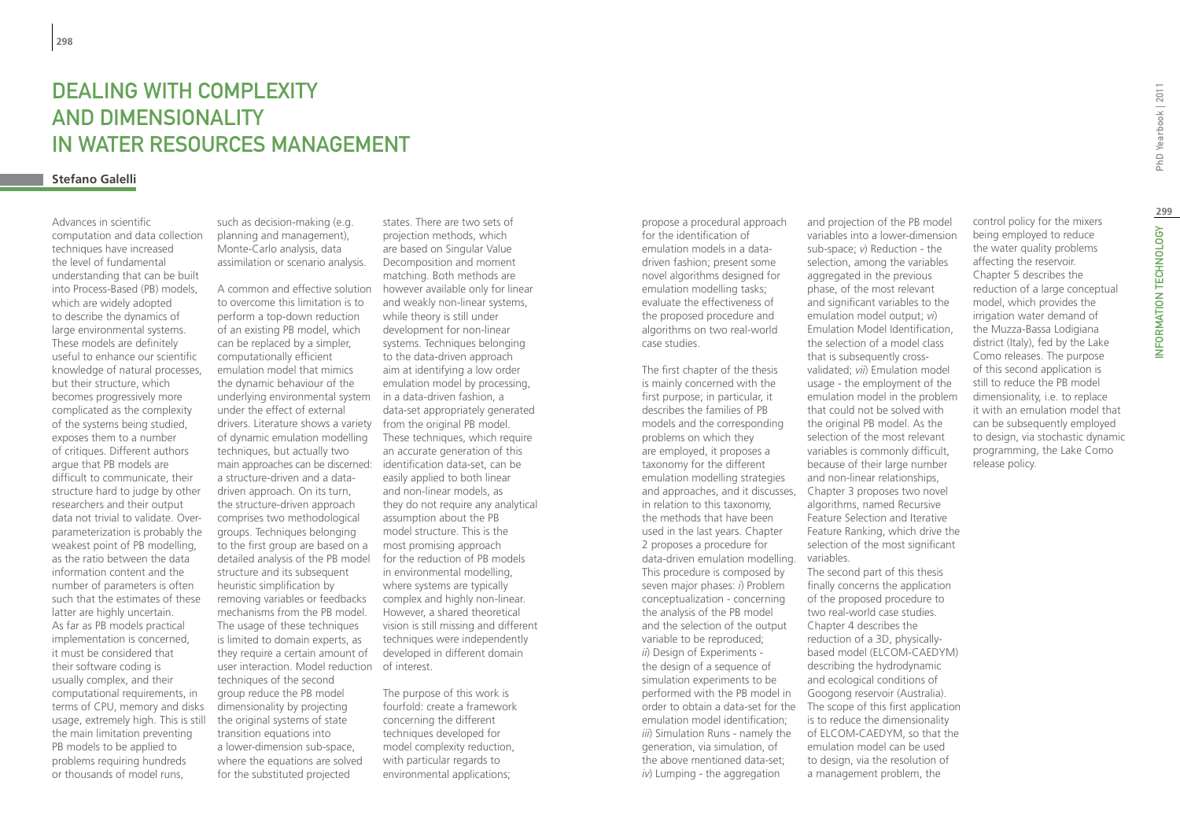# Dealing with Complexity and Dimensionality in Water Resources Management

**Stefano Galelli**

Advances in scientific computation and data collection techniques have increased the level of fundamental understanding that can be built into Process-Based (PB) models, which are widely adopted to describe the dynamics of large environmental systems. These models are definitely useful to enhance our scientific knowledge of natural processes, but their structure, which becomes progressively more complicated as the complexity of the systems being studied, exposes them to a number of critiques. Different authors argue that PB models are difficult to communicate, their structure hard to judge by other researchers and their output data not trivial to validate. Over-parameterization is probably the weakest point of PB modelling, as the ratio between the data information content and the number of parameters is often such that the estimates of these latter are highly uncertain. As far as PB models practical implementation is concerned, it must be considered that their software coding is usually complex, and their computational requirements, in terms of CPU, memory and disks usage, extremely high. This is still the main limitation preventing PB models to be applied to problems requiring hundreds or thousands of model runs, such as decision-making (e.g. planning and management), Monte-Carlo analysis, data assimilation or scenario analysis.

A common and effective solution to overcome this limitation is to perform a top-down reduction of an existing PB model, which can be replaced by a simpler, computationally efficient emulation model that mimics the dynamic behaviour of the underlying environmental system under the effect of external drivers. Literature shows a variety of dynamic emulation modelling techniques, but actually two main approaches can be discerned: a structure-driven and a data-driven approach. On its turn, the structure-driven approach comprises two methodological groups. Techniques belonging to the first group are based on a detailed analysis of the PB model structure and its subsequent heuristic simplification by removing variables or feedbacks mechanisms from the PB model. The usage of these techniques is limited to domain experts, as they require a certain amount of user interaction. Model reduction techniques of the second group reduce the PB model dimensionality by projecting the original systems of state transition equations into a lower-dimension sub-space, where the equations are solved for the substituted projected states. There are two sets of projection methods, which are based on Singular Value Decomposition and moment matching. Both methods are however available only for linear and weakly non-linear systems, while theory is still under development for non-linear systems. Techniques belonging to the data-driven approach aim at identifying a low order emulation model by processing, in a data-driven fashion, a data-set appropriately generated from the original PB model. These techniques, which require an accurate generation of this identification data-set, can be easily applied to both linear and non-linear models, as they do not require any analytical assumption about the PB model structure. This is the most promising approach for the reduction of PB models in environmental modelling, where systems are typically complex and highly non-linear. However, a shared theoretical vision is still missing and different techniques were independently developed in different domain of interest.

The purpose of this work is fourfold: create a framework concerning the different techniques developed for model complexity reduction, with particular regards to environmental applications; propose a procedural approach for the identification of emulation models in a data-driven fashion; present some novel algorithms designed for emulation modelling tasks; evaluate the effectiveness of the proposed procedure and algorithms on two real-world case studies.

The first chapter of the thesis is mainly concerned with the first purpose; in particular, it describes the families of PB models and the corresponding problems on which they are employed, it proposes a taxonomy for the different emulation modelling strategies and approaches, and it discusses, in relation to this taxonomy, the methods that have been used in the last years. Chapter 2 proposes a procedure for data-driven emulation modelling. This procedure is composed by seven major phases: *i*) Problem conceptualization - concerning the analysis of the PB model and the selection of the output variable to be reproduced; *ii*) Design of Experiments - the design of a sequence of simulation experiments to be performed with the PB model in order to obtain a data-set for the emulation model identification; *iii*) Simulation Runs - namely the generation, via simulation, of the above mentioned data-set; *iv*) Lumping - the aggregation and projection of the PB model variables into a lower-dimension sub-space; *v*) Reduction - the selection, among the variables aggregated in the previous phase, of the most relevant and significant variables to the emulation model output; *vi*) Emulation Model Identification, the selection of a model class that is subsequently cross-validated; *vii*) Emulation model usage - the employment of the emulation model in the problem that could not be solved with the original PB model. As the selection of the most relevant variables is commonly difficult, because of their large number and non-linear relationships, Chapter 3 proposes two novel algorithms, named Recursive Feature Selection and Iterative Feature Ranking, which drive the selection of the most significant variables.

The second part of this thesis finally concerns the application of the proposed procedure to two real-world case studies. Chapter 4 describes the reduction of a 3D, physically-based model (ELCOM-CAEDYM) describing the hydrodynamic and ecological conditions of Googong reservoir (Australia). The scope of this first application is to reduce the dimensionality of ELCOM-CAEDYM, so that the emulation model can be used to design, via the resolution of a management problem, the control policy for the mixers being employed to reduce the water quality problems affecting the reservoir. Chapter 5 describes the reduction of a large conceptual model, which provides the irrigation water demand of the Muzza-Bassa Lodigiana district (Italy), fed by the Lake Como releases. The purpose of this second application is still to reduce the PB model dimensionality, i.e. to replace it with an emulation model that can be subsequently employed to design, via stochastic dynamic programming, the Lake Como release policy.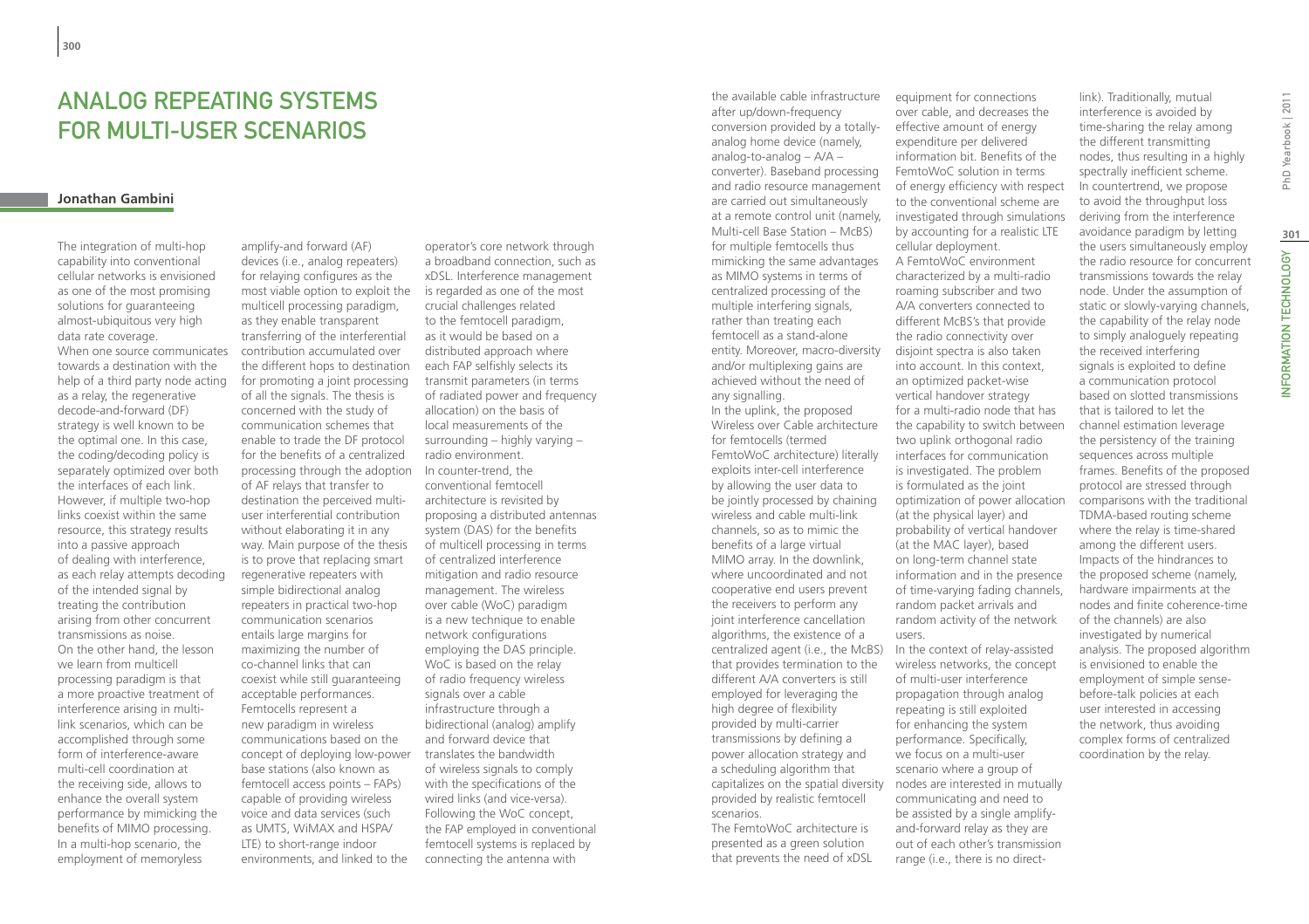# Analog Repeating Systems for Multi-User Scenarios

**Jonathan Gambini**

The integration of multi-hop capability into conventional cellular networks is envisioned as one of the most promising solutions for guaranteeing almost-ubiquitous very high data rate coverage.
When one source communicates towards a destination with the help of a third party node acting as a relay, the regenerative decode-and-forward (DF) strategy is well known to be the optimal one. In this case, the coding/decoding policy is separately optimized over both the interfaces of each link. However, if multiple two-hop links coexist within the same resource, this strategy results into a passive approach of dealing with interference, as each relay attempts decoding of the intended signal by treating the contribution arising from other concurrent transmissions as noise.
On the other hand, the lesson we learn from multicell processing paradigm is that a more proactive treatment of interference arising in multi-link scenarios, which can be accomplished through some form of interference-aware multi-cell coordination at the receiving side, allows to enhance the overall system performance by mimicking the benefits of MIMO processing. In a multi-hop scenario, the employment of memoryless amplify-and forward (AF) devices (i.e., analog repeaters) for relaying configures as the most viable option to exploit the multicell processing paradigm, as they enable transparent transferring of the interferential contribution accumulated over the different hops to destination for promoting a joint processing of all the signals. The thesis is concerned with the study of communication schemes that enable to trade the DF protocol for the benefits of a centralized processing through the adoption of AF relays that transfer to destination the perceived multi-user interferential contribution without elaborating it in any way. Main purpose of the thesis is to prove that replacing smart regenerative repeaters with simple bidirectional analog repeaters in practical two-hop communication scenarios entails large margins for maximizing the number of co-channel links that can coexist while still guaranteeing acceptable performances.
Femtocells represent a new paradigm in wireless communications based on the concept of deploying low-power base stations (also known as femtocell access points – FAPs) capable of providing wireless voice and data services (such as UMTS, WiMAX and HSPA/LTE) to short-range indoor environments, and linked to the operator's core network through a broadband connection, such as xDSL. Interference management is regarded as one of the most crucial challenges related to the femtocell paradigm, as it would be based on a distributed approach where each FAP selfishly selects its transmit parameters (in terms of radiated power and frequency allocation) on the basis of local measurements of the surrounding – highly varying – radio environment.
In counter-trend, the conventional femtocell architecture is revisited by proposing a distributed antennas system (DAS) for the benefits of multicell processing in terms of centralized interference mitigation and radio resource management. The wireless over cable (WoC) paradigm is a new technique to enable network configurations employing the DAS principle. WoC is based on the relay of radio frequency wireless signals over a cable infrastructure through a bidirectional (analog) amplify and forward device that translates the bandwidth of wireless signals to comply with the specifications of the wired links (and vice-versa). Following the WoC concept, the FAP employed in conventional femtocell systems is replaced by connecting the antenna with the available cable infrastructure after up/down-frequency conversion provided by a totally-analog home device (namely, analog-to-analog – A/A – converter). Baseband processing and radio resource management are carried out simultaneously at a remote control unit (namely, Multi-cell Base Station – McBS) for multiple femtocells thus mimicking the same advantages as MIMO systems in terms of centralized processing of the multiple interfering signals, rather than treating each femtocell as a stand-alone entity. Moreover, macro-diversity and/or multiplexing gains are achieved without the need of any signalling.
In the uplink, the proposed Wireless over Cable architecture for femtocells (termed FemtoWoC architecture) literally exploits inter-cell interference by allowing the user data to be jointly processed by chaining wireless and cable multi-link channels, so as to mimic the benefits of a large virtual MIMO array. In the downlink, where uncoordinated and not cooperative end users prevent the receivers to perform any joint interference cancellation algorithms, the existence of a centralized agent (i.e., the McBS) that provides termination to the different A/A converters is still employed for leveraging the high degree of flexibility provided by multi-carrier transmissions by defining a power allocation strategy and a scheduling algorithm that capitalizes on the spatial diversity provided by realistic femtocell scenarios.
The FemtoWoC architecture is presented as a green solution that prevents the need of xDSL equipment for connections over cable, and decreases the effective amount of energy expenditure per delivered information bit. Benefits of the FemtoWoC solution in terms of energy efficiency with respect to the conventional scheme are investigated through simulations by accounting for a realistic LTE cellular deployment.
A FemtoWoC environment characterized by a multi-radio roaming subscriber and two A/A converters connected to different McBS's that provide the radio connectivity over disjoint spectra is also taken into account. In this context, an optimized packet-wise vertical handover strategy for a multi-radio node that has the capability to switch between two uplink orthogonal radio interfaces for communication is investigated. The problem is formulated as the joint optimization of power allocation (at the physical layer) and probability of vertical handover (at the MAC layer), based on long-term channel state information and in the presence of time-varying fading channels, random packet arrivals and random activity of the network users.
In the context of relay-assisted wireless networks, the concept of multi-user interference propagation through analog repeating is still exploited for enhancing the system performance. Specifically, we focus on a multi-user scenario where a group of nodes are interested in mutually communicating and need to be assisted by a single amplify-and-forward relay as they are out of each other's transmission range (i.e., there is no direct-link). Traditionally, mutual interference is avoided by time-sharing the relay among the different transmitting nodes, thus resulting in a highly spectrally inefficient scheme. In countertrend, we propose to avoid the throughput loss deriving from the interference avoidance paradigm by letting the users simultaneously employ the radio resource for concurrent transmissions towards the relay node. Under the assumption of static or slowly-varying channels, the capability of the relay node to simply analoguely repeating the received interfering signals is exploited to define a communication protocol based on slotted transmissions that is tailored to let the channel estimation leverage the persistency of the training sequences across multiple frames. Benefits of the proposed protocol are stressed through comparisons with the traditional TDMA-based routing scheme where the relay is time-shared among the different users. Impacts of the hindrances to the proposed scheme (namely, hardware impairments at the nodes and finite coherence-time of the channels) are also investigated by numerical analysis. The proposed algorithm is envisioned to enable the employment of simple sense-before-talk policies at each user interested in accessing the network, thus avoiding complex forms of centralized coordination by the relay.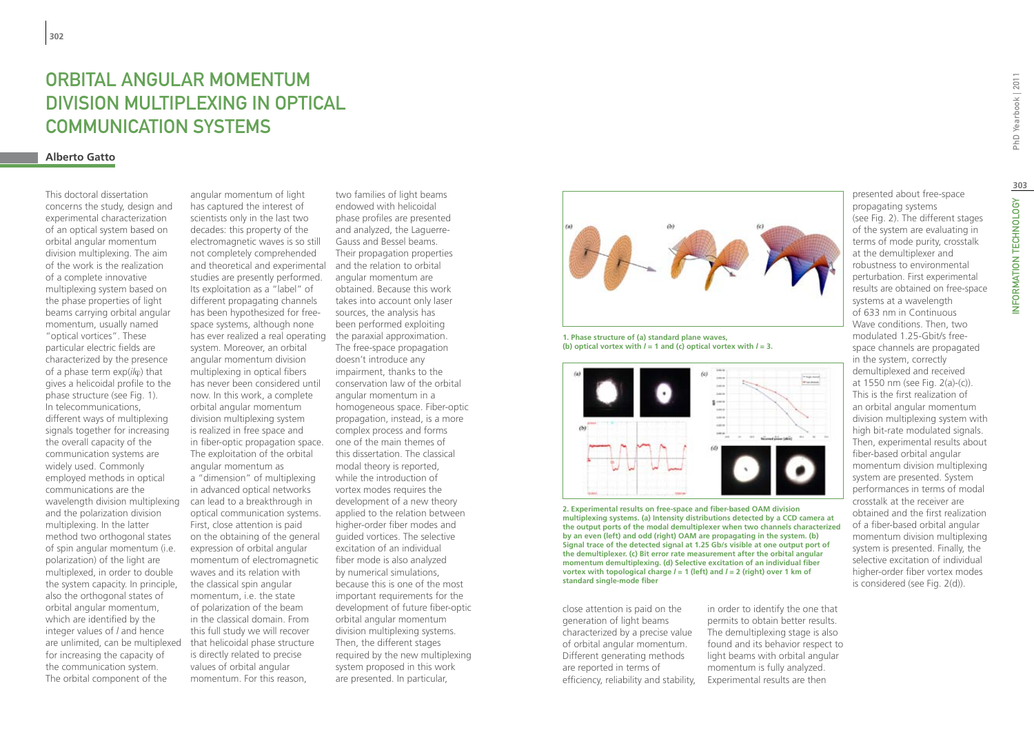# ORBITAL ANGULAR MOMENTUM DIVISION MULTIPLEXING IN OPTICAL COMMUNICATION SYSTEMS

**Alberto Gatto**

This doctoral dissertation concerns the study, design and experimental characterization of an optical system based on orbital angular momentum division multiplexing. The aim of the work is the realization of a complete innovative multiplexing system based on the phase properties of light beams carrying orbital angular momentum, usually named "optical vortices". These particular electric fields are characterized by the presence of a phase term $\exp(il\varphi)$ that gives a helicoidal profile to the phase structure (see Fig. 1). In telecommunications, different ways of multiplexing signals together for increasing the overall capacity of the communication systems are widely used. Commonly employed methods in optical communications are the wavelength division multiplexing and the polarization division multiplexing. In the latter method two orthogonal states of spin angular momentum (i.e. polarization) of the light are multiplexed, in order to double the system capacity. In principle, also the orthogonal states of orbital angular momentum, which are identified by the integer values of $l$ and hence are unlimited, can be multiplexed for increasing the capacity of the communication system. The orbital component of the angular momentum of light has captured the interest of scientists only in the last two decades: this property of the electromagnetic waves is so still not completely comprehended and theoretical and experimental studies are presently performed. Its exploitation as a "label" of different propagating channels has been hypothesized for free-space systems, although none has ever realized a real operating system. Moreover, an orbital angular momentum division multiplexing in optical fibers has never been considered until now. In this work, a complete orbital angular momentum division multiplexing system is realized in free space and in fiber-optic propagation space. The exploitation of the orbital angular momentum as a "dimension" of multiplexing in advanced optical networks can lead to a breakthrough in optical communication systems. First, close attention is paid on the obtaining of the general expression of orbital angular momentum of electromagnetic waves and its relation with the classical spin angular momentum, i.e. the state of polarization of the beam in the classical domain. From this full study we will recover that helicoidal phase structure is directly related to precise values of orbital angular momentum. For this reason, two families of light beams endowed with helicoidal phase profiles are presented and analyzed, the Laguerre-Gauss and Bessel beams. Their propagation properties and the relation to orbital angular momentum are obtained. Because this work takes into account only laser sources, the analysis has been performed exploiting the paraxial approximation. The free-space propagation doesn't introduce any impairment, thanks to the conservation law of the orbital angular momentum in a homogeneous space. Fiber-optic propagation, instead, is a more complex process and forms one of the main themes of this dissertation. The classical modal theory is reported, while the introduction of vortex modes requires the development of a new theory applied to the relation between higher-order fiber modes and guided vortices. The selective excitation of an individual fiber mode is also analyzed by numerical simulations, because this is one of the most important requirements for the development of future fiber-optic orbital angular momentum division multiplexing systems. Then, the different stages required by the new multiplexing system proposed in this work are presented. In particular, close attention is paid on the generation of light beams characterized by a precise value of orbital angular momentum. Different generating methods are reported in terms of efficiency, reliability and stability, in order to identify the one that permits to obtain better results. The demultiplexing stage is also found and its behavior respect to light beams with orbital angular momentum is fully analyzed. Experimental results are then presented about free-space propagating systems (see Fig. 2). The different stages of the system are evaluating in terms of mode purity, crosstalk at the demultiplexer and robustness to environmental perturbation. First experimental results are obtained on free-space systems at a wavelength of 633 nm in Continuous Wave conditions. Then, two modulated 1.25-Gbit/s free-space channels are propagated in the system, correctly demultiplexed and received at 1550 nm (see Fig. 2(a)-(c)). This is the first realization of an orbital angular momentum division multiplexing system with high bit-rate modulated signals. Then, experimental results about fiber-based orbital angular momentum division multiplexing system are presented. System performances in terms of modal crosstalk at the receiver are obtained and the first realization of a fiber-based orbital angular momentum division multiplexing system is presented. Finally, the selective excitation of individual higher-order fiber vortex modes is considered (see Fig. 2(d)).

**1. Phase structure of (a) standard plane waves, (b) optical vortex with $l = 1$ and (c) optical vortex with $l = 3$.**

**2. Experimental results on free-space and fiber-based OAM division multiplexing systems. (a) Intensity distributions detected by a CCD camera at the output ports of the modal demultiplexer when two channels characterized by an even (left) and odd (right) OAM are propagating in the system. (b) Signal trace of the detected signal at 1.25 Gb/s visible at one output port of the demultiplexer. (c) Bit error rate measurement after the orbital angular momentum demultiplexing. (d) Selective excitation of an individual fiber vortex with topological charge $l = 1$ (left) and $l = 2$ (right) over 1 km of standard single-mode fiber**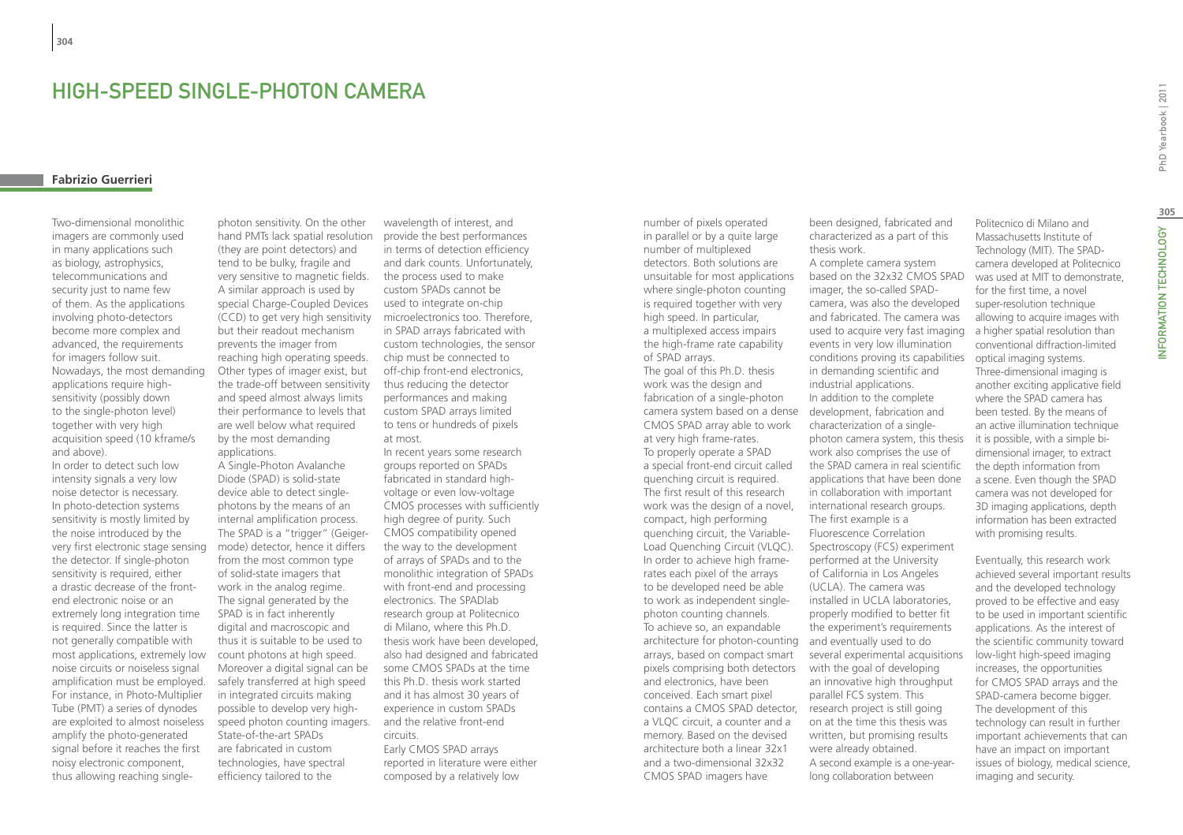# HIGH-SPEED SINGLE-PHOTON CAMERA

**Fabrizio Guerrieri**

Two-dimensional monolithic imagers are commonly used in many applications such as biology, astrophysics, telecommunications and security just to name few of them. As the applications involving photo-detectors become more complex and advanced, the requirements for imagers follow suit. Nowadays, the most demanding applications require high-sensitivity (possibly down to the single-photon level) together with very high acquisition speed (10 kframe/s and above).

In order to detect such low intensity signals a very low noise detector is necessary. In photo-detection systems sensitivity is mostly limited by the noise introduced by the very first electronic stage sensing the detector. If single-photon sensitivity is required, either a drastic decrease of the front-end electronic noise or an extremely long integration time is required. Since the latter is not generally compatible with most applications, extremely low noise circuits or noiseless signal amplification must be employed. For instance, in Photo-Multiplier Tube (PMT) a series of dynodes are exploited to almost noiseless amplify the photo-generated signal before it reaches the first noisy electronic component, thus allowing reaching single-photon sensitivity. On the other hand PMTs lack spatial resolution (they are point detectors) and tend to be bulky, fragile and very sensitive to magnetic fields. A similar approach is used by special Charge-Coupled Devices (CCD) to get very high sensitivity but their readout mechanism prevents the imager from reaching high operating speeds. Other types of imager exist, but the trade-off between sensitivity and speed almost always limits their performance to levels that are well below what required by the most demanding applications.

A Single-Photon Avalanche Diode (SPAD) is solid-state device able to detect single-photons by the means of an internal amplification process. The SPAD is a "trigger" (Geiger-mode) detector, hence it differs from the most common type of solid-state imagers that work in the analog regime. The signal generated by the SPAD is in fact inherently digital and macroscopic and thus it is suitable to be used to count photons at high speed. Moreover a digital signal can be safely transferred at high speed in integrated circuits making possible to develop very high-speed photon counting imagers.

State-of-the-art SPADs are fabricated in custom technologies, have spectral efficiency tailored to the wavelength of interest, and provide the best performances in terms of detection efficiency and dark counts. Unfortunately, the process used to make custom SPADs cannot be used to integrate on-chip microelectronics too. Therefore, in SPAD arrays fabricated with custom technologies, the sensor chip must be connected to off-chip front-end electronics, thus reducing the detector performances and making custom SPAD arrays limited to tens or hundreds of pixels at most.

In recent years some research groups reported on SPADs fabricated in standard high-voltage or even low-voltage CMOS processes with sufficiently high degree of purity. Such CMOS compatibility opened the way to the development of arrays of SPADs and to the monolithic integration of SPADs with front-end and processing electronics. The SPADlab research group at Politecnico di Milano, where this Ph.D. thesis work have been developed, also had designed and fabricated some CMOS SPADs at the time this Ph.D. thesis work started and it has almost 30 years of experience in custom SPADs and the relative front-end circuits.

Early CMOS SPAD arrays reported in literature were either composed by a relatively low number of pixels operated in parallel or by a quite large number of multiplexed detectors. Both solutions are unsuitable for most applications where single-photon counting is required together with very high speed. In particular, a multiplexed access impairs the high-frame rate capability of SPAD arrays.

The goal of this Ph.D. thesis work was the design and fabrication of a single-photon camera system based on a dense CMOS SPAD array able to work at very high frame-rates.

To properly operate a SPAD a special front-end circuit called quenching circuit is required. The first result of this research work was the design of a novel, compact, high performing quenching circuit, the Variable-Load Quenching Circuit (VLQC). In order to achieve high frame-rates each pixel of the arrays to be developed need be able to work as independent single-photon counting channels.

To achieve so, an expandable architecture for photon-counting arrays, based on compact smart pixels comprising both detectors and electronics, have been conceived. Each smart pixel contains a CMOS SPAD detector, a VLQC circuit, a counter and a memory. Based on the devised architecture both a linear 32x1 and a two-dimensional 32x32 CMOS SPAD imagers have been designed, fabricated and characterized as a part of this thesis work.

A complete camera system based on the 32x32 CMOS SPAD imager, the so-called SPAD-camera, was also the developed and fabricated. The camera was used to acquire very fast imaging events in very low illumination conditions proving its capabilities in demanding scientific and industrial applications.

In addition to the complete development, fabrication and characterization of a single-photon camera system, this thesis work also comprises the use of the SPAD camera in real scientific applications that have been done in collaboration with important international research groups.

The first example is a Fluorescence Correlation Spectroscopy (FCS) experiment performed at the University of California in Los Angeles (UCLA). The camera was installed in UCLA laboratories, properly modified to better fit the experiment's requirements and eventually used to do several experimental acquisitions with the goal of developing an innovative high throughput parallel FCS system. This research project is still going on at the time this thesis was written, but promising results were already obtained.

A second example is a one-year-long collaboration between Politecnico di Milano and Massachusetts Institute of Technology (MIT). The SPAD-camera developed at Politecnico was used at MIT to demonstrate, for the first time, a novel super-resolution technique allowing to acquire images with a higher spatial resolution than conventional diffraction-limited optical imaging systems.

Three-dimensional imaging is another exciting applicative field where the SPAD camera has been tested. By the means of an active illumination technique it is possible, with a simple bi-dimensional imager, to extract the depth information from a scene. Even though the SPAD camera was not developed for 3D imaging applications, depth information has been extracted with promising results.

Eventually, this research work achieved several important results and the developed technology proved to be effective and easy to be used in important scientific applications. As the interest of the scientific community toward low-light high-speed imaging increases, the opportunities for CMOS SPAD arrays and the SPAD-camera become bigger. The development of this technology can result in further important achievements that can have an impact on important issues of biology, medical science, imaging and security.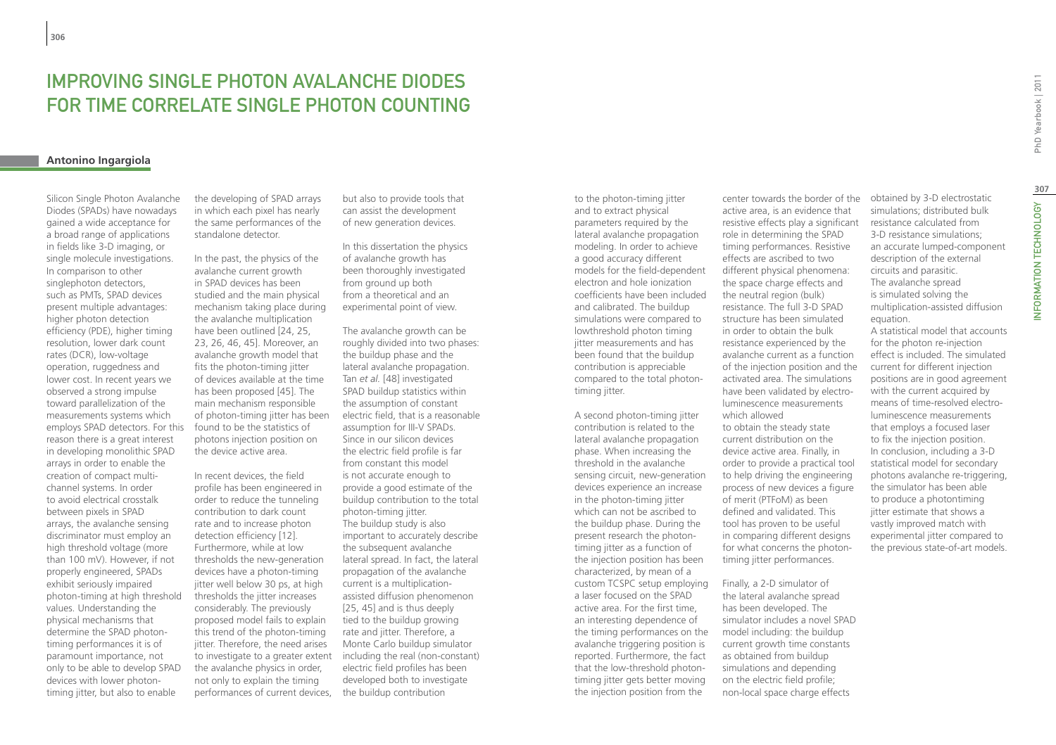# IMPROVING SINGLE PHOTON AVALANCHE DIODES FOR TIME CORRELATE SINGLE PHOTON COUNTING

**Antonino Ingargiola**

Silicon Single Photon Avalanche Diodes (SPADs) have nowadays gained a wide acceptance for a broad range of applications in fields like 3-D imaging, or single molecule investigations. In comparison to other singlephoton detectors, such as PMTs, SPAD devices present multiple advantages: higher photon detection efficiency (PDE), higher timing resolution, lower dark count rates (DCR), low-voltage operation, ruggedness and lower cost. In recent years we observed a strong impulse toward parallelization of the measurements systems which employs SPAD detectors. For this reason there is a great interest in developing monolithic SPAD arrays in order to enable the creation of compact multi-channel systems. In order to avoid electrical crosstalk between pixels in SPAD arrays, the avalanche sensing discriminator must employ an high threshold voltage (more than 100 mV). However, if not properly engineered, SPADs exhibit seriously impaired photon-timing at high threshold values. Understanding the physical mechanisms that determine the SPAD photon-timing performances it is of paramount importance, not only to be able to develop SPAD devices with lower photon-timing jitter, but also to enable the developing of SPAD arrays in which each pixel has nearly the same performances of the standalone detector.

In the past, the physics of the avalanche current growth in SPAD devices has been studied and the main physical mechanism taking place during the avalanche multiplication have been outlined [24, 25, 23, 26, 46, 45]. Moreover, an avalanche growth model that fits the photon-timing jitter of devices available at the time has been proposed [45]. The main mechanism responsible of photon-timing jitter has been found to be the statistics of photons injection position on the device active area.

In recent devices, the field profile has been engineered in order to reduce the tunneling contribution to dark count rate and to increase photon detection efficiency [12]. Furthermore, while at low thresholds the new-generation devices have a photon-timing jitter well below 30 ps, at high thresholds the jitter increases considerably. The previously proposed model fails to explain this trend of the photon-timing jitter. Therefore, the need arises to investigate to a greater extent the avalanche physics in order, not only to explain the timing performances of current devices, but also to provide tools that can assist the development of new generation devices.

In this dissertation the physics of avalanche growth has been thoroughly investigated from ground up both from a theoretical and an experimental point of view.

The avalanche growth can be roughly divided into two phases: the buildup phase and the lateral avalanche propagation. Tan *et al.* [48] investigated SPAD buildup statistics within the assumption of constant electric field, that is a reasonable assumption for III-V SPADs. Since in our silicon devices the electric field profile is far from constant this model is not accurate enough to provide a good estimate of the buildup contribution to the total photon-timing jitter. The buildup study is also important to accurately describe the subsequent avalanche lateral spread. In fact, the lateral propagation of the avalanche current is a multiplication-assisted diffusion phenomenon [25, 45] and is thus deeply tied to the buildup growing rate and jitter. Therefore, a Monte Carlo buildup simulator including the real (non-constant) electric field profiles has been developed both to investigate the buildup contribution to the photon-timing jitter and to extract physical parameters required by the lateral avalanche propagation modeling. In order to achieve a good accuracy different models for the field-dependent electron and hole ionization coefficients have been included and calibrated. The buildup simulations were compared to lowthreshold photon timing jitter measurements and has been found that the buildup contribution is appreciable compared to the total photon-timing jitter.

A second photon-timing jitter contribution is related to the lateral avalanche propagation phase. When increasing the threshold in the avalanche sensing circuit, new-generation devices experience an increase in the photon-timing jitter which can not be ascribed to the buildup phase. During the present research the photon-timing jitter as a function of the injection position has been characterized, by mean of a custom TCSPC setup employing a laser focused on the SPAD active area. For the first time, an interesting dependence of the timing performances on the avalanche triggering position is reported. Furthermore, the fact that the low-threshold photon-timing jitter gets better moving the injection position from the center towards the border of the active area, is an evidence that resistive effects play a significant role in determining the SPAD timing performances. Resistive effects are ascribed to two different physical phenomena: the space charge effects and the neutral region (bulk) resistance. The full 3-D SPAD structure has been simulated in order to obtain the bulk resistance experienced by the avalanche current as a function of the injection position and the activated area. The simulations have been validated by electro-luminescence measurements which allowed to obtain the steady state current distribution on the device active area. Finally, in order to provide a practical tool to help driving the engineering process of new devices a figure of merit (PTFoM) as been defined and validated. This tool has proven to be useful in comparing different designs for what concerns the photon-timing jitter performances.

Finally, a 2-D simulator of the lateral avalanche spread has been developed. The simulator includes a novel SPAD model including: the buildup current growth time constants as obtained from buildup simulations and depending on the electric field profile; non-local space charge effects obtained by 3-D electrostatic simulations; distributed bulk resistance calculated from 3-D resistance simulations; an accurate lumped-component description of the external circuits and parasitic. The avalanche spread is simulated solving the multiplication-assisted diffusion equation.

A statistical model that accounts for the photon re-injection effect is included. The simulated current for different injection positions are in good agreement with the current acquired by means of time-resolved electro-luminescence measurements that employs a focused laser to fix the injection position. In conclusion, including a 3-D statistical model for secondary photons avalanche re-triggering, the simulator has been able to produce a photontiming jitter estimate that shows a vastly improved match with experimental jitter compared to the previous state-of-art models.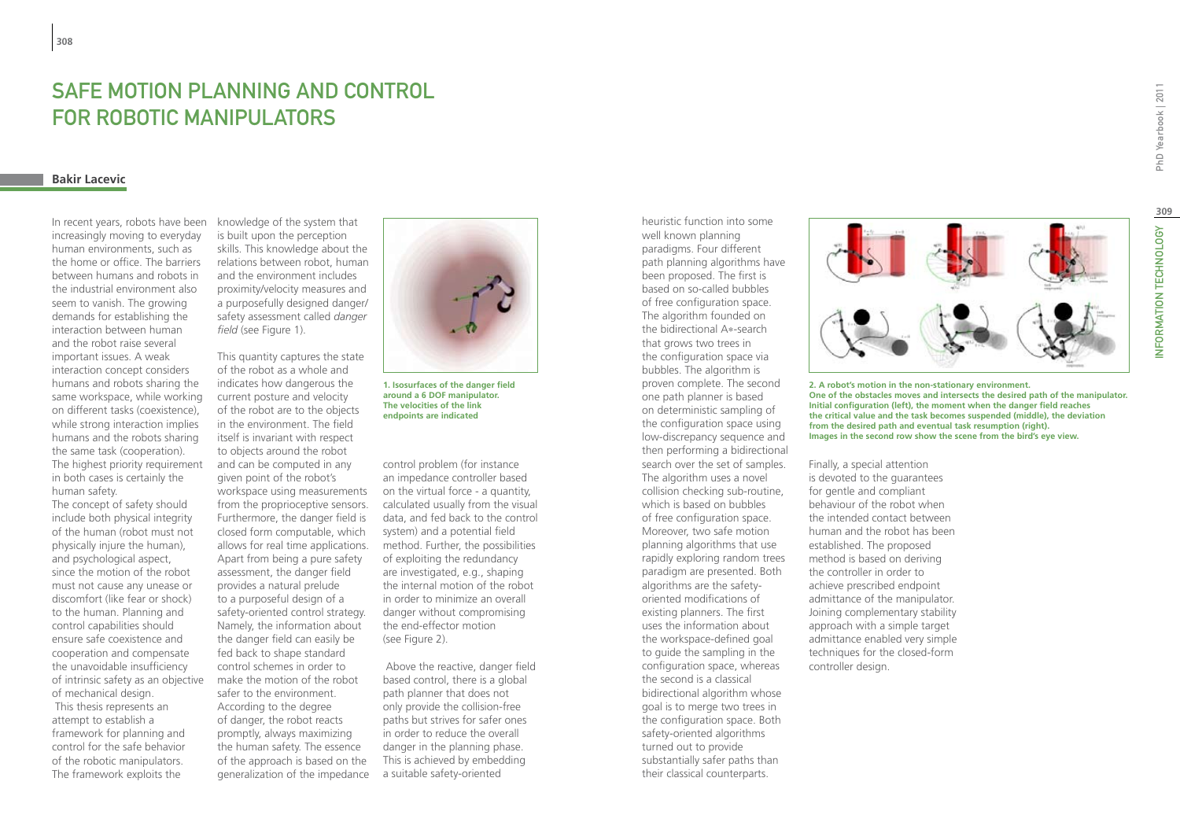# SAFE MOTION PLANNING AND CONTROL FOR ROBOTIC MANIPULATORS

**Bakir Lacevic**

In recent years, robots have been increasingly moving to everyday human environments, such as the home or office. The barriers between humans and robots in the industrial environment also seem to vanish. The growing demands for establishing the interaction between human and the robot raise several important issues. A weak interaction concept considers humans and robots sharing the same workspace, while working on different tasks (coexistence), while strong interaction implies humans and the robots sharing the same task (cooperation). The highest priority requirement in both cases is certainly the human safety.

The concept of safety should include both physical integrity of the human (robot must not physically injure the human), and psychological aspect, since the motion of the robot must not cause any unease or discomfort (like fear or shock) to the human. Planning and control capabilities should ensure safe coexistence and cooperation and compensate the unavoidable insufficiency of intrinsic safety as an objective of mechanical design.

This thesis represents an attempt to establish a framework for planning and control for the safe behavior of the robotic manipulators. The framework exploits the knowledge of the system that is built upon the perception skills. This knowledge about the relations between robot, human and the environment includes proximity/velocity measures and a purposefully designed danger/safety assessment called *danger field* (see Figure 1).

This quantity captures the state of the robot as a whole and indicates how dangerous the current posture and velocity of the robot are to the objects in the environment. The field itself is invariant with respect to objects around the robot and can be computed in any given point of the robot's workspace using measurements from the proprioceptive sensors. Furthermore, the danger field is closed form computable, which allows for real time applications. Apart from being a pure safety assessment, the danger field provides a natural prelude to a purposeful design of a safety-oriented control strategy. Namely, the information about the danger field can easily be fed back to shape standard control schemes in order to make the motion of the robot safer to the environment. According to the degree of danger, the robot reacts promptly, always maximizing the human safety. The essence of the approach is based on the generalization of the impedance control problem (for instance an impedance controller based on the virtual force - a quantity, calculated usually from the visual data, and fed back to the control system) and a potential field method. Further, the possibilities of exploiting the redundancy are investigated, e.g., shaping the internal motion of the robot in order to minimize an overall danger without compromising the end-effector motion (see Figure 2).

**1. Isosurfaces of the danger field around a 6 DOF manipulator. The velocities of the link endpoints are indicated**

Above the reactive, danger field based control, there is a global path planner that does not only provide the collision-free paths but strives for safer ones in order to reduce the overall danger in the planning phase. This is achieved by embedding a suitable safety-oriented heuristic function into some well known planning paradigms. Four different path planning algorithms have been proposed. The first is based on so-called bubbles of free configuration space. The algorithm founded on the bidirectional A*-search that grows two trees in the configuration space via bubbles. The algorithm is proven complete. The second one path planner is based on deterministic sampling of the configuration space using low-discrepancy sequence and then performing a bidirectional search over the set of samples. The algorithm uses a novel collision checking sub-routine, which is based on bubbles of free configuration space. Moreover, two safe motion planning algorithms that use rapidly exploring random trees paradigm are presented. Both algorithms are the safety-oriented modifications of existing planners. The first uses the information about the workspace-defined goal to guide the sampling in the configuration space, whereas the second is a classical bidirectional algorithm whose goal is to merge two trees in the configuration space. Both safety-oriented algorithms turned out to provide substantially safer paths than their classical counterparts.

**2. A robot's motion in the non-stationary environment. One of the obstacles moves and intersects the desired path of the manipulator. Initial configuration (left), the moment when the danger field reaches the critical value and the task becomes suspended (middle), the deviation from the desired path and eventual task resumption (right). Images in the second row show the scene from the bird's eye view.**

Finally, a special attention is devoted to the guarantees for gentle and compliant behaviour of the robot when the intended contact between human and the robot has been established. The proposed method is based on deriving the controller in order to achieve prescribed endpoint admittance of the manipulator. Joining complementary stability approach with a simple target admittance enabled very simple techniques for the closed-form controller design.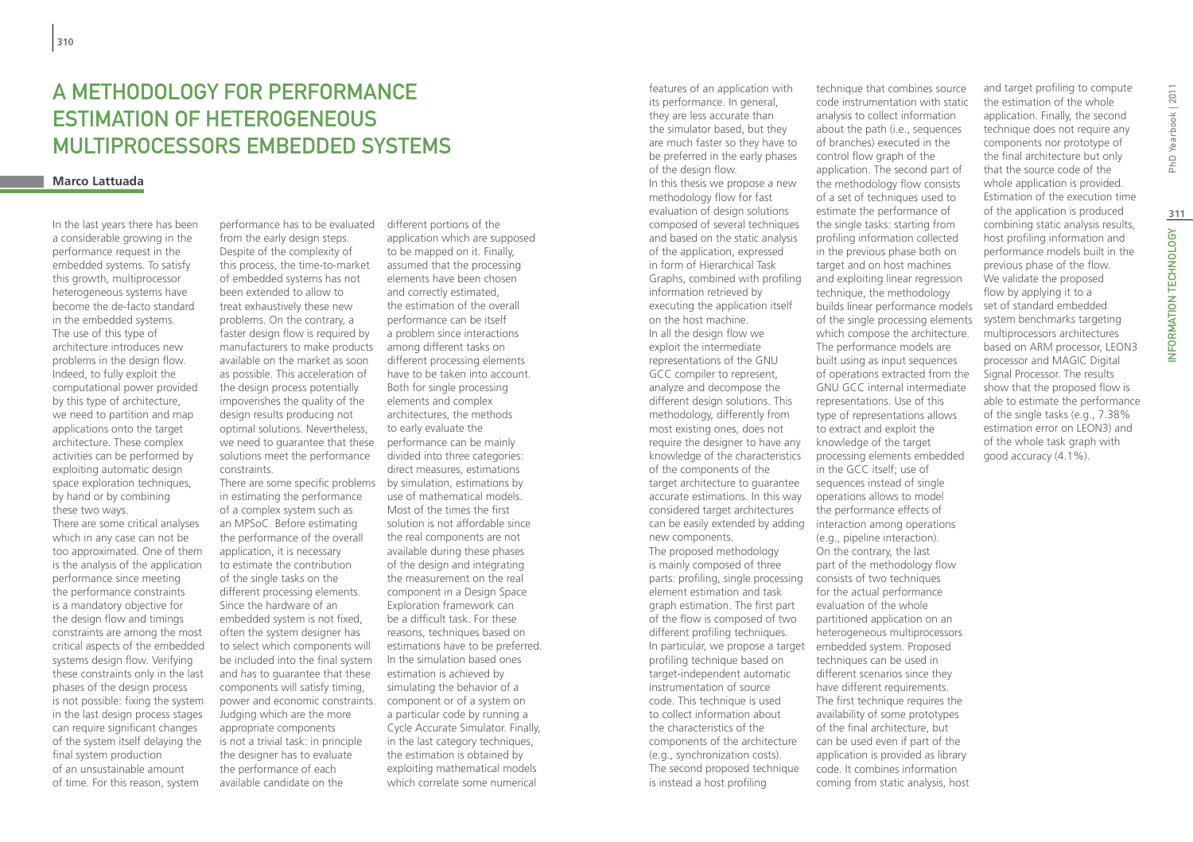# A METHODOLOGY FOR PERFORMANCE ESTIMATION OF HETEROGENEOUS MULTIPROCESSORS EMBEDDED SYSTEMS

**Marco Lattuada**

In the last years there has been a considerable growing in the performance request in the embedded systems. To satisfy this growth, multiprocessor heterogeneous systems have become the de-facto standard in the embedded systems. The use of this type of architecture introduces new problems in the design flow. Indeed, to fully exploit the computational power provided by this type of architecture, we need to partition and map applications onto the target architecture. These complex activities can be performed by exploiting automatic design space exploration techniques, by hand or by combining these two ways.

There are some critical analyses which in any case can not be too approximated. One of them is the analysis of the application performance since meeting the performance constraints is a mandatory objective for the design flow and timings constraints are among the most critical aspects of the embedded systems design flow. Verifying these constraints only in the last phases of the design process is not possible: fixing the system in the last design process stages can require significant changes of the system itself delaying the final system production of an unsustainable amount of time. For this reason, system performance has to be evaluated from the early design steps. Despite of the complexity of this process, the time-to-market of embedded systems has not been extended to allow to treat exhaustively these new problems. On the contrary, a faster design flow is required by manufacturers to make products available on the market as soon as possible. This acceleration of the design process potentially impoverishes the quality of the design results producing not optimal solutions. Nevertheless, we need to guarantee that these solutions meet the performance constraints.

There are some specific problems in estimating the performance of a complex system such as an MPSoC. Before estimating the performance of the overall application, it is necessary to estimate the contribution of the single tasks on the different processing elements. Since the hardware of an embedded system is not fixed, often the system designer has to select which components will be included into the final system and has to guarantee that these components will satisfy timing, power and economic constraints. Judging which are the more appropriate components is not a trivial task: in principle the designer has to evaluate the performance of each available candidate on the different portions of the application which are supposed to be mapped on it. Finally, assumed that the processing elements have been chosen and correctly estimated, the estimation of the overall performance can be itself a problem since interactions among different tasks on different processing elements have to be taken into account. Both for single processing elements and complex architectures, the methods to early evaluate the performance can be mainly divided into three categories: direct measures, estimations by simulation, estimations by use of mathematical models. Most of the times the first solution is not affordable since the real components are not available during these phases of the design and integrating the measurement on the real component in a Design Space Exploration framework can be a difficult task. For these reasons, techniques based on estimations have to be preferred. In the simulation based ones estimation is achieved by simulating the behavior of a component or of a system on a particular code by running a Cycle Accurate Simulator. Finally, in the last category techniques, the estimation is obtained by exploiting mathematical models which correlate some numerical features of an application with its performance. In general, they are less accurate than the simulator based, but they are much faster so they have to be preferred in the early phases of the design flow.

In this thesis we propose a new methodology flow for fast evaluation of design solutions composed of several techniques and based on the static analysis of the application, expressed in form of Hierarchical Task Graphs, combined with profiling information retrieved by executing the application itself on the host machine. In all the design flow we exploit the intermediate representations of the GNU GCC compiler to represent, analyze and decompose the different design solutions. This methodology, differently from most existing ones, does not require the designer to have any knowledge of the characteristics of the components of the target architecture to guarantee accurate estimations. In this way considered target architectures can be easily extended by adding new components.

The proposed methodology is mainly composed of three parts: profiling, single processing element estimation and task graph estimation. The first part of the flow is composed of two different profiling techniques. In particular, we propose a target profiling technique based on target-independent automatic instrumentation of source code. This technique is used to collect information about the characteristics of the components of the architecture (e.g., synchronization costs). The second proposed technique is instead a host profiling technique that combines source code instrumentation with static analysis to collect information about the path (i.e., sequences of branches) executed in the control flow graph of the application. The second part of the methodology flow consists of a set of techniques used to estimate the performance of the single tasks: starting from profiling information collected in the previous phase both on target and on host machines and exploiting linear regression technique, the methodology builds linear performance models of the single processing elements which compose the architecture. The performance models are built using as input sequences of operations extracted from the GNU GCC internal intermediate representations. Use of this type of representations allows to extract and exploit the knowledge of the target processing elements embedded in the GCC itself; use of sequences instead of single operations allows to model the performance effects of interaction among operations (e.g., pipeline interaction). On the contrary, the last part of the methodology flow consists of two techniques for the actual performance evaluation of the whole partitioned application on an heterogeneous multiprocessors embedded system. Proposed techniques can be used in different scenarios since they have different requirements. The first technique requires the availability of some prototypes of the final architecture, but can be used even if part of the application is provided as library code. It combines information coming from static analysis, host and target profiling to compute the estimation of the whole application. Finally, the second technique does not require any components nor prototype of the final architecture but only that the source code of the whole application is provided. Estimation of the execution time of the application is produced combining static analysis results, host profiling information and performance models built in the previous phase of the flow. We validate the proposed flow by applying it to a set of standard embedded system benchmarks targeting multiprocessors architectures based on ARM processor, LEON3 processor and MAGIC Digital Signal Processor. The results show that the proposed flow is able to estimate the performance of the single tasks (e.g., 7.38% estimation error on LEON3) and of the whole task graph with good accuracy (4.1%).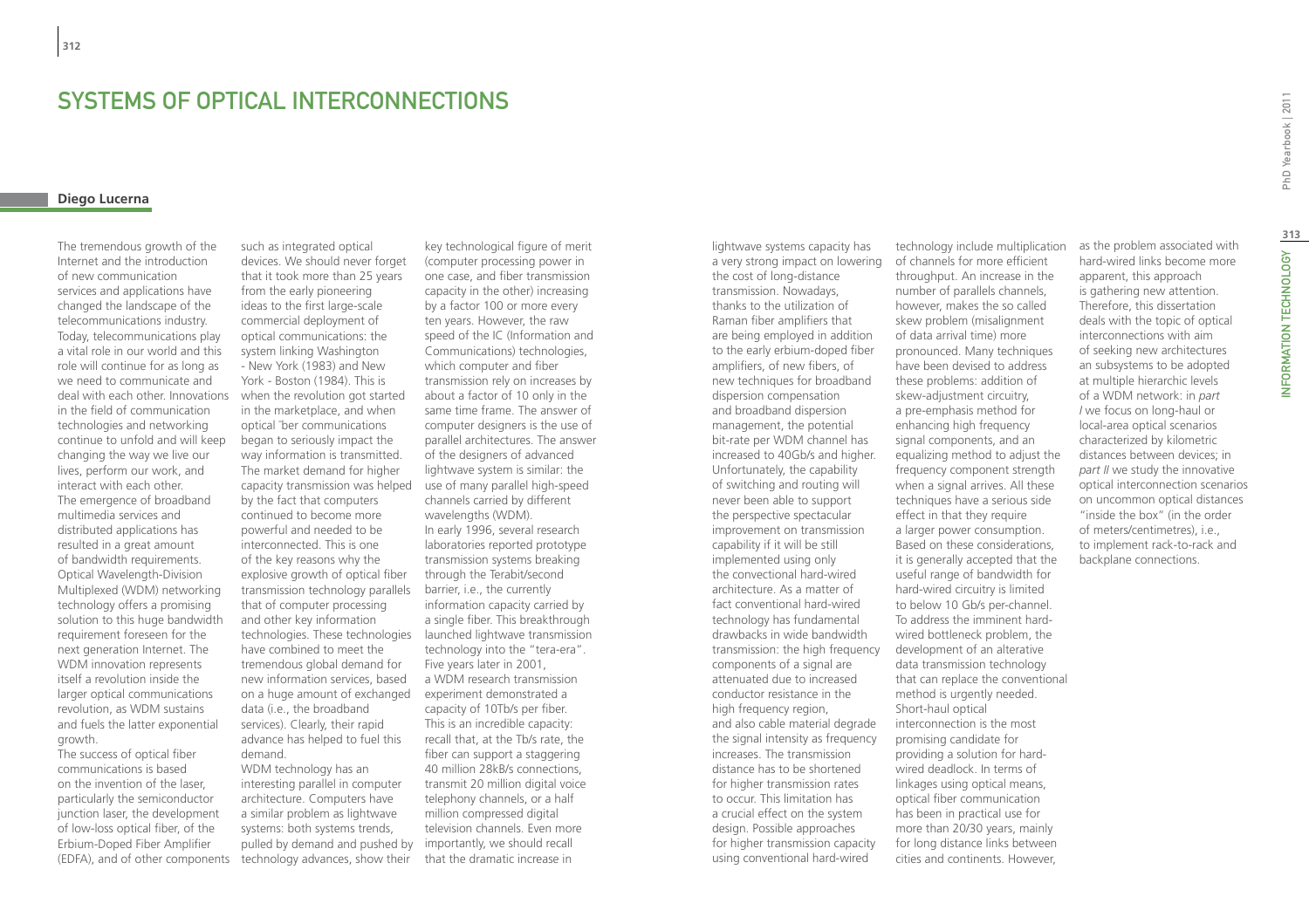# SYSTEMS OF OPTICAL INTERCONNECTIONS

**Diego Lucerna**

The tremendous growth of the Internet and the introduction of new communication services and applications have changed the landscape of the telecommunications industry. Today, telecommunications play a vital role in our world and this role will continue for as long as we need to communicate and deal with each other. Innovations in the field of communication technologies and networking continue to unfold and will keep changing the way we live our lives, perform our work, and interact with each other.
The emergence of broadband multimedia services and distributed applications has resulted in a great amount of bandwidth requirements. Optical Wavelength-Division Multiplexed (WDM) networking technology offers a promising solution to this huge bandwidth requirement foreseen for the next generation Internet. The WDM innovation represents itself a revolution inside the larger optical communications revolution, as WDM sustains and fuels the latter exponential growth.
The success of optical fiber communications is based on the invention of the laser, particularly the semiconductor junction laser, the development of low-loss optical fiber, of the Erbium-Doped Fiber Amplifier (EDFA), and of other components such as integrated optical devices. We should never forget that it took more than 25 years from the early pioneering ideas to the first large-scale commercial deployment of optical communications: the system linking Washington - New York (1983) and New York - Boston (1984). This is when the revolution got started in the marketplace, and when optical ﬁber communications began to seriously impact the way information is transmitted. The market demand for higher capacity transmission was helped by the fact that computers continued to become more powerful and needed to be interconnected. This is one of the key reasons why the explosive growth of optical fiber transmission technology parallels that of computer processing and other key information technologies. These technologies have combined to meet the tremendous global demand for new information services, based on a huge amount of exchanged data (i.e., the broadband services). Clearly, their rapid advance has helped to fuel this demand.
WDM technology has an interesting parallel in computer architecture. Computers have a similar problem as lightwave systems: both systems trends, pulled by demand and pushed by technology advances, show their key technological figure of merit (computer processing power in one case, and fiber transmission capacity in the other) increasing by a factor 100 or more every ten years. However, the raw speed of the IC (Information and Communications) technologies, which computer and fiber transmission rely on increases by about a factor of 10 only in the same time frame. The answer of computer designers is the use of parallel architectures. The answer of the designers of advanced lightwave system is similar: the use of many parallel high-speed channels carried by different wavelengths (WDM).
In early 1996, several research laboratories reported prototype transmission systems breaking through the Terabit/second barrier, i.e., the currently information capacity carried by a single fiber. This breakthrough launched lightwave transmission technology into the "tera-era". Five years later in 2001, a WDM research transmission experiment demonstrated a capacity of 10Tb/s per fiber. This is an incredible capacity: recall that, at the Tb/s rate, the fiber can support a staggering 40 million 28kB/s connections, transmit 20 million digital voice telephony channels, or a half million compressed digital television channels. Even more importantly, we should recall that the dramatic increase in lightwave systems capacity has a very strong impact on lowering the cost of long-distance transmission. Nowadays, thanks to the utilization of Raman fiber amplifiers that are being employed in addition to the early erbium-doped fiber amplifiers, of new fibers, of new techniques for broadband dispersion compensation and broadband dispersion management, the potential bit-rate per WDM channel has increased to 40Gb/s and higher. Unfortunately, the capability of switching and routing will never been able to support the perspective spectacular improvement on transmission capability if it will be still implemented using only the convectional hard-wired architecture. As a matter of fact conventional hard-wired technology has fundamental drawbacks in wide bandwidth transmission: the high frequency components of a signal are attenuated due to increased conductor resistance in the high frequency region, and also cable material degrade the signal intensity as frequency increases. The transmission distance has to be shortened for higher transmission rates to occur. This limitation has a crucial effect on the system design. Possible approaches for higher transmission capacity using conventional hard-wired technology include multiplication of channels for more efficient throughput. An increase in the number of parallels channels, however, makes the so called skew problem (misalignment of data arrival time) more pronounced. Many techniques have been devised to address these problems: addition of skew-adjustment circuitry, a pre-emphasis method for enhancing high frequency signal components, and an equalizing method to adjust the frequency component strength when a signal arrives. All these techniques have a serious side effect in that they require a larger power consumption. Based on these considerations, it is generally accepted that the useful range of bandwidth for hard-wired circuitry is limited to below 10 Gb/s per-channel. To address the imminent hard-wired bottleneck problem, the development of an alterative data transmission technology that can replace the conventional method is urgently needed. Short-haul optical interconnection is the most promising candidate for providing a solution for hard-wired deadlock. In terms of linkages using optical means, optical fiber communication has been in practical use for more than 20/30 years, mainly for long distance links between cities and continents. However, as the problem associated with hard-wired links become more apparent, this approach is gathering new attention. Therefore, this dissertation deals with the topic of optical interconnections with aim of seeking new architectures an subsystems to be adopted at multiple hierarchic levels of a WDM network: in *part I* we focus on long-haul or local-area optical scenarios characterized by kilometric distances between devices; in *part II* we study the innovative optical interconnection scenarios on uncommon optical distances "inside the box" (in the order of meters/centimetres), i.e., to implement rack-to-rack and backplane connections.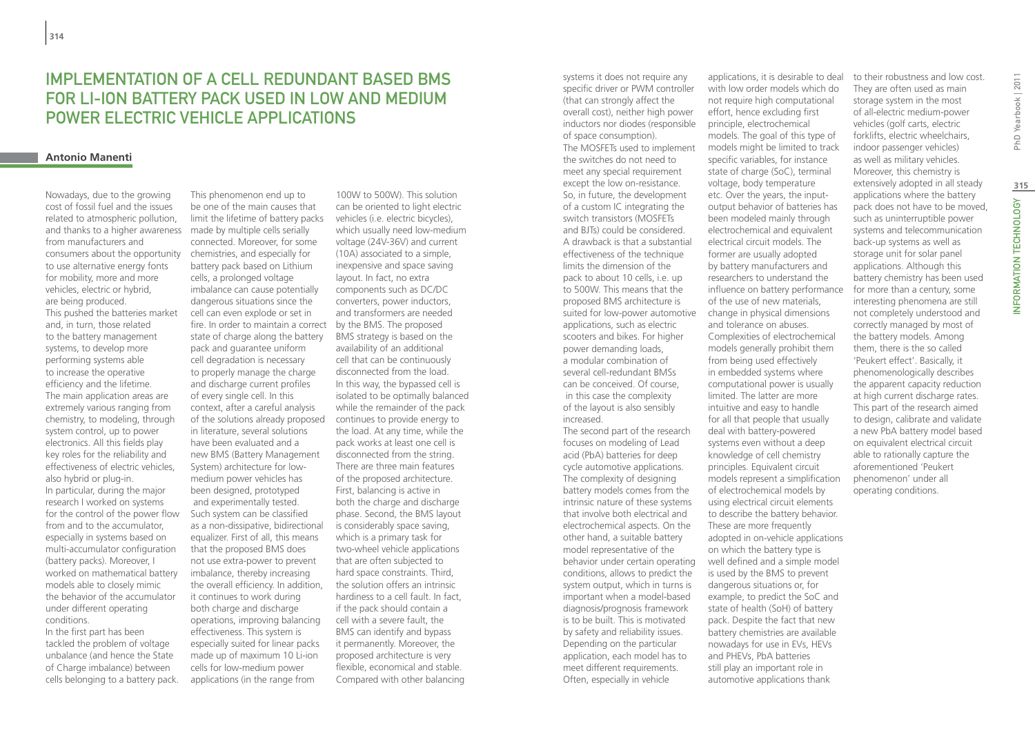# Implementation of a Cell Redundant Based BMS for Li-ion Battery Pack Used in Low and Medium Power Electric Vehicle Applications

**Antonio Manenti**

Nowadays, due to the growing cost of fossil fuel and the issues related to atmospheric pollution, and thanks to a higher awareness from manufacturers and consumers about the opportunity to use alternative energy fonts for mobility, more and more vehicles, electric or hybrid, are being produced.

This pushed the batteries market and, in turn, those related to the battery management systems, to develop more performing systems able to increase the operative efficiency and the lifetime. The main application areas are extremely various ranging from chemistry, to modeling, through system control, up to power electronics. All this fields play key roles for the reliability and effectiveness of electric vehicles, also hybrid or plug-in.

In particular, during the major research I worked on systems for the control of the power flow from and to the accumulator, especially in systems based on multi-accumulator configuration (battery packs). Moreover, I worked on mathematical battery models able to closely mimic the behavior of the accumulator under different operating conditions.

In the first part has been tackled the problem of voltage unbalance (and hence the State of Charge imbalance) between cells belonging to a battery pack. This phenomenon end up to be one of the main causes that limit the lifetime of battery packs made by multiple cells serially connected. Moreover, for some chemistries, and especially for battery pack based on Lithium cells, a prolonged voltage imbalance can cause potentially dangerous situations since the cell can even explode or set in fire. In order to maintain a correct state of charge along the battery pack and guarantee uniform cell degradation is necessary to properly manage the charge and discharge current profiles of every single cell. In this context, after a careful analysis of the solutions already proposed in literature, several solutions have been evaluated and a new BMS (Battery Management System) architecture for low-medium power vehicles has been designed, prototyped and experimentally tested.

Such system can be classified as a non-dissipative, bidirectional equalizer. First of all, this means that the proposed BMS does not use extra-power to prevent imbalance, thereby increasing the overall efficiency. In addition, it continues to work during both charge and discharge operations, improving balancing effectiveness. This system is especially suited for linear packs made up of maximum 10 Li-ion cells for low-medium power applications (in the range from 100W to 500W). This solution can be oriented to light electric vehicles (i.e. electric bicycles), which usually need low-medium voltage (24V-36V) and current (10A) associated to a simple, inexpensive and space saving layout. In fact, no extra components such as DC/DC converters, power inductors, and transformers are needed by the BMS. The proposed BMS strategy is based on the availability of an additional cell that can be continuously disconnected from the load. In this way, the bypassed cell is isolated to be optimally balanced while the remainder of the pack continues to provide energy to the load. At any time, while the pack works at least one cell is disconnected from the string. There are three main features of the proposed architecture. First, balancing is active in both the charge and discharge phase. Second, the BMS layout is considerably space saving, which is a primary task for two-wheel vehicle applications that are often subjected to hard space constraints. Third, the solution offers an intrinsic hardiness to a cell fault. In fact, if the pack should contain a cell with a severe fault, the BMS can identify and bypass it permanently. Moreover, the proposed architecture is very flexible, economical and stable. Compared with other balancing systems it does not require any specific driver or PWM controller (that can strongly affect the overall cost), neither high power inductors nor diodes (responsible of space consumption).

The MOSFETs used to implement the switches do not need to meet any special requirement except the low on-resistance. So, in future, the development of a custom IC integrating the switch transistors (MOSFETs and BJTs) could be considered. A drawback is that a substantial effectiveness of the technique limits the dimension of the pack to about 10 cells, i.e. up to 500W. This means that the proposed BMS architecture is suited for low-power automotive applications, such as electric scooters and bikes. For higher power demanding loads, a modular combination of several cell-redundant BMSs can be conceived. Of course, in this case the complexity of the layout is also sensibly increased.

The second part of the research focuses on modeling of Lead acid (PbA) batteries for deep cycle automotive applications. The complexity of designing battery models comes from the intrinsic nature of these systems that involve both electrical and electrochemical aspects. On the other hand, a suitable battery model representative of the behavior under certain operating conditions, allows to predict the system output, which in turns is important when a model-based diagnosis/prognosis framework is to be built. This is motivated by safety and reliability issues. Depending on the particular application, each model has to meet different requirements. Often, especially in vehicle applications, it is desirable to deal with low order models which do not require high computational effort, hence excluding first principle, electrochemical models. The goal of this type of models might be limited to track specific variables, for instance state of charge (SoC), terminal voltage, body temperature etc. Over the years, the input-output behavior of batteries has been modeled mainly through electrochemical and equivalent electrical circuit models. The former are usually adopted by battery manufacturers and researchers to understand the influence on battery performance of the use of new materials, change in physical dimensions and tolerance on abuses. Complexities of electrochemical models generally prohibit them from being used effectively in embedded systems where computational power is usually limited. The latter are more intuitive and easy to handle for all that people that usually deal with battery-powered systems even without a deep knowledge of cell chemistry principles. Equivalent circuit models represent a simplification of electrochemical models by using electrical circuit elements to describe the battery behavior. These are more frequently adopted in on-vehicle applications on which the battery type is well defined and a simple model is used by the BMS to prevent dangerous situations or, for example, to predict the SoC and state of health (SoH) of battery pack. Despite the fact that new battery chemistries are available nowadays for use in EVs, HEVs and PHEVs, PbA batteries still play an important role in automotive applications thank to their robustness and low cost. They are often used as main storage system in the most of all-electric medium-power vehicles (golf carts, electric forklifts, electric wheelchairs, indoor passenger vehicles) as well as military vehicles. Moreover, this chemistry is extensively adopted in all steady applications where the battery pack does not have to be moved, such as uninterruptible power systems and telecommunication back-up systems as well as storage unit for solar panel applications. Although this battery chemistry has been used for more than a century, some interesting phenomena are still not completely understood and correctly managed by most of the battery models. Among them, there is the so called 'Peukert effect'. Basically, it phenomenologically describes the apparent capacity reduction at high current discharge rates. This part of the research aimed to design, calibrate and validate a new PbA battery model based on equivalent electrical circuit able to rationally capture the aforementioned 'Peukert phenomenon' under all operating conditions.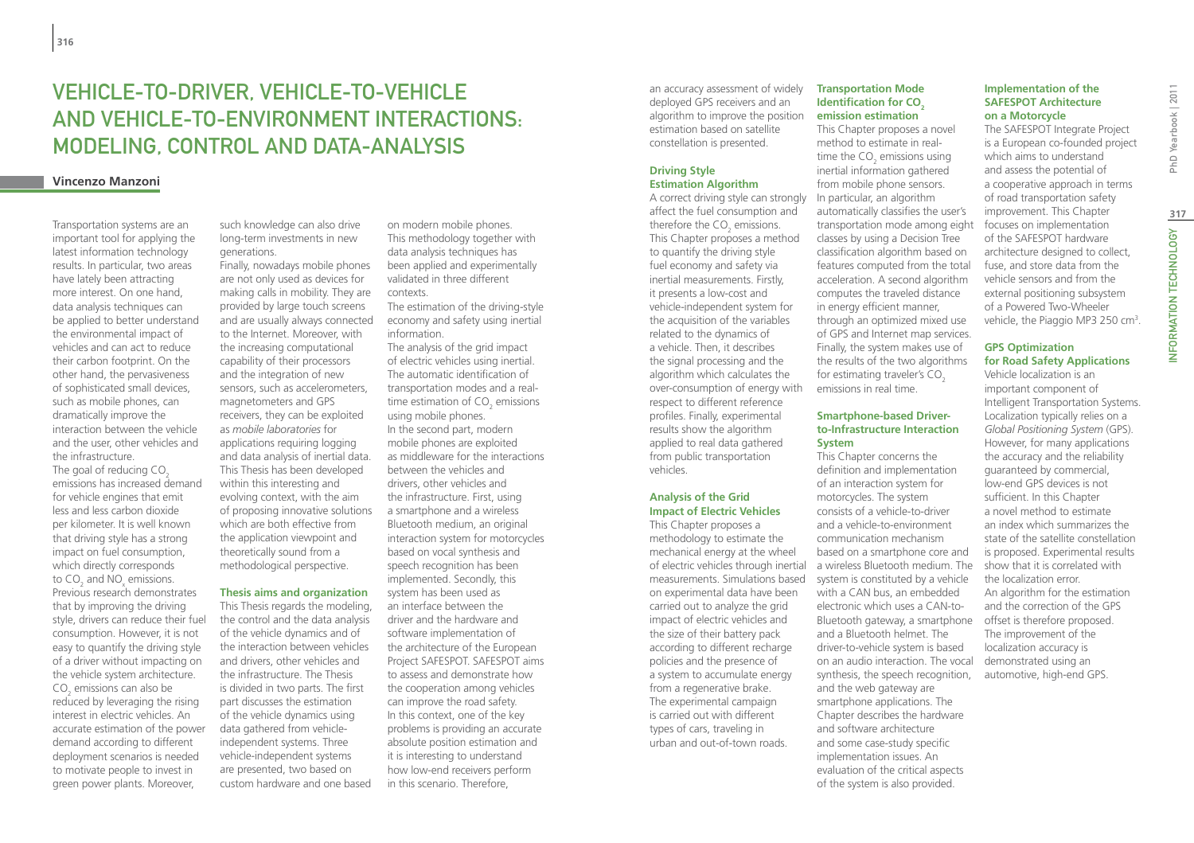# Vehicle-to-Driver, Vehicle-to-Vehicle and Vehicle-to-Environment Interactions: Modeling, Control and Data-Analysis

**Vincenzo Manzoni**

Transportation systems are an important tool for applying the latest information technology results. In particular, two areas have lately been attracting more interest. On one hand, data analysis techniques can be applied to better understand the environmental impact of vehicles and can act to reduce their carbon footprint. On the other hand, the pervasiveness of sophisticated small devices, such as mobile phones, can dramatically improve the interaction between the vehicle and the user, other vehicles and the infrastructure.

The goal of reducing $CO_2$ emissions has increased demand for vehicle engines that emit less and less carbon dioxide per kilometer. It is well known that driving style has a strong impact on fuel consumption, which directly corresponds to $CO_2$ and $NO_x$ emissions. Previous research demonstrates that by improving the driving style, drivers can reduce their fuel consumption. However, it is not easy to quantify the driving style of a driver without impacting on the vehicle system architecture. $CO_2$ emissions can also be reduced by leveraging the rising interest in electric vehicles. An accurate estimation of the power demand according to different deployment scenarios is needed to motivate people to invest in green power plants. Moreover, such knowledge can also drive long-term investments in new generations.

Finally, nowadays mobile phones are not only used as devices for making calls in mobility. They are provided by large touch screens and are usually always connected to the Internet. Moreover, with the increasing computational capability of their processors and the integration of new sensors, such as accelerometers, magnetometers and GPS receivers, they can be exploited as *mobile laboratories* for applications requiring logging and data analysis of inertial data. This Thesis has been developed within this interesting and evolving context, with the aim of proposing innovative solutions which are both effective from the application viewpoint and theoretically sound from a methodological perspective.

### Thesis aims and organization

This Thesis regards the modeling, the control and the data analysis of the vehicle dynamics and of the interaction between vehicles and drivers, other vehicles and the infrastructure. The Thesis is divided in two parts. The first part discusses the estimation of the vehicle dynamics using data gathered from vehicle-independent systems. Three vehicle-independent systems are presented, two based on custom hardware and one based on modern mobile phones. This methodology together with data analysis techniques has been applied and experimentally validated in three different contexts.

The estimation of the driving-style economy and safety using inertial information.

The analysis of the grid impact of electric vehicles using inertial.

The automatic identification of transportation modes and a real-time estimation of $CO_2$ emissions using mobile phones.

In the second part, modern mobile phones are exploited as middleware for the interactions between the vehicles and drivers, other vehicles and the infrastructure. First, using a smartphone and a wireless Bluetooth medium, an original interaction system for motorcycles based on vocal synthesis and speech recognition has been implemented. Secondly, this system has been used as an interface between the driver and the hardware and software implementation of the architecture of the European Project SAFESPOT. SAFESPOT aims to assess and demonstrate how the cooperation among vehicles can improve the road safety. In this context, one of the key problems is providing an accurate absolute position estimation and it is interesting to understand how low-end receivers perform in this scenario. Therefore, an accuracy assessment of widely deployed GPS receivers and an algorithm to improve the position estimation based on satellite constellation is presented.

### Driving Style Estimation Algorithm

A correct driving style can strongly affect the fuel consumption and therefore the $CO_2$ emissions. This Chapter proposes a method to quantify the driving style fuel economy and safety via inertial measurements. Firstly, it presents a low-cost and vehicle-independent system for the acquisition of the variables related to the dynamics of a vehicle. Then, it describes the signal processing and the algorithm which calculates the over-consumption of energy with respect to different reference profiles. Finally, experimental results show the algorithm applied to real data gathered from public transportation vehicles.

### Analysis of the Grid Impact of Electric Vehicles

This Chapter proposes a methodology to estimate the mechanical energy at the wheel of electric vehicles through inertial measurements. Simulations based on experimental data have been carried out to analyze the grid impact of electric vehicles and the size of their battery pack according to different recharge policies and the presence of a system to accumulate energy from a regenerative brake. The experimental campaign is carried out with different types of cars, traveling in urban and out-of-town roads.

### Transportation Mode Identification for $CO_2$ emission estimation

This Chapter proposes a novel method to estimate in real-time the $CO_2$ emissions using inertial information gathered from mobile phone sensors. In particular, an algorithm automatically classifies the user's transportation mode among eight classes by using a Decision Tree classification algorithm based on features computed from the total acceleration. A second algorithm computes the traveled distance in energy efficient manner, through an optimized mixed use of GPS and Internet map services. Finally, the system makes use of the results of the two algorithms for estimating traveler's $CO_2$ emissions in real time.

### Smartphone-based Driver-to-Infrastructure Interaction System

This Chapter concerns the definition and implementation of an interaction system for motorcycles. The system consists of a vehicle-to-driver and a vehicle-to-environment communication mechanism based on a smartphone core and a wireless Bluetooth medium. The system is constituted by a vehicle with a CAN bus, an embedded electronic which uses a CAN-to-Bluetooth gateway, a smartphone and a Bluetooth helmet. The driver-to-vehicle system is based on an audio interaction. The vocal synthesis, the speech recognition, and the web gateway are smartphone applications. The Chapter describes the hardware and software architecture and some case-study specific implementation issues. An evaluation of the critical aspects of the system is also provided.

### Implementation of the SAFESPOT Architecture on a Motorcycle

The SAFESPOT Integrate Project is a European co-founded project which aims to understand and assess the potential of a cooperative approach in terms of road transportation safety improvement. This Chapter focuses on implementation of the SAFESPOT hardware architecture designed to collect, fuse, and store data from the vehicle sensors and from the external positioning subsystem of a Powered Two-Wheeler vehicle, the Piaggio MP3 250 $cm^3$.

### GPS Optimization for Road Safety Applications

Vehicle localization is an important component of Intelligent Transportation Systems. Localization typically relies on a *Global Positioning System* (GPS). However, for many applications the accuracy and the reliability guaranteed by commercial, low-end GPS devices is not sufficient. In this Chapter a novel method to estimate an index which summarizes the state of the satellite constellation is proposed. Experimental results show that it is correlated with the localization error. An algorithm for the estimation and the correction of the GPS offset is therefore proposed. The improvement of the localization accuracy is demonstrated using an automotive, high-end GPS.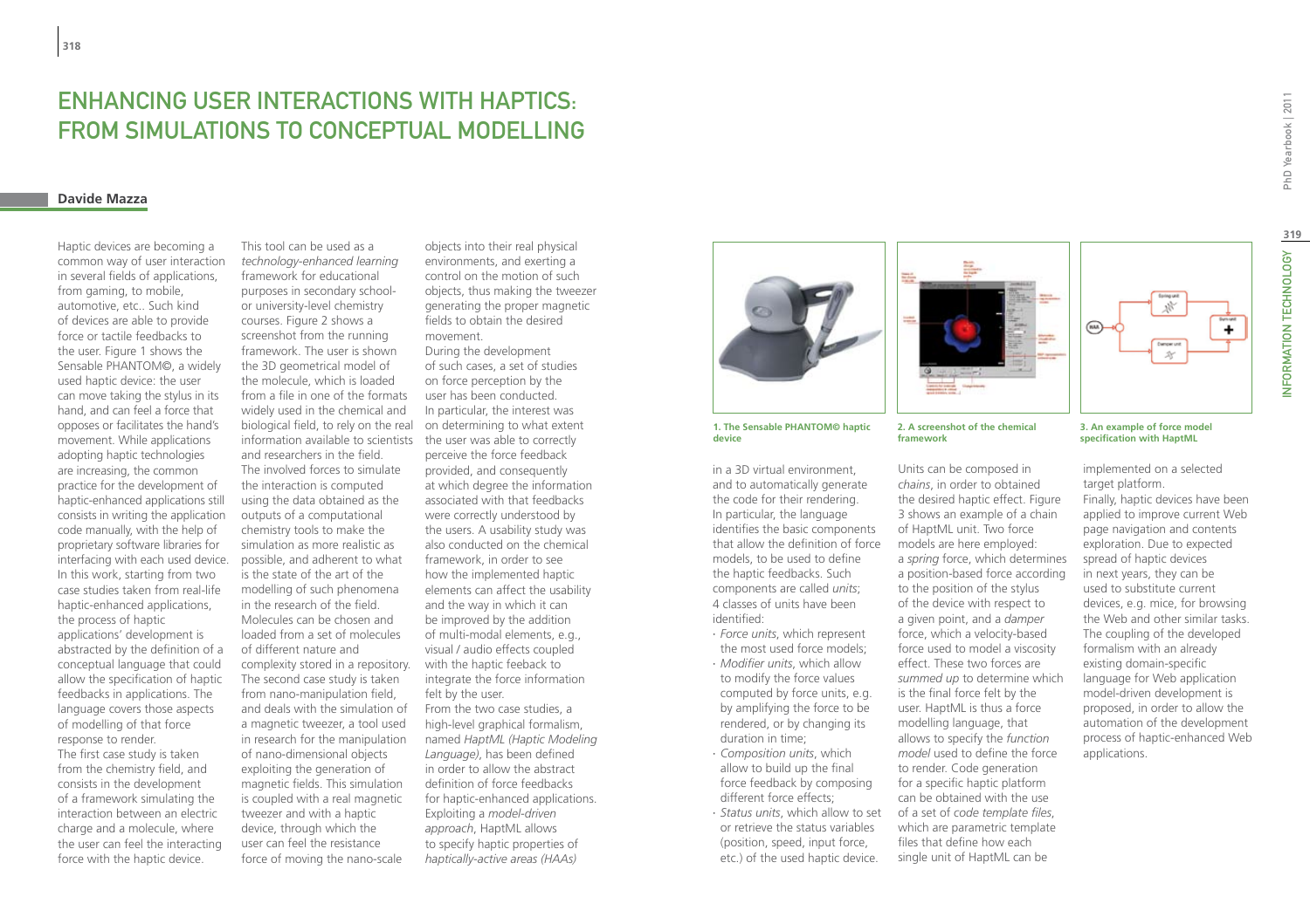# Enhancing User Interactions with Haptics: From Simulations to Conceptual Modelling

**Davide Mazza**

Haptic devices are becoming a common way of user interaction in several fields of applications, from gaming, to mobile, automotive, etc.. Such kind of devices are able to provide force or tactile feedbacks to the user. Figure 1 shows the Sensable PHANTOM©, a widely used haptic device: the user can move taking the stylus in its hand, and can feel a force that opposes or facilitates the hand's movement. While applications adopting haptic technologies are increasing, the common practice for the development of haptic-enhanced applications still consists in writing the application code manually, with the help of proprietary software libraries for interfacing with each used device. In this work, starting from two case studies taken from real-life haptic-enhanced applications, the process of haptic applications' development is abstracted by the definition of a conceptual language that could allow the specification of haptic feedbacks in applications. The language covers those aspects of modelling of that force response to render.

The first case study is taken from the chemistry field, and consists in the development of a framework simulating the interaction between an electric charge and a molecule, where the user can feel the interacting force with the haptic device. This tool can be used as a *technology-enhanced learning* framework for educational purposes in secondary school- or university-level chemistry courses. Figure 2 shows a screenshot from the running framework. The user is shown the 3D geometrical model of the molecule, which is loaded from a file in one of the formats widely used in the chemical and biological field, to rely on the real information available to scientists and researchers in the field. The involved forces to simulate the interaction is computed using the data obtained as the outputs of a computational chemistry tools to make the simulation as more realistic as possible, and adherent to what is the state of the art of the modelling of such phenomena in the research of the field. Molecules can be chosen and loaded from a set of molecules of different nature and complexity stored in a repository.

The second case study is taken from nano-manipulation field, and deals with the simulation of a magnetic tweezer, a tool used in research for the manipulation of nano-dimensional objects exploiting the generation of magnetic fields. This simulation is coupled with a real magnetic tweezer and with a haptic device, through which the user can feel the resistance force of moving the nano-scale objects into their real physical environments, and exerting a control on the motion of such objects, thus making the tweezer generating the proper magnetic fields to obtain the desired movement.

During the development of such cases, a set of studies on force perception by the user has been conducted. In particular, the interest was on determining to what extent the user was able to correctly perceive the force feedback provided, and consequently at which degree the information associated with that feedbacks were correctly understood by the users. A usability study was also conducted on the chemical framework, in order to see how the implemented haptic elements can affect the usability and the way in which it can be improved by the addition of multi-modal elements, e.g., visual / audio effects coupled with the haptic feeback to integrate the force information felt by the user.

From the two case studies, a high-level graphical formalism, named *HaptML (Haptic Modeling Language)*, has been defined in order to allow the abstract definition of force feedbacks for haptic-enhanced applications. Exploiting a *model-driven approach*, HaptML allows to specify haptic properties of *haptically-active areas (HAAs)* in a 3D virtual environment, and to automatically generate the code for their rendering. In particular, the language identifies the basic components that allow the definition of force models, to be used to define the haptic feedbacks. Such components are called *units*; 4 classes of units have been identified:

- *Force units*, which represent the most used force models;
- *Modifier units*, which allow to modify the force values computed by force units, e.g. by amplifying the force to be rendered, or by changing its duration in time;
- *Composition units*, which allow to build up the final force feedback by composing different force effects;
- *Status units*, which allow to set or retrieve the status variables (position, speed, input force, etc.) of the used haptic device.

Units can be composed in *chains*, in order to obtained the desired haptic effect. Figure 3 shows an example of a chain of HaptML unit. Two force models are here employed: a *spring* force, which determines a position-based force according to the position of the stylus of the device with respect to a given point, and a *damper* force, which a velocity-based force used to model a viscosity effect. These two forces are *summed up* to determine which is the final force felt by the user. HaptML is thus a force modelling language, that allows to specify the *function model* used to define the force to render. Code generation for a specific haptic platform can be obtained with the use of a set of *code template files*, which are parametric template files that define how each single unit of HaptML can be implemented on a selected target platform.

Finally, haptic devices have been applied to improve current Web page navigation and contents exploration. Due to expected spread of haptic devices in next years, they can be used to substitute current devices, e.g. mice, for browsing the Web and other similar tasks. The coupling of the developed formalism with an already existing domain-specific language for Web application model-driven development is proposed, in order to allow the automation of the development process of haptic-enhanced Web applications.

**1. The Sensable PHANTOM© haptic device**

**2. A screenshot of the chemical framework**

**3. An example of force model specification with HaptML**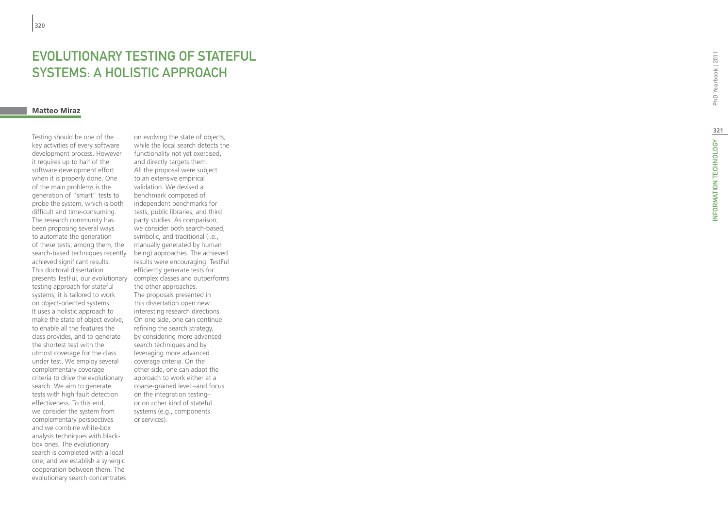# EVOLUTIONARY TESTING OF STATEFUL SYSTEMS: A HOLISTIC APPROACH

**Matteo Miraz**

Testing should be one of the key activities of every software development process. However it requires up to half of the software development effort when it is properly done. One of the main problems is the generation of "smart" tests to probe the system, which is both difficult and time-consuming. The research community has been proposing several ways to automate the generation of these tests; among them, the search-based techniques recently achieved significant results. This doctoral dissertation presents TestFul, our evolutionary testing approach for stateful systems; it is tailored to work on object-oriented systems. It uses a holistic approach to make the state of object evolve, to enable all the features the class provides, and to generate the shortest test with the utmost coverage for the class under test. We employ several complementary coverage criteria to drive the evolutionary search. We aim to generate tests with high fault detection effectiveness. To this end, we consider the system from complementary perspectives and we combine white-box analysis techniques with black-box ones. The evolutionary search is completed with a local one, and we establish a synergic cooperation between them. The evolutionary search concentrates on evolving the state of objects, while the local search detects the functionality not yet exercised, and directly targets them. All the proposal were subject to an extensive empirical validation. We devised a benchmark composed of independent benchmarks for tests, public libraries, and third party studies. As comparison, we consider both search-based, symbolic, and traditional (i.e., manually generated by human being) approaches. The achieved results were encouraging: TestFul efficiently generate tests for complex classes and outperforms the other approaches. The proposals presented in this dissertation open new interesting research directions. On one side, one can continue refining the search strategy, by considering more advanced search techniques and by leveraging more advanced coverage criteria. On the other side, one can adapt the approach to work either at a coarse-grained level –and focus on the integration testing– or on other kind of stateful systems (e.g., components or services).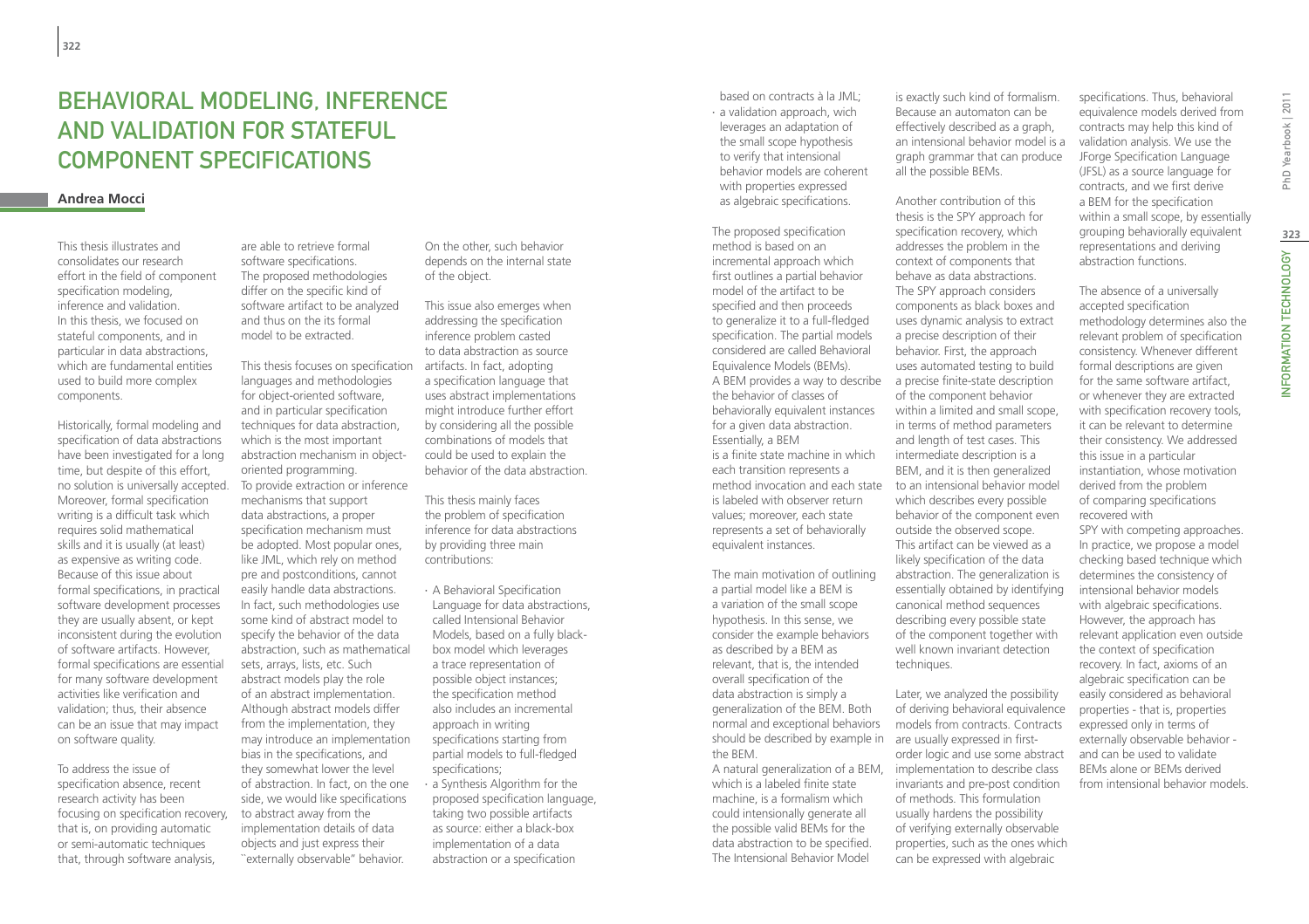# Behavioral modeling, inference and validation for stateful component specifications

**Andrea Mocci**

This thesis illustrates and consolidates our research effort in the field of component specification modeling, inference and validation. In this thesis, we focused on stateful components, and in particular in data abstractions, which are fundamental entities used to build more complex components.

Historically, formal modeling and specification of data abstractions have been investigated for a long time, but despite of this effort, no solution is universally accepted. Moreover, formal specification writing is a difficult task which requires solid mathematical skills and it is usually (at least) as expensive as writing code. Because of this issue about formal specifications, in practical software development processes they are usually absent, or kept inconsistent during the evolution of software artifacts. However, formal specifications are essential for many software development activities like verification and validation; thus, their absence can be an issue that may impact on software quality.

To address the issue of specification absence, recent research activity has been focusing on specification recovery, that is, on providing automatic or semi-automatic techniques that, through software analysis, are able to retrieve formal software specifications. The proposed methodologies differ on the specific kind of software artifact to be analyzed and thus on the its formal model to be extracted.

This thesis focuses on specification languages and methodologies for object-oriented software, and in particular specification techniques for data abstraction, which is the most important abstraction mechanism in object-oriented programming. To provide extraction or inference mechanisms that support data abstractions, a proper specification mechanism must be adopted. Most popular ones, like JML, which rely on method pre and postconditions, cannot easily handle data abstractions. In fact, such methodologies use some kind of abstract model to specify the behavior of the data abstraction, such as mathematical sets, arrays, lists, etc. Such abstract models play the role of an abstract implementation. Although abstract models differ from the implementation, they may introduce an implementation bias in the specifications, and they somewhat lower the level of abstraction. In fact, on the one side, we would like specifications to abstract away from the implementation details of data objects and just express their ``externally observable" behavior. On the other, such behavior depends on the internal state of the object.

This issue also emerges when addressing the specification inference problem casted to data abstraction as source artifacts. In fact, adopting a specification language that uses abstract implementations might introduce further effort by considering all the possible combinations of models that could be used to explain the behavior of the data abstraction.

This thesis mainly faces the problem of specification inference for data abstractions by providing three main contributions:

- A Behavioral Specification Language for data abstractions, called Intensional Behavior Models, based on a fully black-box model which leverages a trace representation of possible object instances; the specification method also includes an incremental approach in writing specifications starting from partial models to full-fledged specifications;
- a Synthesis Algorithm for the proposed specification language, taking two possible artifacts as source: either a black-box implementation of a data abstraction or a specification based on contracts à la JML;
- a validation approach, wich leverages an adaptation of the small scope hypothesis to verify that intensional behavior models are coherent with properties expressed as algebraic specifications.

The proposed specification method is based on an incremental approach which first outlines a partial behavior model of the artifact to be specified and then proceeds to generalize it to a full-fledged specification. The partial models considered are called Behavioral Equivalence Models (BEMs). A BEM provides a way to describe the behavior of classes of behaviorally equivalent instances for a given data abstraction. Essentially, a BEM is a finite state machine in which each transition represents a method invocation and each state is labeled with observer return values; moreover, each state represents a set of behaviorally equivalent instances.

The main motivation of outlining a partial model like a BEM is a variation of the small scope hypothesis. In this sense, we consider the example behaviors as described by a BEM as relevant, that is, the intended overall specification of the data abstraction is simply a generalization of the BEM. Both normal and exceptional behaviors should be described by example in the BEM.
A natural generalization of a BEM, which is a labeled finite state machine, is a formalism which could intensionally generate all the possible valid BEMs for the data abstraction to be specified. The Intensional Behavior Model is exactly such kind of formalism. Because an automaton can be effectively described as a graph, an intensional behavior model is a graph grammar that can produce all the possible BEMs.

Another contribution of this thesis is the SPY approach for specification recovery, which addresses the problem in the context of components that behave as data abstractions. The SPY approach considers components as black boxes and uses dynamic analysis to extract a precise description of their behavior. First, the approach uses automated testing to build a precise finite-state description of the component behavior within a limited and small scope, in terms of method parameters and length of test cases. This intermediate description is a BEM, and it is then generalized to an intensional behavior model which describes every possible behavior of the component even outside the observed scope. This artifact can be viewed as a likely specification of the data abstraction. The generalization is essentially obtained by identifying canonical method sequences describing every possible state of the component together with well known invariant detection techniques.

Later, we analyzed the possibility of deriving behavioral equivalence models from contracts. Contracts are usually expressed in first-order logic and use some abstract implementation to describe class invariants and pre-post condition of methods. This formulation usually hardens the possibility of verifying externally observable properties, such as the ones which can be expressed with algebraic specifications. Thus, behavioral equivalence models derived from contracts may help this kind of validation analysis. We use the JForge Specification Language (JFSL) as a source language for contracts, and we first derive a BEM for the specification within a small scope, by essentially grouping behaviorally equivalent representations and deriving abstraction functions.

The absence of a universally accepted specification methodology determines also the relevant problem of specification consistency. Whenever different formal descriptions are given for the same software artifact, or whenever they are extracted with specification recovery tools, it can be relevant to determine their consistency. We addressed this issue in a particular instantiation, whose motivation derived from the problem of comparing specifications recovered with SPY with competing approaches. In practice, we propose a model checking based technique which determines the consistency of intensional behavior models with algebraic specifications. However, the approach has relevant application even outside the context of specification recovery. In fact, axioms of an algebraic specification can be easily considered as behavioral properties - that is, properties expressed only in terms of externally observable behavior - and can be used to validate BEMs alone or BEMs derived from intensional behavior models.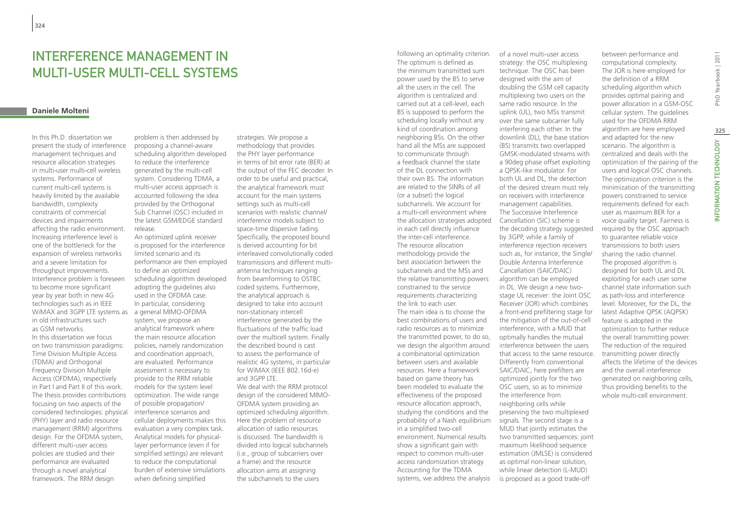# Interference Management in Multi-User Multi-Cell Systems

**Daniele Molteni**

In this Ph.D. dissertation we present the study of interference management techniques and resource allocation strategies in multi-user multi-cell wireless systems. Performance of current multi-cell systems is heavily limited by the available bandwidth, complexity constraints of commercial devices and impairments affecting the radio environment. Increasing interference level is one of the bottleneck for the expansion of wireless networks and a severe limitation for throughput improvements. Interference problem is foreseen to become more significant year by year both in new 4G technologies such as in IEEE WiMAX and 3GPP LTE systems as in old infrastructures such as GSM networks.

In this dissertation we focus on two transmission paradigms: Time Division Multiple Access (TDMA) and Orthogonal Frequency Division Multiple Access (OFDMA), respectively in Part I and Part II of this work. The thesis provides contributions focusing on two aspects of the considered technologies: physical (PHY) layer and radio resource management (RRM) algorithms design. For the OFDMA system, different multi-user access policies are studied and their performance are evaluated through a novel analytical framework. The RRM design problem is then addressed by proposing a channel-aware scheduling algorithm developed to reduce the interference generated by the multi-cell system. Considering TDMA, a multi-user access approach is accounted following the idea provided by the Orthogonal Sub Channel (OSC) included in the latest GSM/EDGE standard release.

An optimized uplink receiver is proposed for the interference limited scenario and its performance are then employed to define an optimized scheduling algorithm developed adopting the guidelines also used in the OFDMA case.

In particular, considering a general MIMO-OFDMA system, we propose an analytical framework where the main resource allocation policies, namely randomization and coordination approach, are evaluated. Performance assessment is necessary to provide to the RRM reliable models for the system level optimization. The wide range of possible propagation/interference scenarios and cellular deployments makes this evaluation a very complex task. Analytical models for physical-layer performance (even if for simplified settings) are relevant to reduce the computational burden of extensive simulations when defining simplified strategies. We propose a methodology that provides the PHY layer performance in terms of bit error rate (BER) at the output of the FEC decoder. In order to be useful and practical, the analytical framework must account for the main systems settings such as multi-cell scenarios with realistic channel/interference models subject to space-time dispersive fading. Specifically, the proposed bound is derived accounting for bit interleaved convolutionally coded transmissions and different multi-antenna techniques ranging from beamforming to OSTBC coded systems. Furthermore, the analytical approach is designed to take into account non-stationary intercell interference generated by the fluctuations of the traffic load over the multicell system. Finally the described bound is cast to assess the performance of realistic 4G systems, in particular for WiMAX (IEEE 802.16d-e) and 3GPP LTE.

We deal with the RRM protocol design of the considered MIMO-OFDMA system providing an optimized scheduling algorithm. Here the problem of resource allocation of radio resources is discussed. The bandwidth is divided into logical subchannels (i.e., group of subcarriers over a frame) and the resource allocation aims at assigning the subchannels to the users following an optimality criterion. The optimum is defined as the minimum transmitted sum power used by the BS to serve all the users in the cell. The algorithm is centralized and carried out at a cell-level, each BS is supposed to perform the scheduling locally without any kind of coordination among neighboring BSs. On the other hand all the MSs are supposed to communicate through a feedback channel the state of the DL connection with their own BS. The information are related to the SINRs of all (or a subset) the logical subchannels. We account for a multi-cell environment where the allocation strategies adopted in each cell directly influence the inter-cell interference. The resource allocation methodology provide the best association between the subchannels and the MSs and the relative transmitting powers constrained to the service requirements characterizing the link to each user.

The main idea is to choose the best combinations of users and radio resources as to minimize the transmitted power, to do so, we design the algorithm around a combinatorial optimization between users and available resources. Here a framework based on game theory has been modeled to evaluate the effectiveness of the proposed resource allocation approach, studying the conditions and the probability of a Nash equilibrium in a simplified two-cell environment. Numerical results show a significant gain with respect to common multi-user access randomization strategy.

Accounting for the TDMA systems, we address the analysis of a novel multi-user access strategy: the OSC multiplexing technique. The OSC has been designed with the aim of doubling the GSM cell capacity multiplexing two users on the same radio resource. In the uplink (UL), two MSs transmit over the same subcarrier fully interfering each other. In the downlink (DL), the base station (BS) transmits two overlapped GMSK-modulated streams with a 90deg phase offset exploiting a QPSK-like modulator. For both UL and DL, the detection of the desired stream must rely on receivers with interference management capabilities. The Successive Interference Cancellation (SIC) scheme is the decoding strategy suggested by 3GPP, while a family of interference rejection receivers such as, for instance, the Single/Double Antenna Interference Cancellation (SAIC/DAIC) algorithm can be employed in DL. We design a new two-stage UL receiver: the Joint OSC Receiver (JOR) which combines a front-end prefiltering stage for the mitigation of the out-of-cell interference, with a MUD that optimally handles the mutual interference between the users that access to the same resource. Differently from conventional SAIC/DAIC, here prefilters are optimized jointly for the two OSC users, so as to minimize the interference from neighboring cells while preserving the two multiplexed signals. The second stage is a MUD that jointly estimates the two transmitted sequences: joint maximum likelihood sequence estimation (JMLSE) is considered as optimal non-linear solution, while linear detection (L-MUD) is proposed as a good trade-off between performance and computational complexity.

The JOR is here employed for the definition of a RRM scheduling algorithm which provides optimal pairing and power allocation in a GSM-OSC cellular system. The guidelines used for the OFDMA RRM algorithm are here employed and adapted for the new scenario. The algorithm is centralized and deals with the optimization of the pairing of the users and logical OSC channels. The optimization criterion is the minimization of the transmitting powers constrained to service requirements defined for each user as maximum BER for a voice quality target. Fairness is required by the OSC approach to guarantee reliable voice transmissions to both users sharing the radio channel. The proposed algorithm is designed for both UL and DL exploiting for each user some channel state information such as path-loss and interference level. Moreover, for the DL, the latest Adaptive QPSK (AQPSK) feature is adopted in the optimization to further reduce the overall transmitting power. The reduction of the required transmitting power directly affects the lifetime of the devices and the overall interference generated on neighboring cells, thus providing benefits to the whole multi-cell environment.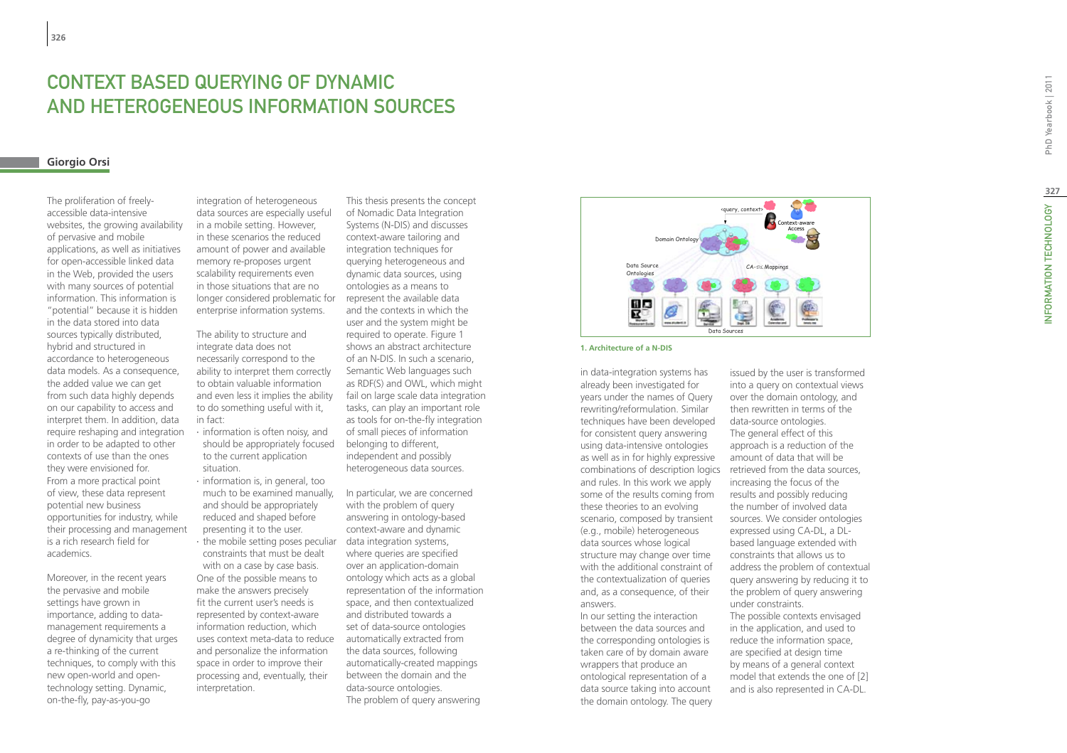# CONTEXT BASED QUERYING OF DYNAMIC AND HETEROGENEOUS INFORMATION SOURCES

**Giorgio Orsi**

The proliferation of freely-accessible data-intensive websites, the growing availability of pervasive and mobile applications, as well as initiatives for open-accessible linked data in the Web, provided the users with many sources of potential information. This information is "potential" because it is hidden in the data stored into data sources typically distributed, hybrid and structured in accordance to heterogeneous data models. As a consequence, the added value we can get from such data highly depends on our capability to access and interpret them. In addition, data require reshaping and integration in order to be adapted to other contexts of use than the ones they were envisioned for. From a more practical point of view, these data represent potential new business opportunities for industry, while their processing and management is a rich research field for academics.

Moreover, in the recent years the pervasive and mobile settings have grown in importance, adding to data-management requirements a degree of dynamicity that urges a re-thinking of the current techniques, to comply with this new open-world and open-technology setting. Dynamic, on-the-fly, pay-as-you-go integration of heterogeneous data sources are especially useful in a mobile setting. However, in these scenarios the reduced amount of power and available memory re-proposes urgent scalability requirements even in those situations that are no longer considered problematic for enterprise information systems.

The ability to structure and integrate data does not necessarily correspond to the ability to interpret them correctly to obtain valuable information and even less it implies the ability to do something useful with it, in fact:

- information is often noisy, and should be appropriately focused to the current application situation.
- information is, in general, too much to be examined manually, and should be appropriately reduced and shaped before presenting it to the user.
- the mobile setting poses peculiar constraints that must be dealt with on a case by case basis.

One of the possible means to make the answers precisely fit the current user's needs is represented by context-aware information reduction, which uses context meta-data to reduce and personalize the information space in order to improve their processing and, eventually, their interpretation.

This thesis presents the concept of Nomadic Data Integration Systems (N-DIS) and discusses context-aware tailoring and integration techniques for querying heterogeneous and dynamic data sources, using ontologies as a means to represent the available data and the contexts in which the user and the system might be required to operate. Figure 1 shows an abstract architecture of an N-DIS. In such a scenario, Semantic Web languages such as RDF(S) and OWL, which might fail on large scale data integration tasks, can play an important role as tools for on-the-fly integration of small pieces of information belonging to different, independent and possibly heterogeneous data sources.

In particular, we are concerned with the problem of query answering in ontology-based context-aware and dynamic data integration systems, where queries are specified over an application-domain ontology which acts as a global representation of the information space, and then contextualized and distributed towards a set of data-source ontologies automatically extracted from the data sources, following automatically-created mappings between the domain and the data-source ontologies. The problem of query answering in data-integration systems has already been investigated for years under the names of Query rewriting/reformulation. Similar techniques have been developed for consistent query answering using data-intensive ontologies as well as in for highly expressive combinations of description logics and rules. In this work we apply some of the results coming from these theories to an evolving scenario, composed by transient (e.g., mobile) heterogeneous data sources whose logical structure may change over time with the additional constraint of the contextualization of queries and, as a consequence, of their answers.

In our setting the interaction between the data sources and the corresponding ontologies is taken care of by domain aware wrappers that produce an ontological representation of a data source taking into account the domain ontology. The query issued by the user is transformed into a query on contextual views over the domain ontology, and then rewritten in terms of the data-source ontologies. The general effect of this approach is a reduction of the amount of data that will be retrieved from the data sources, increasing the focus of the results and possibly reducing the number of involved data sources. We consider ontologies expressed using CA-DL, a DL-based language extended with constraints that allows us to address the problem of contextual query answering by reducing it to the problem of query answering under constraints.

The possible contexts envisaged in the application, and used to reduce the information space, are specified at design time by means of a general context model that extends the one of [2] and is also represented in CA-DL.

1. Architecture of a N-DIS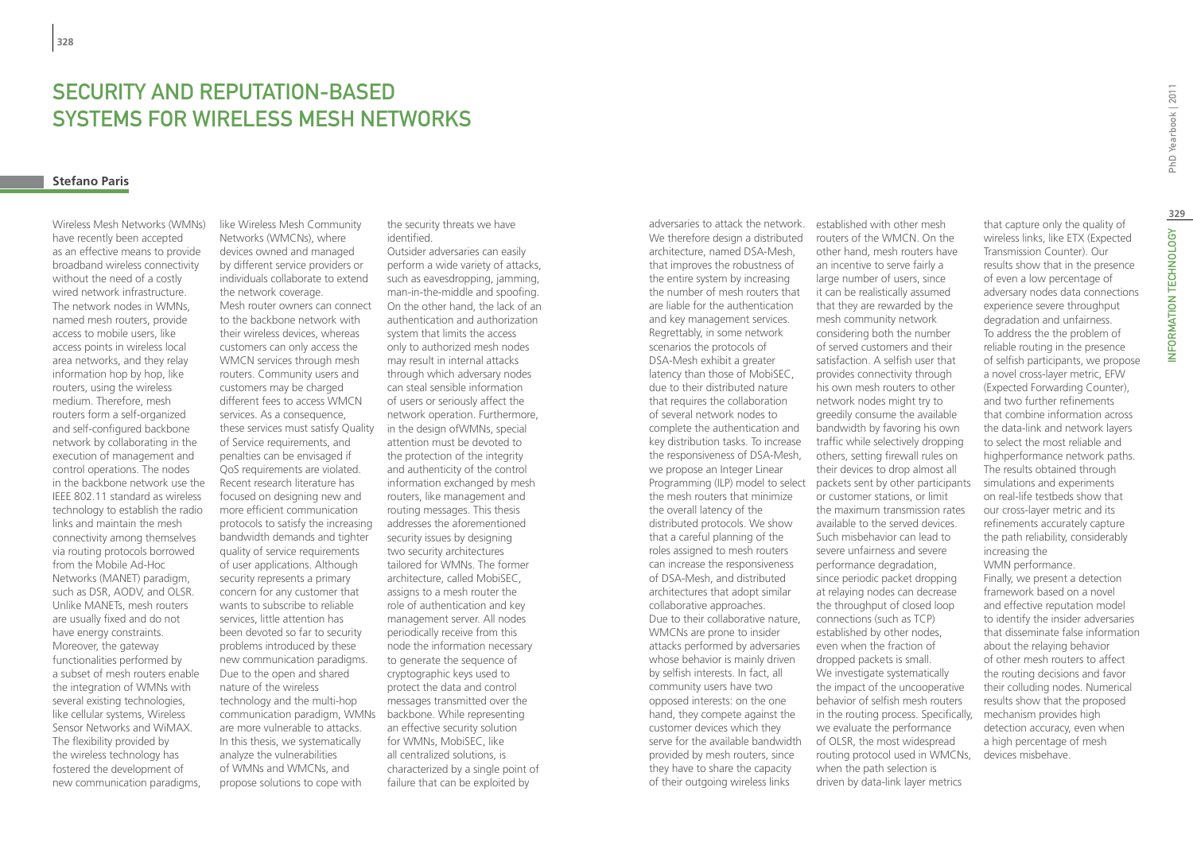# SECURITY AND REPUTATION-BASED SYSTEMS FOR WIRELESS MESH NETWORKS

**Stefano Paris**

Wireless Mesh Networks (WMNs) have recently been accepted as an effective means to provide broadband wireless connectivity without the need of a costly wired network infrastructure. The network nodes in WMNs, named mesh routers, provide access to mobile users, like access points in wireless local area networks, and they relay information hop by hop, like routers, using the wireless medium. Therefore, mesh routers form a self-organized and self-configured backbone network by collaborating in the execution of management and control operations. The nodes in the backbone network use the IEEE 802.11 standard as wireless technology to establish the radio links and maintain the mesh connectivity among themselves via routing protocols borrowed from the Mobile Ad-Hoc Networks (MANET) paradigm, such as DSR, AODV, and OLSR. Unlike MANETs, mesh routers are usually fixed and do not have energy constraints. Moreover, the gateway functionalities performed by a subset of mesh routers enable the integration of WMNs with several existing technologies, like cellular systems, Wireless Sensor Networks and WiMAX. The flexibility provided by the wireless technology has fostered the development of new communication paradigms, like Wireless Mesh Community Networks (WMCNs), where devices owned and managed by different service providers or individuals collaborate to extend the network coverage. Mesh router owners can connect to the backbone network with their wireless devices, whereas customers can only access the WMCN services through mesh routers. Community users and customers may be charged different fees to access WMCN services. As a consequence, these services must satisfy Quality of Service requirements, and penalties can be envisaged if QoS requirements are violated. Recent research literature has focused on designing new and more efficient communication protocols to satisfy the increasing bandwidth demands and tighter quality of service requirements of user applications. Although security represents a primary concern for any customer that wants to subscribe to reliable services, little attention has been devoted so far to security problems introduced by these new communication paradigms. Due to the open and shared nature of the wireless technology and the multi-hop communication paradigm, WMNs are more vulnerable to attacks. In this thesis, we systematically analyze the vulnerabilities of WMNs and WMCNs, and propose solutions to cope with the security threats we have identified.

Outsider adversaries can easily perform a wide variety of attacks, such as eavesdropping, jamming, man-in-the-middle and spoofing. On the other hand, the lack of an authentication and authorization system that limits the access only to authorized mesh nodes may result in internal attacks through which adversary nodes can steal sensible information of users or seriously affect the network operation. Furthermore, in the design ofWMNs, special attention must be devoted to the protection of the integrity and authenticity of the control information exchanged by mesh routers, like management and routing messages. This thesis addresses the aforementioned security issues by designing two security architectures tailored for WMNs. The former architecture, called MobiSEC, assigns to a mesh router the role of authentication and key management server. All nodes periodically receive from this node the information necessary to generate the sequence of cryptographic keys used to protect the data and control messages transmitted over the backbone. While representing an effective security solution for WMNs, MobiSEC, like all centralized solutions, is characterized by a single point of failure that can be exploited by adversaries to attack the network. We therefore design a distributed architecture, named DSA-Mesh, that improves the robustness of the entire system by increasing the number of mesh routers that are liable for the authentication and key management services. Regrettably, in some network scenarios the protocols of DSA-Mesh exhibit a greater latency than those of MobiSEC, due to their distributed nature that requires the collaboration of several network nodes to complete the authentication and key distribution tasks. To increase the responsiveness of DSA-Mesh, we propose an Integer Linear Programming (ILP) model to select the mesh routers that minimize the overall latency of the distributed protocols. We show that a careful planning of the roles assigned to mesh routers can increase the responsiveness of DSA-Mesh, and distributed architectures that adopt similar collaborative approaches.

Due to their collaborative nature, WMCNs are prone to insider attacks performed by adversaries whose behavior is mainly driven by selfish interests. In fact, all community users have two opposed interests: on the one hand, they compete against the customer devices which they serve for the available bandwidth provided by mesh routers, since they have to share the capacity of their outgoing wireless links established with other mesh routers of the WMCN. On the other hand, mesh routers have an incentive to serve fairly a large number of users, since it can be realistically assumed that they are rewarded by the mesh community network considering both the number of served customers and their satisfaction. A selfish user that provides connectivity through his own mesh routers to other network nodes might try to greedily consume the available bandwidth by favoring his own traffic while selectively dropping others, setting firewall rules on their devices to drop almost all packets sent by other participants or customer stations, or limit the maximum transmission rates available to the served devices. Such misbehavior can lead to severe unfairness and severe performance degradation, since periodic packet dropping at relaying nodes can decrease the throughput of closed loop connections (such as TCP) established by other nodes, even when the fraction of dropped packets is small.

We investigate systematically the impact of the uncooperative behavior of selfish mesh routers in the routing process. Specifically, we evaluate the performance of OLSR, the most widespread routing protocol used in WMCNs, when the path selection is driven by data-link layer metrics that capture only the quality of wireless links, like ETX (Expected Transmission Counter). Our results show that in the presence of even a low percentage of adversary nodes data connections experience severe throughput degradation and unfairness. To address the the problem of reliable routing in the presence of selfish participants, we propose a novel cross-layer metric, EFW (Expected Forwarding Counter), and two further refinements that combine information across the data-link and network layers to select the most reliable and highperformance network paths. The results obtained through simulations and experiments on real-life testbeds show that our cross-layer metric and its refinements accurately capture the path reliability, considerably increasing the WMN performance.

Finally, we present a detection framework based on a novel and effective reputation model to identify the insider adversaries that disseminate false information about the relaying behavior of other mesh routers to affect the routing decisions and favor their colluding nodes. Numerical results show that the proposed mechanism provides high detection accuracy, even when a high percentage of mesh devices misbehave.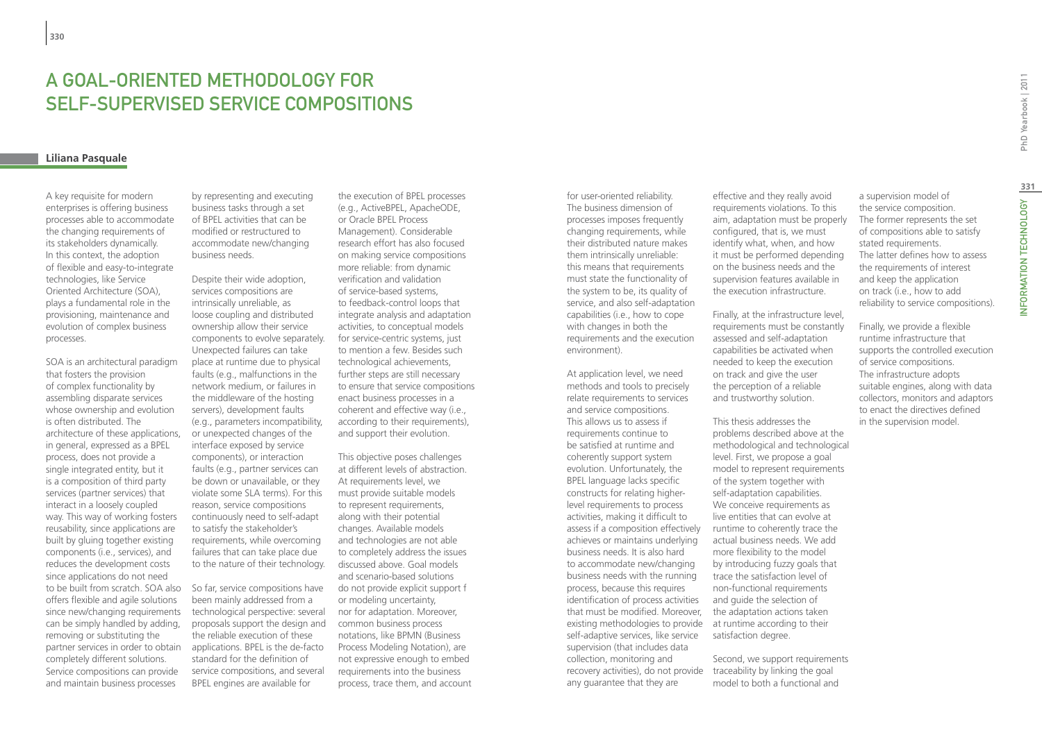# A Goal-Oriented Methodology for Self-Supervised Service Compositions

**Liliana Pasquale**

A key requisite for modern enterprises is offering business processes able to accommodate the changing requirements of its stakeholders dynamically. In this context, the adoption of flexible and easy-to-integrate technologies, like Service Oriented Architecture (SOA), plays a fundamental role in the provisioning, maintenance and evolution of complex business processes.

SOA is an architectural paradigm that fosters the provision of complex functionality by assembling disparate services whose ownership and evolution is often distributed. The architecture of these applications, in general, expressed as a BPEL process, does not provide a single integrated entity, but it is a composition of third party services (partner services) that interact in a loosely coupled way. This way of working fosters reusability, since applications are built by gluing together existing components (i.e., services), and reduces the development costs since applications do not need to be built from scratch. SOA also offers flexible and agile solutions since new/changing requirements can be simply handled by adding, removing or substituting the partner services in order to obtain completely different solutions. Service compositions can provide and maintain business processes by representing and executing business tasks through a set of BPEL activities that can be modified or restructured to accommodate new/changing business needs.

Despite their wide adoption, services compositions are intrinsically unreliable, as loose coupling and distributed ownership allow their service components to evolve separately. Unexpected failures can take place at runtime due to physical faults (e.g., malfunctions in the network medium, or failures in the middleware of the hosting servers), development faults (e.g., parameters incompatibility, or unexpected changes of the interface exposed by service components), or interaction faults (e.g., partner services can be down or unavailable, or they violate some SLA terms). For this reason, service compositions continuously need to self-adapt to satisfy the stakeholder's requirements, while overcoming failures that can take place due to the nature of their technology.

So far, service compositions have been mainly addressed from a technological perspective: several proposals support the design and the reliable execution of these applications. BPEL is the de-facto standard for the definition of service compositions, and several BPEL engines are available for the execution of BPEL processes (e.g., ActiveBPEL, ApacheODE, or Oracle BPEL Process Management). Considerable research effort has also focused on making service compositions more reliable: from dynamic verification and validation of service-based systems, to feedback-control loops that integrate analysis and adaptation activities, to conceptual models for service-centric systems, just to mention a few. Besides such technological achievements, further steps are still necessary to ensure that service compositions enact business processes in a coherent and effective way (i.e., according to their requirements), and support their evolution.

This objective poses challenges at different levels of abstraction. At requirements level, we must provide suitable models to represent requirements, along with their potential changes. Available models and technologies are not able to completely address the issues discussed above. Goal models and scenario-based solutions do not provide explicit support f or modeling uncertainty, nor for adaptation. Moreover, common business process notations, like BPMN (Business Process Modeling Notation), are not expressive enough to embed requirements into the business process, trace them, and account for user-oriented reliability. The business dimension of processes imposes frequently changing requirements, while their distributed nature makes them intrinsically unreliable: this means that requirements must state the functionality of the system to be, its quality of service, and also self-adaptation capabilities (i.e., how to cope with changes in both the requirements and the execution environment).

At application level, we need methods and tools to precisely relate requirements to services and service compositions. This allows us to assess if requirements continue to be satisfied at runtime and coherently support system evolution. Unfortunately, the BPEL language lacks specific constructs for relating higher-level requirements to process activities, making it difficult to assess if a composition effectively achieves or maintains underlying business needs. It is also hard to accommodate new/changing business needs with the running process, because this requires identification of process activities that must be modified. Moreover, existing methodologies to provide self-adaptive services, like service supervision (that includes data collection, monitoring and recovery activities), do not provide any guarantee that they are effective and they really avoid requirements violations. To this aim, adaptation must be properly configured, that is, we must identify what, when, and how it must be performed depending on the business needs and the supervision features available in the execution infrastructure.

Finally, at the infrastructure level, requirements must be constantly assessed and self-adaptation capabilities be activated when needed to keep the execution on track and give the user the perception of a reliable and trustworthy solution.

This thesis addresses the problems described above at the methodological and technological level. First, we propose a goal model to represent requirements of the system together with self-adaptation capabilities. We conceive requirements as live entities that can evolve at runtime to coherently trace the actual business needs. We add more flexibility to the model by introducing fuzzy goals that trace the satisfaction level of non-functional requirements and guide the selection of the adaptation actions taken at runtime according to their satisfaction degree.

Second, we support requirements traceability by linking the goal model to both a functional and a supervision model of the service composition. The former represents the set of compositions able to satisfy stated requirements. The latter defines how to assess the requirements of interest and keep the application on track (i.e., how to add reliability to service compositions).

Finally, we provide a flexible runtime infrastructure that supports the controlled execution of service compositions. The infrastructure adopts suitable engines, along with data collectors, monitors and adaptors to enact the directives defined in the supervision model.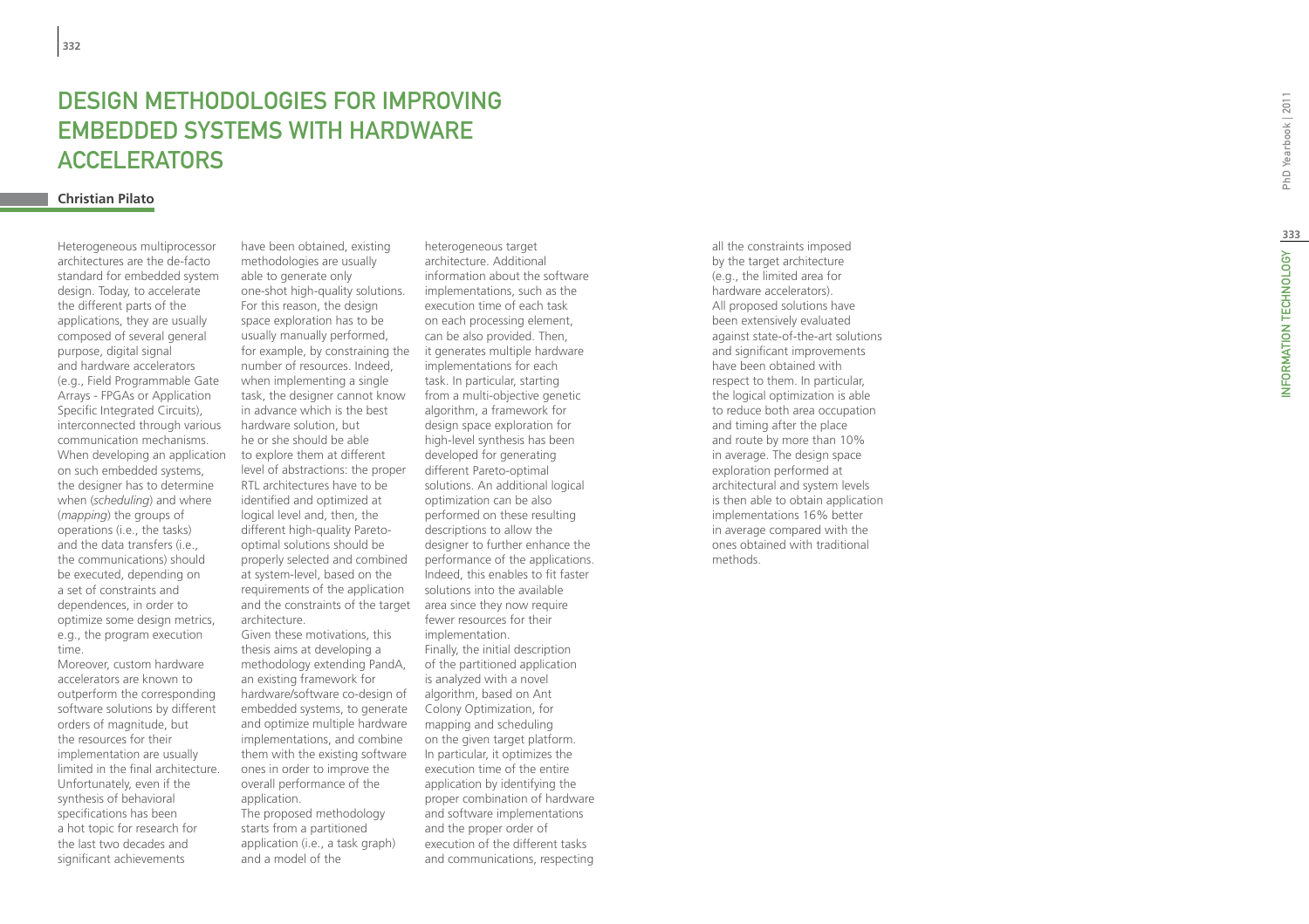# Design Methodologies for Improving Embedded Systems with Hardware Accelerators

**Christian Pilato**

Heterogeneous multiprocessor architectures are the de-facto standard for embedded system design. Today, to accelerate the different parts of the applications, they are usually composed of several general purpose, digital signal and hardware accelerators (e.g., Field Programmable Gate Arrays - FPGAs or Application Specific Integrated Circuits), interconnected through various communication mechanisms. When developing an application on such embedded systems, the designer has to determine when (*scheduling*) and where (*mapping*) the groups of operations (i.e., the tasks) and the data transfers (i.e., the communications) should be executed, depending on a set of constraints and dependences, in order to optimize some design metrics, e.g., the program execution time.

Moreover, custom hardware accelerators are known to outperform the corresponding software solutions by different orders of magnitude, but the resources for their implementation are usually limited in the final architecture. Unfortunately, even if the synthesis of behavioral specifications has been a hot topic for research for the last two decades and significant achievements have been obtained, existing methodologies are usually able to generate only one-shot high-quality solutions. For this reason, the design space exploration has to be usually manually performed, for example, by constraining the number of resources. Indeed, when implementing a single task, the designer cannot know in advance which is the best hardware solution, but he or she should be able to explore them at different level of abstractions: the proper RTL architectures have to be identified and optimized at logical level and, then, the different high-quality Pareto-optimal solutions should be properly selected and combined at system-level, based on the requirements of the application and the constraints of the target architecture.

Given these motivations, this thesis aims at developing a methodology extending PandA, an existing framework for hardware/software co-design of embedded systems, to generate and optimize multiple hardware implementations, and combine them with the existing software ones in order to improve the overall performance of the application.

The proposed methodology starts from a partitioned application (i.e., a task graph) and a model of the heterogeneous target architecture. Additional information about the software implementations, such as the execution time of each task on each processing element, can be also provided. Then, it generates multiple hardware implementations for each task. In particular, starting from a multi-objective genetic algorithm, a framework for design space exploration for high-level synthesis has been developed for generating different Pareto-optimal solutions. An additional logical optimization can be also performed on these resulting descriptions to allow the designer to further enhance the performance of the applications. Indeed, this enables to fit faster solutions into the available area since they now require fewer resources for their implementation.

Finally, the initial description of the partitioned application is analyzed with a novel algorithm, based on Ant Colony Optimization, for mapping and scheduling on the given target platform. In particular, it optimizes the execution time of the entire application by identifying the proper combination of hardware and software implementations and the proper order of execution of the different tasks and communications, respecting all the constraints imposed by the target architecture (e.g., the limited area for hardware accelerators).

All proposed solutions have been extensively evaluated against state-of-the-art solutions and significant improvements have been obtained with respect to them. In particular, the logical optimization is able to reduce both area occupation and timing after the place and route by more than 10% in average. The design space exploration performed at architectural and system levels is then able to obtain application implementations 16% better in average compared with the ones obtained with traditional methods.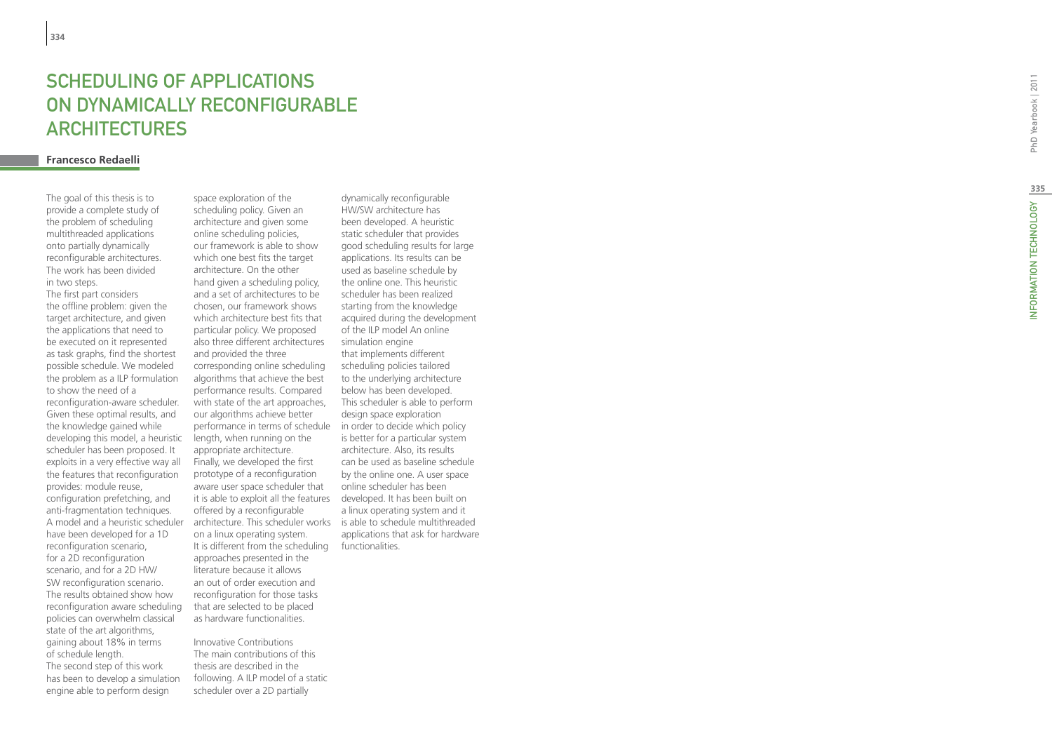# Scheduling of Applications on Dynamically Reconfigurable Architectures

**Francesco Redaelli**

The goal of this thesis is to provide a complete study of the problem of scheduling multithreaded applications onto partially dynamically reconfigurable architectures. The work has been divided in two steps.

The first part considers the offline problem: given the target architecture, and given the applications that need to be executed on it represented as task graphs, find the shortest possible schedule. We modeled the problem as a ILP formulation to show the need of a reconfiguration-aware scheduler. Given these optimal results, and the knowledge gained while developing this model, a heuristic scheduler has been proposed. It exploits in a very effective way all the features that reconfiguration provides: module reuse, configuration prefetching, and anti-fragmentation techniques. A model and a heuristic scheduler have been developed for a 1D reconfiguration scenario, for a 2D reconfiguration scenario, and for a 2D HW/SW reconfiguration scenario. The results obtained show how reconfiguration aware scheduling policies can overwhelm classical state of the art algorithms, gaining about 18% in terms of schedule length.

The second step of this work has been to develop a simulation engine able to perform design space exploration of the scheduling policy. Given an architecture and given some online scheduling policies, our framework is able to show which one best fits the target architecture. On the other hand given a scheduling policy, and a set of architectures to be chosen, our framework shows which architecture best fits that particular policy. We proposed also three different architectures and provided the three corresponding online scheduling algorithms that achieve the best performance results. Compared with state of the art approaches, our algorithms achieve better performance in terms of schedule length, when running on the appropriate architecture.

Finally, we developed the first prototype of a reconfiguration aware user space scheduler that it is able to exploit all the features offered by a reconfigurable architecture. This scheduler works on a linux operating system. It is different from the scheduling approaches presented in the literature because it allows an out of order execution and reconfiguration for those tasks that are selected to be placed as hardware functionalities.

Innovative Contributions

The main contributions of this thesis are described in the following. A ILP model of a static scheduler over a 2D partially dynamically reconfigurable HW/SW architecture has been developed. A heuristic static scheduler that provides good scheduling results for large applications. Its results can be used as baseline schedule by the online one. This heuristic scheduler has been realized starting from the knowledge acquired during the development of the ILP model An online simulation engine that implements different scheduling policies tailored to the underlying architecture below has been developed. This scheduler is able to perform design space exploration in order to decide which policy is better for a particular system architecture. Also, its results can be used as baseline schedule by the online one. A user space online scheduler has been developed. It has been built on a linux operating system and it is able to schedule multithreaded applications that ask for hardware functionalities.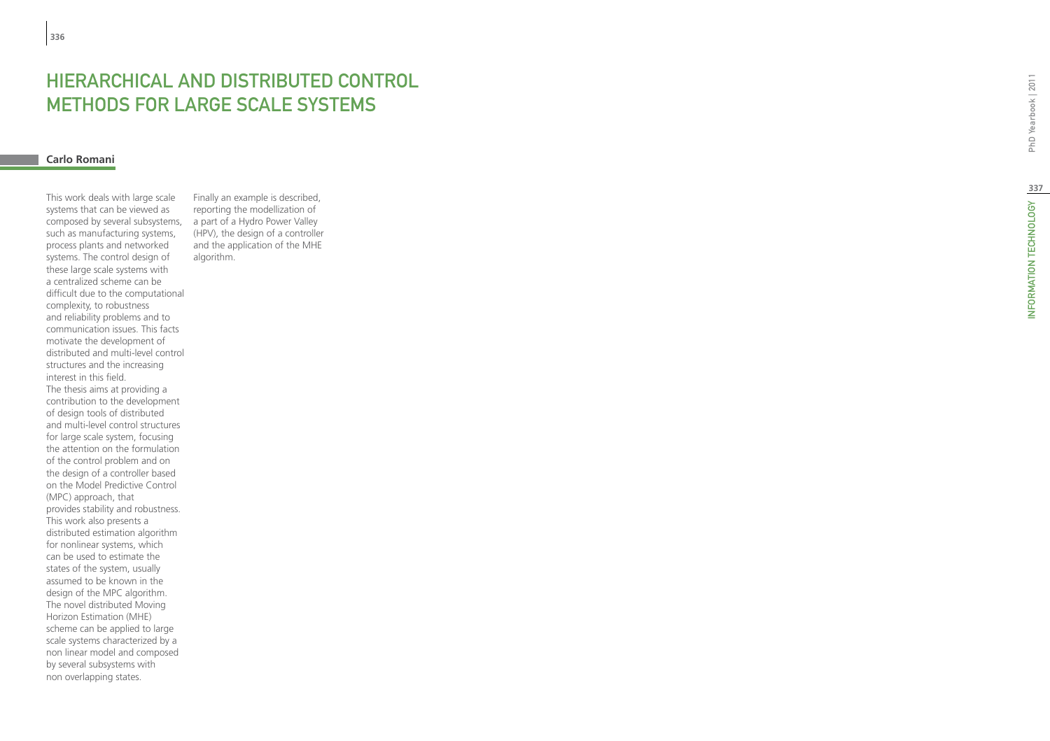# HIERARCHICAL AND DISTRIBUTED CONTROL METHODS FOR LARGE SCALE SYSTEMS

**Carlo Romani**

This work deals with large scale systems that can be viewed as composed by several subsystems, such as manufacturing systems, process plants and networked systems. The control design of these large scale systems with a centralized scheme can be difficult due to the computational complexity, to robustness and reliability problems and to communication issues. This facts motivate the development of distributed and multi-level control structures and the increasing interest in this field.

The thesis aims at providing a contribution to the development of design tools of distributed and multi-level control structures for large scale system, focusing the attention on the formulation of the control problem and on the design of a controller based on the Model Predictive Control (MPC) approach, that provides stability and robustness. This work also presents a distributed estimation algorithm for nonlinear systems, which can be used to estimate the states of the system, usually assumed to be known in the design of the MPC algorithm. The novel distributed Moving Horizon Estimation (MHE) scheme can be applied to large scale systems characterized by a non linear model and composed by several subsystems with non overlapping states.

Finally an example is described, reporting the modellization of a part of a Hydro Power Valley (HPV), the design of a controller and the application of the MHE algorithm.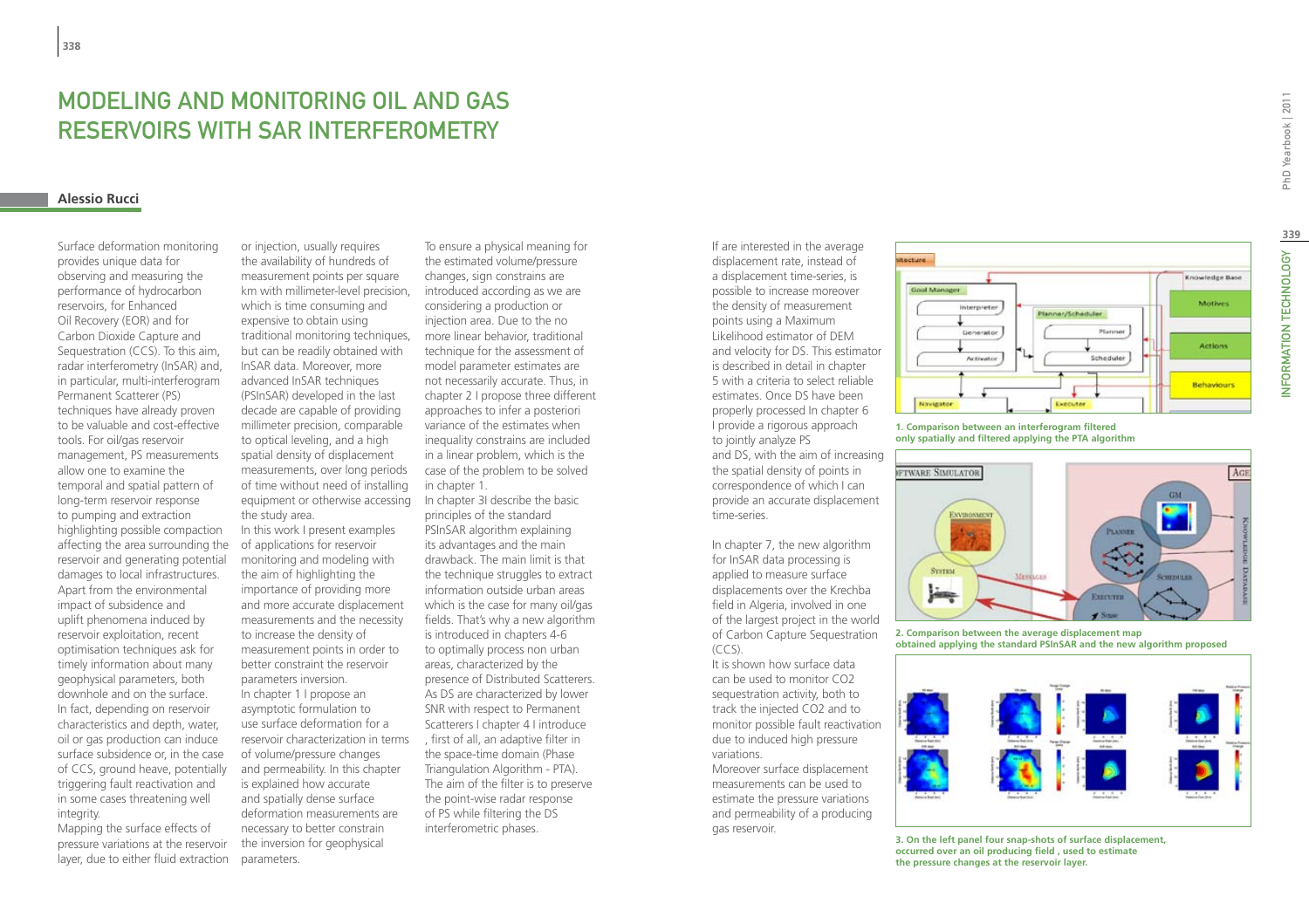# MODELING AND MONITORING OIL AND GAS RESERVOIRS WITH SAR INTERFEROMETRY

**Alessio Rucci**

Surface deformation monitoring provides unique data for observing and measuring the performance of hydrocarbon reservoirs, for Enhanced Oil Recovery (EOR) and for Carbon Dioxide Capture and Sequestration (CCS). To this aim, radar interferometry (InSAR) and, in particular, multi-interferogram Permanent Scatterer (PS) techniques have already proven to be valuable and cost-effective tools. For oil/gas reservoir management, PS measurements allow one to examine the temporal and spatial pattern of long-term reservoir response to pumping and extraction highlighting possible compaction affecting the area surrounding the reservoir and generating potential damages to local infrastructures. Apart from the environmental impact of subsidence and uplift phenomena induced by reservoir exploitation, recent optimisation techniques ask for timely information about many geophysical parameters, both downhole and on the surface. In fact, depending on reservoir characteristics and depth, water, oil or gas production can induce surface subsidence or, in the case of CCS, ground heave, potentially triggering fault reactivation and in some cases threatening well integrity.

Mapping the surface effects of pressure variations at the reservoir layer, due to either fluid extraction or injection, usually requires the availability of hundreds of measurement points per square km with millimeter-level precision, which is time consuming and expensive to obtain using traditional monitoring techniques, but can be readily obtained with InSAR data. Moreover, more advanced InSAR techniques (PSInSAR) developed in the last decade are capable of providing millimeter precision, comparable to optical leveling, and a high spatial density of displacement measurements, over long periods of time without need of installing equipment or otherwise accessing the study area.

In this work I present examples of applications for reservoir monitoring and modeling with the aim of highlighting the importance of providing more and more accurate displacement measurements and the necessity to increase the density of measurement points in order to better constraint the reservoir parameters inversion.

In chapter 1 I propose an asymptotic formulation to use surface deformation for a reservoir characterization in terms of volume/pressure changes and permeability. In this chapter is explained how accurate and spatially dense surface deformation measurements are necessary to better constrain the inversion for geophysical parameters.

To ensure a physical meaning for the estimated volume/pressure changes, sign constrains are introduced according as we are considering a production or injection area. Due to the no more linear behavior, traditional technique for the assessment of model parameter estimates are not necessarily accurate. Thus, in chapter 2 I propose three different approaches to infer a posteriori variance of the estimates when inequality constrains are included in a linear problem, which is the case of the problem to be solved in chapter 1.

In chapter 3I describe the basic principles of the standard PSInSAR algorithm explaining its advantages and the main drawback. The main limit is that the technique struggles to extract information outside urban areas which is the case for many oil/gas fields. That's why a new algorithm is introduced in chapters 4-6 to optimally process non urban areas, characterized by the presence of Distributed Scatterers. As DS are characterized by lower SNR with respect to Permanent Scatterers I chapter 4 I introduce , first of all, an adaptive filter in the space-time domain (Phase Triangulation Algorithm - PTA). The aim of the filter is to preserve the point-wise radar response of PS while filtering the DS interferometric phases.

If are interested in the average displacement rate, instead of a displacement time-series, is possible to increase moreover the density of measurement points using a Maximum Likelihood estimator of DEM and velocity for DS. This estimator is described in detail in chapter 5 with a criteria to select reliable estimates. Once DS have been properly processed In chapter 6 I provide a rigorous approach to jointly analyze PS and DS, with the aim of increasing the spatial density of points in correspondence of which I can provide an accurate displacement time-series.

In chapter 7, the new algorithm for InSAR data processing is applied to measure surface displacements over the Krechba field in Algeria, involved in one of the largest project in the world of Carbon Capture Sequestration (CCS).

It is shown how surface data can be used to monitor CO2 sequestration activity, both to track the injected CO2 and to monitor possible fault reactivation due to induced high pressure variations.

Moreover surface displacement measurements can be used to estimate the pressure variations and permeability of a producing gas reservoir.

**1. Comparison between an interferogram filtered only spatially and filtered applying the PTA algorithm**

**2. Comparison between the average displacement map obtained applying the standard PSInSAR and the new algorithm proposed**

**3. On the left panel four snap-shots of surface displacement, occurred over an oil producing field , used to estimate the pressure changes at the reservoir layer.**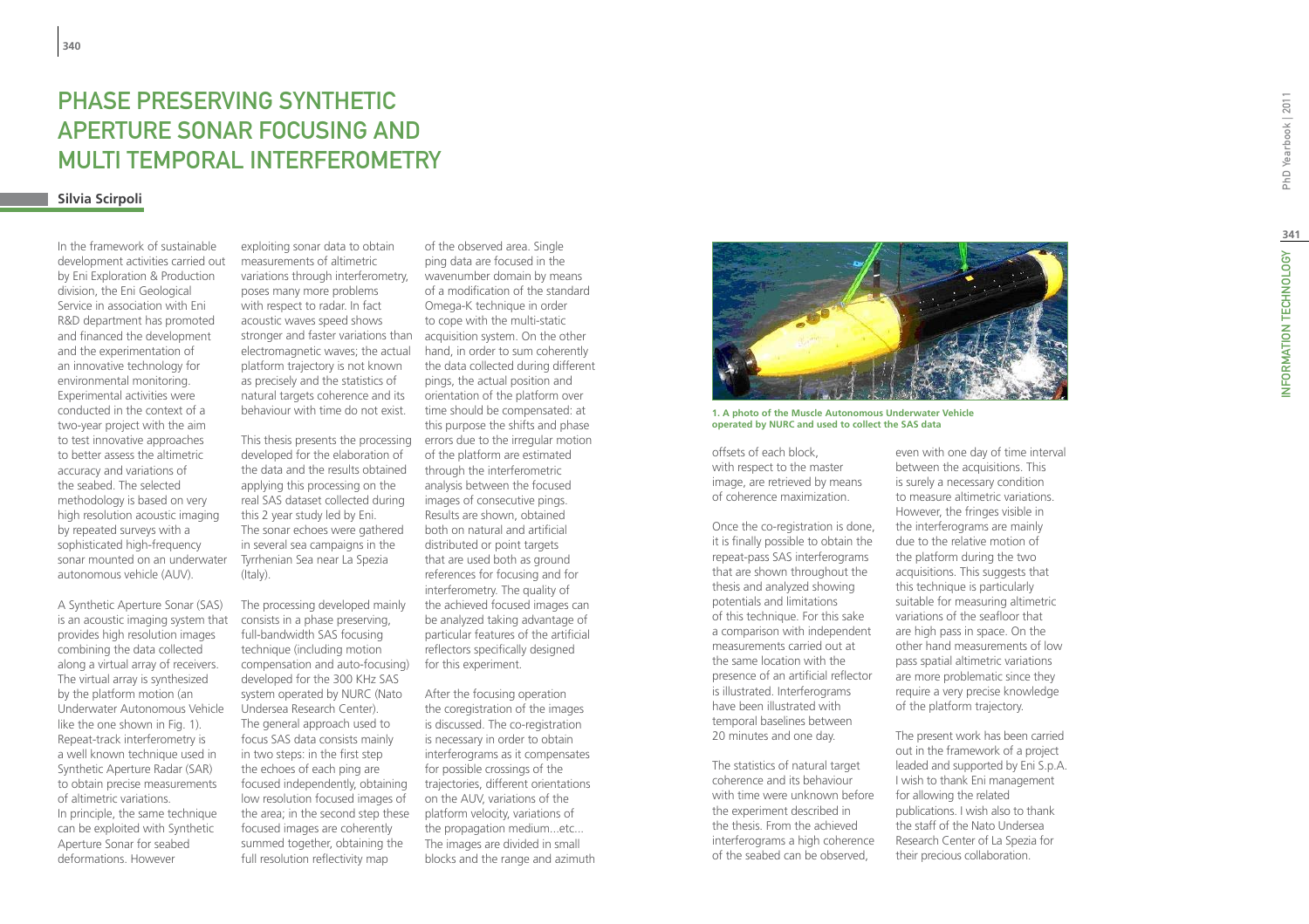# PHASE PRESERVING SYNTHETIC APERTURE SONAR FOCUSING AND MULTI TEMPORAL INTERFEROMETRY

**Silvia Scirpoli**

In the framework of sustainable development activities carried out by Eni Exploration & Production division, the Eni Geological Service in association with Eni R&D department has promoted and financed the development and the experimentation of an innovative technology for environmental monitoring. Experimental activities were conducted in the context of a two-year project with the aim to test innovative approaches to better assess the altimetric accuracy and variations of the seabed. The selected methodology is based on very high resolution acoustic imaging by repeated surveys with a sophisticated high-frequency sonar mounted on an underwater autonomous vehicle (AUV).

A Synthetic Aperture Sonar (SAS) is an acoustic imaging system that provides high resolution images combining the data collected along a virtual array of receivers. The virtual array is synthesized by the platform motion (an Underwater Autonomous Vehicle like the one shown in Fig. 1). Repeat-track interferometry is a well known technique used in Synthetic Aperture Radar (SAR) to obtain precise measurements of altimetric variations. In principle, the same technique can be exploited with Synthetic Aperture Sonar for seabed deformations. However exploiting sonar data to obtain measurements of altimetric variations through interferometry, poses many more problems with respect to radar. In fact acoustic waves speed shows stronger and faster variations than electromagnetic waves; the actual platform trajectory is not known as precisely and the statistics of natural targets coherence and its behaviour with time do not exist.

This thesis presents the processing developed for the elaboration of the data and the results obtained applying this processing on the real SAS dataset collected during this 2 year study led by Eni. The sonar echoes were gathered in several sea campaigns in the Tyrrhenian Sea near La Spezia (Italy).

The processing developed mainly consists in a phase preserving, full-bandwidth SAS focusing technique (including motion compensation and auto-focusing) developed for the 300 KHz SAS system operated by NURC (Nato Undersea Research Center). The general approach used to focus SAS data consists mainly in two steps: in the first step the echoes of each ping are focused independently, obtaining low resolution focused images of the area; in the second step these focused images are coherently summed together, obtaining the full resolution reflectivity map of the observed area. Single ping data are focused in the wavenumber domain by means of a modification of the standard Omega-K technique in order to cope with the multi-static acquisition system. On the other hand, in order to sum coherently the data collected during different pings, the actual position and orientation of the platform over time should be compensated: at this purpose the shifts and phase errors due to the irregular motion of the platform are estimated through the interferometric analysis between the focused images of consecutive pings. Results are shown, obtained both on natural and artificial distributed or point targets that are used both as ground references for focusing and for interferometry. The quality of the achieved focused images can be analyzed taking advantage of particular features of the artificial reflectors specifically designed for this experiment.

After the focusing operation the coregistration of the images is discussed. The co-registration is necessary in order to obtain interferograms as it compensates for possible crossings of the trajectories, different orientations on the AUV, variations of the platform velocity, variations of the propagation medium...etc... The images are divided in small blocks and the range and azimuth offsets of each block, with respect to the master image, are retrieved by means of coherence maximization.

**1. A photo of the Muscle Autonomous Underwater Vehicle operated by NURC and used to collect the SAS data**

Once the co-registration is done, it is finally possible to obtain the repeat-pass SAS interferograms that are shown throughout the thesis and analyzed showing potentials and limitations of this technique. For this sake a comparison with independent measurements carried out at the same location with the presence of an artificial reflector is illustrated. Interferograms have been illustrated with temporal baselines between 20 minutes and one day.

The statistics of natural target coherence and its behaviour with time were unknown before the experiment described in the thesis. From the achieved interferograms a high coherence of the seabed can be observed, even with one day of time interval between the acquisitions. This is surely a necessary condition to measure altimetric variations. However, the fringes visible in the interferograms are mainly due to the relative motion of the platform during the two acquisitions. This suggests that this technique is particularly suitable for measuring altimetric variations of the seafloor that are high pass in space. On the other hand measurements of low pass spatial altimetric variations are more problematic since they require a very precise knowledge of the platform trajectory.

The present work has been carried out in the framework of a project leaded and supported by Eni S.p.A. I wish to thank Eni management for allowing the related publications. I wish also to thank the staff of the Nato Undersea Research Center of La Spezia for their precious collaboration.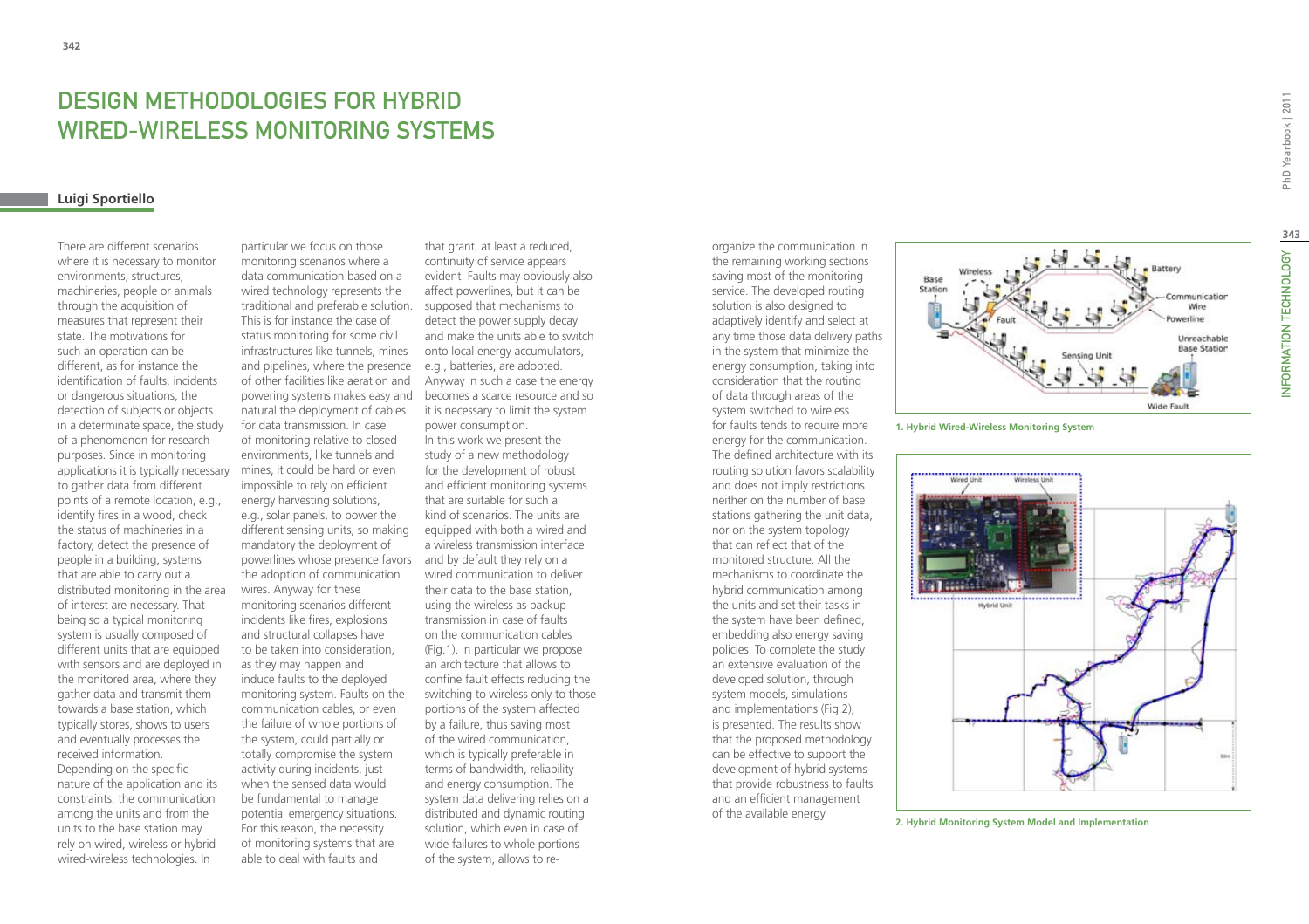# DESIGN METHODOLOGIES FOR HYBRID WIRED-WIRELESS MONITORING SYSTEMS

**Luigi Sportiello**

There are different scenarios where it is necessary to monitor environments, structures, machineries, people or animals through the acquisition of measures that represent their state. The motivations for such an operation can be different, as for instance the identification of faults, incidents or dangerous situations, the detection of subjects or objects in a determinate space, the study of a phenomenon for research purposes. Since in monitoring applications it is typically necessary to gather data from different points of a remote location, e.g., identify fires in a wood, check the status of machineries in a factory, detect the presence of people in a building, systems that are able to carry out a distributed monitoring in the area of interest are necessary. That being so a typical monitoring system is usually composed of different units that are equipped with sensors and are deployed in the monitored area, where they gather data and transmit them towards a base station, which typically stores, shows to users and eventually processes the received information.

Depending on the specific nature of the application and its constraints, the communication among the units and from the units to the base station may rely on wired, wireless or hybrid wired-wireless technologies. In particular we focus on those monitoring scenarios where a data communication based on a wired technology represents the traditional and preferable solution. This is for instance the case of status monitoring for some civil infrastructures like tunnels, mines and pipelines, where the presence of other facilities like aeration and powering systems makes easy and natural the deployment of cables for data transmission. In case of monitoring relative to closed environments, like tunnels and mines, it could be hard or even impossible to rely on efficient energy harvesting solutions, e.g., solar panels, to power the different sensing units, so making mandatory the deployment of powerlines whose presence favors the adoption of communication wires. Anyway for these monitoring scenarios different incidents like fires, explosions and structural collapses have to be taken into consideration, as they may happen and induce faults to the deployed monitoring system. Faults on the communication cables, or even the failure of whole portions of the system, could partially or totally compromise the system activity during incidents, just when the sensed data would be fundamental to manage potential emergency situations. For this reason, the necessity of monitoring systems that are able to deal with faults and that grant, at least a reduced, continuity of service appears evident. Faults may obviously also affect powerlines, but it can be supposed that mechanisms to detect the power supply decay and make the units able to switch onto local energy accumulators, e.g., batteries, are adopted. Anyway in such a case the energy becomes a scarce resource and so it is necessary to limit the system power consumption.

In this work we present the study of a new methodology for the development of robust and efficient monitoring systems that are suitable for such a kind of scenarios. The units are equipped with both a wired and a wireless transmission interface and by default they rely on a wired communication to deliver their data to the base station, using the wireless as backup transmission in case of faults on the communication cables (Fig.1). In particular we propose an architecture that allows to confine fault effects reducing the switching to wireless only to those portions of the system affected by a failure, thus saving most of the wired communication, which is typically preferable in terms of bandwidth, reliability and energy consumption. The system data delivering relies on a distributed and dynamic routing solution, which even in case of wide failures to whole portions of the system, allows to re-organize the communication in the remaining working sections saving most of the monitoring service. The developed routing solution is also designed to adaptively identify and select at any time those data delivery paths in the system that minimize the energy consumption, taking into consideration that the routing of data through areas of the system switched to wireless for faults tends to require more energy for the communication. The defined architecture with its routing solution favors scalability and does not imply restrictions neither on the number of base stations gathering the unit data, nor on the system topology that can reflect that of the monitored structure. All the mechanisms to coordinate the hybrid communication among the units and set their tasks in the system have been defined, embedding also energy saving policies. To complete the study an extensive evaluation of the developed solution, through system models, simulations and implementations (Fig.2), is presented. The results show that the proposed methodology can be effective to support the development of hybrid systems that provide robustness to faults and an efficient management of the available energy

**1. Hybrid Wired-Wireless Monitoring System**

**2. Hybrid Monitoring System Model and Implementation**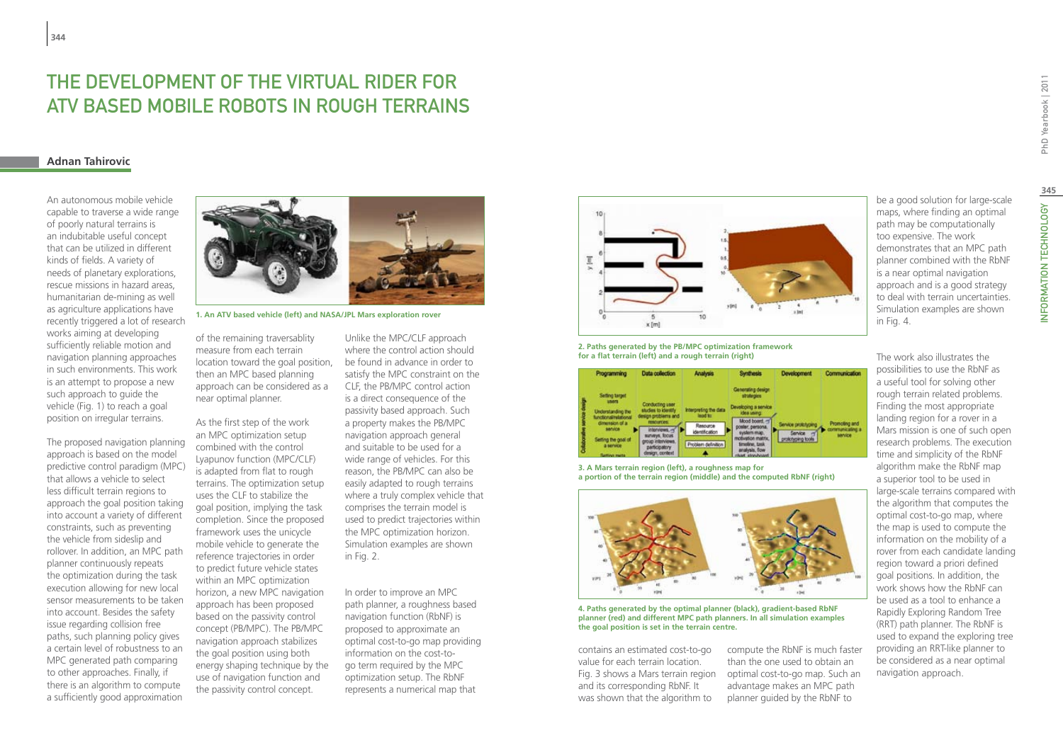# THE DEVELOPMENT OF THE VIRTUAL RIDER FOR ATV BASED MOBILE ROBOTS IN ROUGH TERRAINS

**Adnan Tahirovic**

An autonomous mobile vehicle capable to traverse a wide range of poorly natural terrains is an indubitable useful concept that can be utilized in different kinds of fields. A variety of needs of planetary explorations, rescue missions in hazard areas, humanitarian de-mining as well as agriculture applications have recently triggered a lot of research works aiming at developing sufficiently reliable motion and navigation planning approaches in such environments. This work is an attempt to propose a new such approach to guide the vehicle (Fig. 1) to reach a goal position on irregular terrains.

The proposed navigation planning approach is based on the model predictive control paradigm (MPC) that allows a vehicle to select less difficult terrain regions to approach the goal position taking into account a variety of different constraints, such as preventing the vehicle from sideslip and rollover. In addition, an MPC path planner continuously repeats the optimization during the task execution allowing for new local sensor measurements to be taken into account. Besides the safety issue regarding collision free paths, such planning policy gives a certain level of robustness to an MPC generated path comparing to other approaches. Finally, if there is an algorithm to compute a sufficiently good approximation of the remaining traversablity measure from each terrain location toward the goal position, then an MPC based planning approach can be considered as a near optimal planner.

**1. An ATV based vehicle (left) and NASA/JPL Mars exploration rover**

As the first step of the work an MPC optimization setup combined with the control Lyapunov function (MPC/CLF) is adapted from flat to rough terrains. The optimization setup uses the CLF to stabilize the goal position, implying the task completion. Since the proposed framework uses the unicycle mobile vehicle to generate the reference trajectories in order to predict future vehicle states within an MPC optimization horizon, a new MPC navigation approach has been proposed based on the passivity control concept (PB/MPC). The PB/MPC navigation approach stabilizes the goal position using both energy shaping technique by the use of navigation function and the passivity control concept.

Unlike the MPC/CLF approach where the control action should be found in advance in order to satisfy the MPC constraint on the CLF, the PB/MPC control action is a direct consequence of the passivity based approach. Such a property makes the PB/MPC navigation approach general and suitable to be used for a wide range of vehicles. For this reason, the PB/MPC can also be easily adapted to rough terrains where a truly complex vehicle that comprises the terrain model is used to predict trajectories within the MPC optimization horizon. Simulation examples are shown in Fig. 2.

In order to improve an MPC path planner, a roughness based navigation function (RbNF) is proposed to approximate an optimal cost-to-go map providing information on the cost-to-go term required by the MPC optimization setup. The RbNF represents a numerical map that contains an estimated cost-to-go value for each terrain location. Fig. 3 shows a Mars terrain region and its corresponding RbNF. It was shown that the algorithm to compute the RbNF is much faster than the one used to obtain an optimal cost-to-go map. Such an advantage makes an MPC path planner guided by the RbNF to be a good solution for large-scale maps, where finding an optimal path may be computationally too expensive. The work demonstrates that an MPC path planner combined with the RbNF is a near optimal navigation approach and is a good strategy to deal with terrain uncertainties. Simulation examples are shown in Fig. 4.

**2. Paths generated by the PB/MPC optimization framework for a flat terrain (left) and a rough terrain (right)**

**3. A Mars terrain region (left), a roughness map for a portion of the terrain region (middle) and the computed RbNF (right)**

**4. Paths generated by the optimal planner (black), gradient-based RbNF planner (red) and different MPC path planners. In all simulation examples the goal position is set in the terrain centre.**

The work also illustrates the possibilities to use the RbNF as a useful tool for solving other rough terrain related problems. Finding the most appropriate landing region for a rover in a Mars mission is one of such open research problems. The execution time and simplicity of the RbNF algorithm make the RbNF map a superior tool to be used in large-scale terrains compared with the algorithm that computes the optimal cost-to-go map, where the map is used to compute the information on the mobility of a rover from each candidate landing region toward a priori defined goal positions. In addition, the work shows how the RbNF can be used as a tool to enhance a Rapidly Exploring Random Tree (RRT) path planner. The RbNF is used to expand the exploring tree providing an RRT-like planner to be considered as a near optimal navigation approach.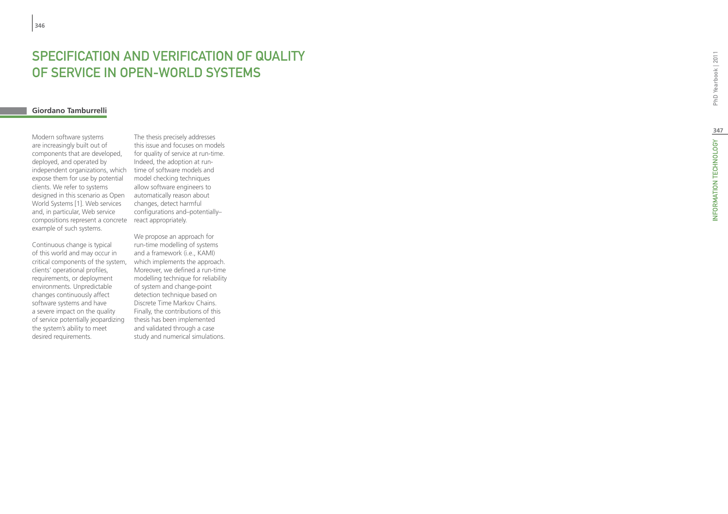# SPECIFICATION AND VERIFICATION OF QUALITY OF SERVICE IN OPEN-WORLD SYSTEMS

**Giordano Tamburrelli**

Modern software systems are increasingly built out of components that are developed, deployed, and operated by independent organizations, which expose them for use by potential clients. We refer to systems designed in this scenario as Open World Systems [1]. Web services and, in particular, Web service compositions represent a concrete example of such systems.

Continuous change is typical of this world and may occur in critical components of the system, clients' operational profiles, requirements, or deployment environments. Unpredictable changes continuously affect software systems and have a severe impact on the quality of service potentially jeopardizing the system's ability to meet desired requirements.

The thesis precisely addresses this issue and focuses on models for quality of service at run-time. Indeed, the adoption at run-time of software models and model checking techniques allow software engineers to automatically reason about changes, detect harmful configurations and–potentially–react appropriately.

We propose an approach for run-time modelling of systems and a framework (i.e., KAMI) which implements the approach. Moreover, we defined a run-time modelling technique for reliability of system and change-point detection technique based on Discrete Time Markov Chains. Finally, the contributions of this thesis has been implemented and validated through a case study and numerical simulations.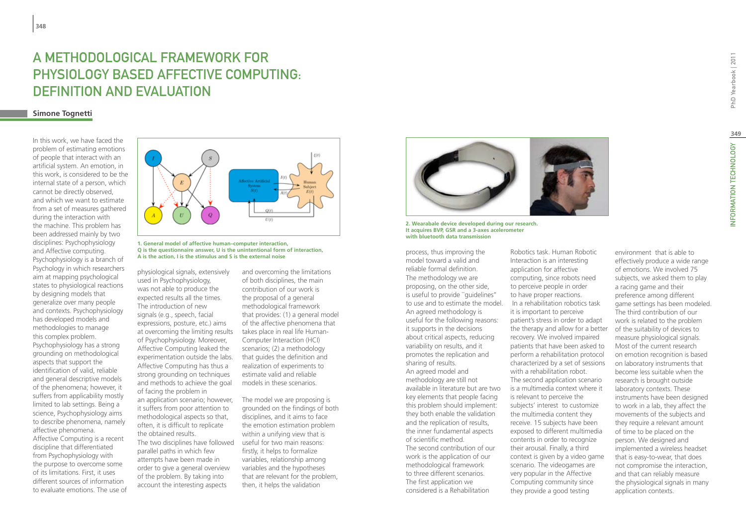# A METHODOLOGICAL FRAMEWORK FOR PHYSIOLOGY BASED AFFECTIVE COMPUTING: DEFINITION AND EVALUATION

**Simone Tognetti**

In this work, we have faced the problem of estimating emotions of people that interact with an artificial system. An emotion, in this work, is considered to be the internal state of a person, which cannot be directly observed, and which we want to estimate from a set of measures gathered during the interaction with the machine. This problem has been addressed mainly by two disciplines: Psychophysiology and Affective computing.

Psychophysiology is a branch of Psychology in which researchers aim at mapping psychological states to physiological reactions by designing models that generalize over many people and contexts. Psychophysiology has developed models and methodologies to manage this complex problem. Psychophysiology has a strong grounding on methodological aspects that support the identification of valid, reliable and general descriptive models of the phenomena; however, it suffers from applicability mostly limited to lab settings. Being a science, Psychophysiology aims to describe phenomena, namely affective phenomena.

Affective Computing is a recent discipline that differentiated from Psychophysiology with the purpose to overcome some of its limitations. First, it uses different sources of information to evaluate emotions. The use of physiological signals, extensively used in Psychophysiology, was not able to produce the expected results all the times. The introduction of new signals (e.g., speech, facial expressions, posture, etc.) aims at overcoming the limiting results of Psychophysiology. Moreover, Affective Computing leaked the experimentation outside the labs. Affective Computing has thus a strong grounding on techniques and methods to achieve the goal of facing the problem in an application scenario; however, it suffers from poor attention to methodological aspects so that, often, it is difficult to replicate the obtained results.

The two disciplines have followed parallel paths in which few attempts have been made in order to give a general overview of the problem. By taking into account the interesting aspects and overcoming the limitations of both disciplines, the main contribution of our work is the proposal of a general methodological framework that provides: (1) a general model of the affective phenomena that takes place in real life Human-Computer Interaction (HCI) scenarios; (2) a methodology that guides the definition and realization of experiments to estimate valid and reliable models in these scenarios.

1. General model of affective human–computer interaction, Q is the questionnaire answer, U is the unintentional form of interaction, A is the action, I is the stimulus and S is the external noise

The model we are proposing is grounded on the findings of both disciplines, and it aims to face the emotion estimation problem within a unifying view that is useful for two main reasons: firstly, it helps to formalize variables, relationship among variables and the hypotheses that are relevant for the problem, then, it helps the validation process, thus improving the model toward a valid and reliable formal definition.

The methodology we are proposing, on the other side, is useful to provide "guidelines" to use and to estimate the model. An agreed methodology is useful for the following reasons: it supports in the decisions about critical aspects, reducing variability on results, and it promotes the replication and sharing of results.

An agreed model and methodology are still not available in literature but are two key elements that people facing this problem should implement: they both enable the validation and the replication of results, the inner fundamental aspects of scientific method.

2. Wearabale device developed during our research. It acquires BVP, GSR and a 3-axes acelerometer with bluetooth data transmission

The second contribution of our work is the application of our methodological framework to three different scenarios. The first application we considered is a Rehabilitation Robotics task. Human Robotic Interaction is an interesting application for affective computing, since robots need to perceive people in order to have proper reactions.

In a rehabilitation robotics task it is important to perceive patient's stress in order to adapt the therapy and allow for a better recovery. We involved impaired patients that have been asked to perform a rehabilitation protocol characterized by a set of sessions with a rehabilitation robot.

The second application scenario is a multimedia context where it is relevant to perceive the subjects' interest to customize the multimedia content they receive. 15 subjects have been exposed to different multimedia contents in order to recognize their arousal. Finally, a third context is given by a video game scenario. The videogames are very popular in the Affective Computing community since they provide a good testing environment that is able to effectively produce a wide range of emotions. We involved 75 subjects, we asked them to play a racing game and their preference among different game settings has been modeled.

The third contribution of our work is related to the problem of the suitability of devices to measure physiological signals. Most of the current research on emotion recognition is based on laboratory instruments that become less suitable when the research is brought outside laboratory contexts. These instruments have been designed to work in a lab, they affect the movements of the subjects and they require a relevant amount of time to be placed on the person. We designed and implemented a wireless headset that is easy-to-wear, that does not compromise the interaction, and that can reliably measure the physiological signals in many application contexts.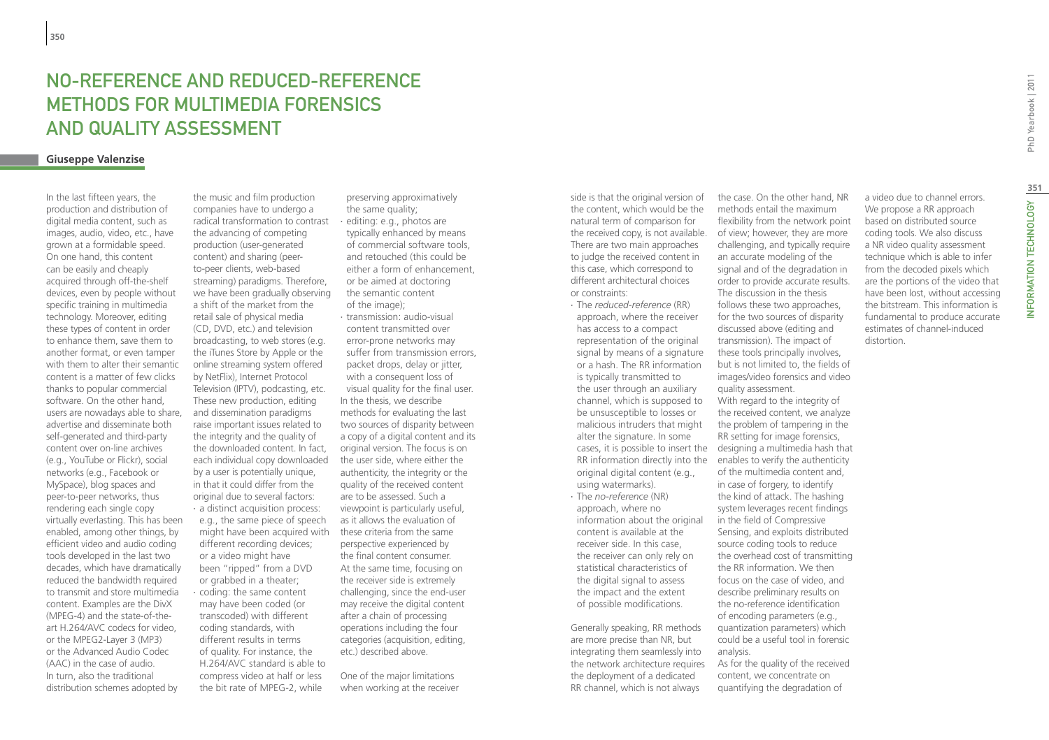# No-Reference and Reduced-Reference Methods for Multimedia Forensics and Quality Assessment

**Giuseppe Valenzise**

In the last fifteen years, the production and distribution of digital media content, such as images, audio, video, etc., have grown at a formidable speed. On one hand, this content can be easily and cheaply acquired through off-the-shelf devices, even by people without specific training in multimedia technology. Moreover, editing these types of content in order to enhance them, save them to another format, or even tamper with them to alter their semantic content is a matter of few clicks thanks to popular commercial software. On the other hand, users are nowadays able to share, advertise and disseminate both self-generated and third-party content over on-line archives (e.g., YouTube or Flickr), social networks (e.g., Facebook or MySpace), blog spaces and peer-to-peer networks, thus rendering each single copy virtually everlasting. This has been enabled, among other things, by efficient video and audio coding tools developed in the last two decades, which have dramatically reduced the bandwidth required to transmit and store multimedia content. Examples are the DivX (MPEG-4) and the state-of-the-art H.264/AVC codecs for video, or the MPEG2-Layer 3 (MP3) or the Advanced Audio Codec (AAC) in the case of audio. In turn, also the traditional distribution schemes adopted by the music and film production companies have to undergo a radical transformation to contrast the advancing of competing production (user-generated content) and sharing (peer-to-peer clients, web-based streaming) paradigms. Therefore, we have been gradually observing a shift of the market from the retail sale of physical media (CD, DVD, etc.) and television broadcasting, to web stores (e.g. the iTunes Store by Apple or the online streaming system offered by NetFlix), Internet Protocol Television (IPTV), podcasting, etc. These new production, editing and dissemination paradigms raise important issues related to the integrity and the quality of the downloaded content. In fact, each individual copy downloaded by a user is potentially unique, in that it could differ from the original due to several factors:

- a distinct acquisition process: e.g., the same piece of speech might have been acquired with different recording devices; or a video might have been "ripped" from a DVD or grabbed in a theater;
- coding: the same content may have been coded (or transcoded) with different coding standards, with different results in terms of quality. For instance, the H.264/AVC standard is able to compress video at half or less the bit rate of MPEG-2, while preserving approximatively the same quality;
- editing: e.g., photos are typically enhanced by means of commercial software tools, and retouched (this could be either a form of enhancement, or be aimed at doctoring the semantic content of the image);
- transmission: audio-visual content transmitted over error-prone networks may suffer from transmission errors, packet drops, delay or jitter, with a consequent loss of visual quality for the final user.

In the thesis, we describe methods for evaluating the last two sources of disparity between a copy of a digital content and its original version. The focus is on the user side, where either the authenticity, the integrity or the quality of the received content are to be assessed. Such a viewpoint is particularly useful, as it allows the evaluation of these criteria from the same perspective experienced by the final content consumer. At the same time, focusing on the receiver side is extremely challenging, since the end-user may receive the digital content after a chain of processing operations including the four categories (acquisition, editing, etc.) described above.

One of the major limitations when working at the receiver side is that the original version of the content, which would be the natural term of comparison for the received copy, is not available. There are two main approaches to judge the received content in this case, which correspond to different architectural choices or constraints:

- The *reduced-reference* (RR) approach, where the receiver has access to a compact representation of the original signal by means of a signature or a hash. The RR information is typically transmitted to the user through an auxiliary channel, which is supposed to be unsusceptible to losses or malicious intruders that might alter the signature. In some cases, it is possible to insert the RR information directly into the original digital content (e.g., using watermarks).
- The *no-reference* (NR) approach, where no information about the original content is available at the receiver side. In this case, the receiver can only rely on statistical characteristics of the digital signal to assess the impact and the extent of possible modifications.

Generally speaking, RR methods are more precise than NR, but integrating them seamlessly into the network architecture requires the deployment of a dedicated RR channel, which is not always the case. On the other hand, NR methods entail the maximum flexibility from the network point of view; however, they are more challenging, and typically require an accurate modeling of the signal and of the degradation in order to provide accurate results. The discussion in the thesis follows these two approaches, for the two sources of disparity discussed above (editing and transmission). The impact of these tools principally involves, but is not limited to, the fields of images/video forensics and video quality assessment.

With regard to the integrity of the received content, we analyze the problem of tampering in the RR setting for image forensics, designing a multimedia hash that enables to verify the authenticity of the multimedia content and, in case of forgery, to identify the kind of attack. The hashing system leverages recent findings in the field of Compressive Sensing, and exploits distributed source coding tools to reduce the overhead cost of transmitting the RR information. We then focus on the case of video, and describe preliminary results on the no-reference identification of encoding parameters (e.g., quantization parameters) which could be a useful tool in forensic analysis.

As for the quality of the received content, we concentrate on quantifying the degradation of a video due to channel errors. We propose a RR approach based on distributed source coding tools. We also discuss a NR video quality assessment technique which is able to infer from the decoded pixels which are the portions of the video that have been lost, without accessing the bitstream. This information is fundamental to produce accurate estimates of channel-induced distortion.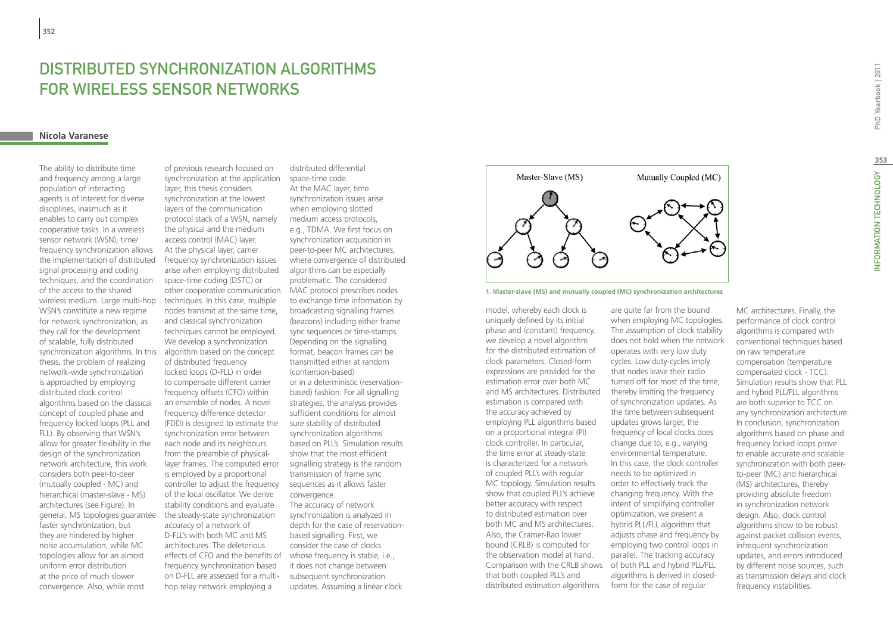# DISTRIBUTED SYNCHRONIZATION ALGORITHMS FOR WIRELESS SENSOR NETWORKS

**Nicola Varanese**

The ability to distribute time and frequency among a large population of interacting agents is of interest for diverse disciplines, inasmuch as it enables to carry out complex cooperative tasks. In a wireless sensor network (WSN), time/frequency synchronization allows the implementation of distributed signal processing and coding techniques, and the coordination of the access to the shared wireless medium. Large multi-hop WSN's constitute a new regime for network synchronization, as they call for the development of scalable, fully distributed synchronization algorithms. In this thesis, the problem of realizing network-wide synchronization is approached by employing distributed clock control algorithms based on the classical concept of coupled phase and frequency locked loops (PLL and FLL). By observing that WSN's allow for greater flexibility in the design of the synchronization network architecture, this work considers both peer-to-peer (mutually coupled - MC) and hierarchical (master-slave - MS) architectures (see Figure). In general, MS topologies guarantee faster synchronization, but they are hindered by higher noise accumulation, while MC topologies allow for an almost uniform error distribution at the price of much slower convergence. Also, while most of previous research focused on synchronization at the application layer, this thesis considers synchronization at the lowest layers of the communication protocol stack of a WSN, namely the physical and the medium access control (MAC) layer.

At the physical layer, carrier frequency synchronization issues arise when employing distributed space-time coding (DSTC) or other cooperative communication techniques. In this case, multiple nodes transmit at the same time, and classical synchronization techniques cannot be employed. We develop a synchronization algorithm based on the concept of distributed frequency locked loops (D-FLL) in order to compensate different carrier frequency offsets (CFO) within an ensemble of nodes. A novel frequency difference detector (FDD) is designed to estimate the synchronization error between each node and its neighbours from the preamble of physical-layer frames. The computed error is employed by a proportional controller to adjust the frequency of the local oscillator. We derive stability conditions and evaluate the steady-state synchronization accuracy of a network of D-FLL's with both MC and MS architectures. The deleterious effects of CFO and the benefits of frequency synchronization based on D-FLL are assessed for a multi-hop relay network employing a distributed differential space-time code.

At the MAC layer, time synchronization issues arise when employing slotted medium access protocols, e.g., TDMA. We first focus on synchronization acquisition in peer-to-peer MC architectures, where convergence of distributed algorithms can be especially problematic. The considered MAC protocol prescribes nodes to exchange time information by broadcasting signalling frames (beacons) including either frame sync sequences or time-stamps. Depending on the signalling format, beacon frames can be transmitted either at random (contention-based) or in a deterministic (reservation-based) fashion. For all signalling strategies, the analysis provides sufficient conditions for almost sure stability of distributed synchronization algorithms based on PLL's. Simulation results show that the most efficient signalling strategy is the random transmission of frame sync sequences as it allows faster convergence.

The accuracy of network synchronization is analyzed in depth for the case of reservation-based signalling. First, we consider the case of clocks whose frequency is stable, i.e., it does not change between subsequent synchronization updates. Assuming a linear clock model, whereby each clock is uniquely defined by its initial phase and (constant) frequency, we develop a novel algorithm for the distributed estimation of clock parameters. Closed-form expressions are provided for the estimation error over both MC and MS architectures. Distributed estimation is compared with the accuracy achieved by employing PLL algorithms based on a proportional integral (PI) clock controller. In particular, the time error at steady-state is characterized for a network of coupled PLL's with regular MC topology. Simulation results show that coupled PLL's achieve better accuracy with respect to distributed estimation over both MC and MS architectures. Also, the Cramer-Rao lower bound (CRLB) is computed for the observation model at hand. Comparison with the CRLB shows that both coupled PLL's and distributed estimation algorithms are quite far from the bound when employing MC topologies. The assumption of clock stability does not hold when the network operates with very low duty cycles. Low duty-cycles imply that nodes leave their radio turned off for most of the time, thereby limiting the frequency of synchronization updates. As the time between subsequent updates grows larger, the frequency of local clocks does change due to, e.g., varying environmental temperature. In this case, the clock controller needs to be optimized in order to effectively track the changing frequency. With the intent of simplifying controller optimization, we present a hybrid PLL/FLL algorithm that adjusts phase and frequency by employing two control loops in parallel. The tracking accuracy of both PLL and hybrid PLL/FLL algorithms is derived in closed-form for the case of regular MC architectures. Finally, the performance of clock control algorithms is compared with conventional techniques based on raw temperature compensation (temperature compensated clock - TCC). Simulation results show that PLL and hybrid PLL/FLL algorithms are both superior to TCC on any synchronization architecture.

In conclusion, synchronization algorithms based on phase and frequency locked loops prove to enable accurate and scalable synchronization with both peer-to-peer (MC) and hierarchical (MS) architectures, thereby providing absolute freedom in synchronization network design. Also, clock control algorithms show to be robust against packet collision events, infrequent synchronization updates, and errors introduced by different noise sources, such as transmission delays and clock frequency instabilities.

**1. Master-slave (MS) and mutually coupled (MC) synchronization architectures**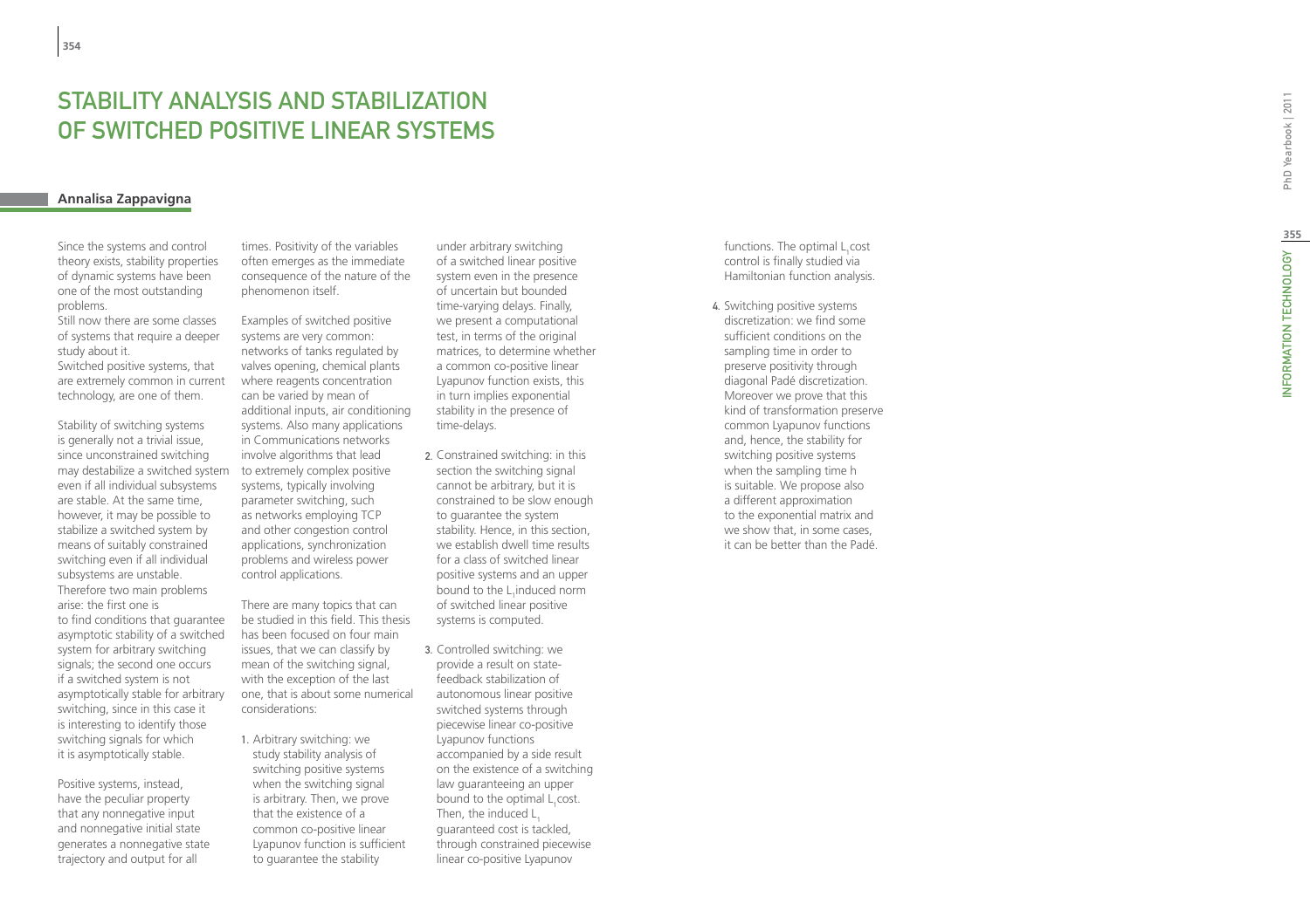# STABILITY ANALYSIS AND STABILIZATION OF SWITCHED POSITIVE LINEAR SYSTEMS

**Annalisa Zappavigna**

Since the systems and control theory exists, stability properties of dynamic systems have been one of the most outstanding problems.
Still now there are some classes of systems that require a deeper study about it.
Switched positive systems, that are extremely common in current technology, are one of them.

Stability of switching systems is generally not a trivial issue, since unconstrained switching may destabilize a switched system even if all individual subsystems are stable. At the same time, however, it may be possible to stabilize a switched system by means of suitably constrained switching even if all individual subsystems are unstable.
Therefore two main problems arise: the first one is to find conditions that guarantee asymptotic stability of a switched system for arbitrary switching signals; the second one occurs if a switched system is not asymptotically stable for arbitrary switching, since in this case it is interesting to identify those switching signals for which it is asymptotically stable.

Positive systems, instead, have the peculiar property that any nonnegative input and nonnegative initial state generates a nonnegative state trajectory and output for all times. Positivity of the variables often emerges as the immediate consequence of the nature of the phenomenon itself.

Examples of switched positive systems are very common: networks of tanks regulated by valves opening, chemical plants where reagents concentration can be varied by mean of additional inputs, air conditioning systems. Also many applications in Communications networks involve algorithms that lead to extremely complex positive systems, typically involving parameter switching, such as networks employing TCP and other congestion control applications, synchronization problems and wireless power control applications.

There are many topics that can be studied in this field. This thesis has been focused on four main issues, that we can classify by mean of the switching signal, with the exception of the last one, that is about some numerical considerations:

1. Arbitrary switching: we study stability analysis of switching positive systems when the switching signal is arbitrary. Then, we prove that the existence of a common co-positive linear Lyapunov function is sufficient to guarantee the stability under arbitrary switching of a switched linear positive system even in the presence of uncertain but bounded time-varying delays. Finally, we present a computational test, in terms of the original matrices, to determine whether a common co-positive linear Lyapunov function exists, this in turn implies exponential stability in the presence of time-delays.
2. Constrained switching: in this section the switching signal cannot be arbitrary, but it is constrained to be slow enough to guarantee the system stability. Hence, in this section, we establish dwell time results for a class of switched linear positive systems and an upper bound to the $L_1$induced norm of switched linear positive systems is computed.
3. Controlled switching: we provide a result on state-feedback stabilization of autonomous linear positive switched systems through piecewise linear co-positive Lyapunov functions accompanied by a side result on the existence of a switching law guaranteeing an upper bound to the optimal $L_1$cost. Then, the induced $L_1$ guaranteed cost is tackled, through constrained piecewise linear co-positive Lyapunov functions. The optimal $L_1$cost control is finally studied via Hamiltonian function analysis.
4. Switching positive systems discretization: we find some sufficient conditions on the sampling time in order to preserve positivity through diagonal Padé discretization. Moreover we prove that this kind of transformation preserve common Lyapunov functions and, hence, the stability for switching positive systems when the sampling time h is suitable. We propose also a different approximation to the exponential matrix and we show that, in some cases, it can be better than the Padé.